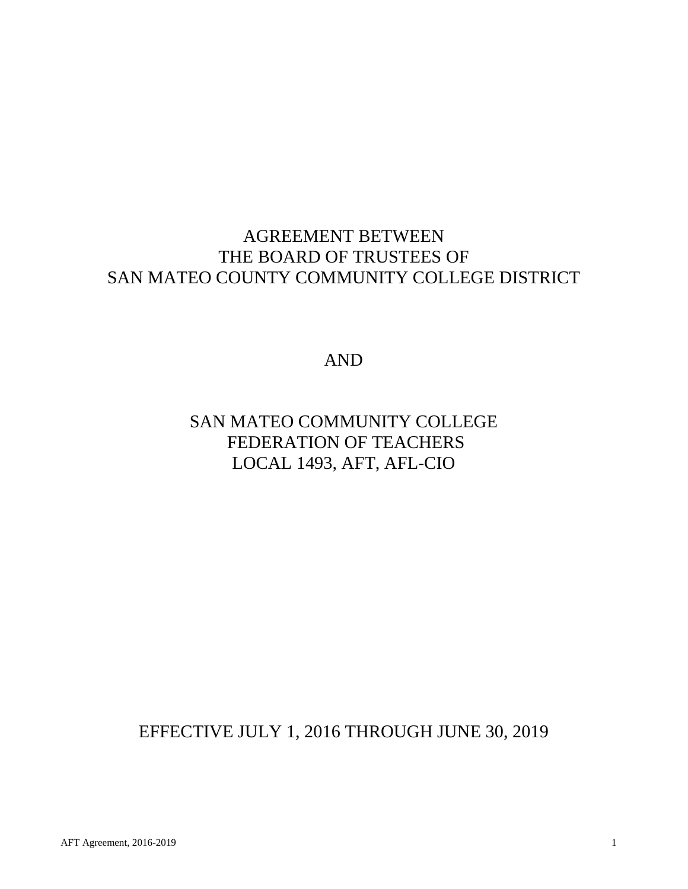# AGREEMENT BETWEEN
# THE BOARD OF TRUSTEES OF
# SAN MATEO COUNTY COMMUNITY COLLEGE DISTRICT

AND

# SAN MATEO COMMUNITY COLLEGE
# FEDERATION OF TEACHERS
# LOCAL 1493, AFT, AFL-CIO

EFFECTIVE JULY 1, 2016 THROUGH JUNE 30, 2019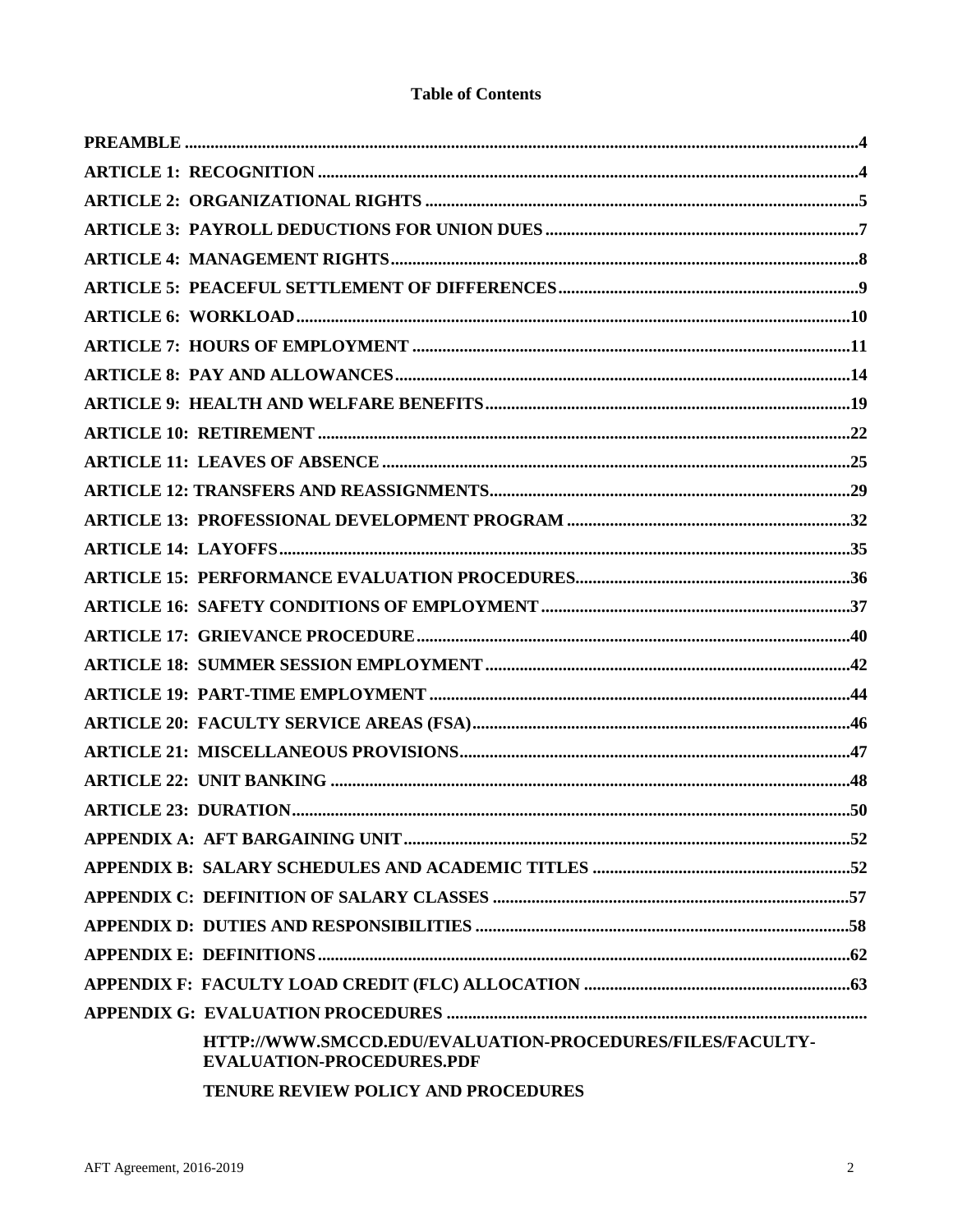**Table of Contents**

**PREAMBLE** ....................................................................................................................................... **4**

**ARTICLE 1: RECOGNITION** ....................................................................................................... **4**

**ARTICLE 2: ORGANIZATIONAL RIGHTS** ................................................................................ **5**

**ARTICLE 3: PAYROLL DEDUCTIONS FOR UNION DUES** ...................................................... **7**

**ARTICLE 4: MANAGEMENT RIGHTS** ....................................................................................... **8**

**ARTICLE 5: PEACEFUL SETTLEMENT OF DIFFERENCES** ..................................................... **9**

**ARTICLE 6: WORKLOAD** ........................................................................................................... **10**

**ARTICLE 7: HOURS OF EMPLOYMENT** .................................................................................. **11**

**ARTICLE 8: PAY AND ALLOWANCES** ...................................................................................... **14**

**ARTICLE 9: HEALTH AND WELFARE BENEFITS** .................................................................. **19**

**ARTICLE 10: RETIREMENT** ....................................................................................................... **22**

**ARTICLE 11: LEAVES OF ABSENCE** ......................................................................................... **25**

**ARTICLE 12: TRANSFERS AND REASSIGNMENTS** ................................................................. **29**

**ARTICLE 13: PROFESSIONAL DEVELOPMENT PROGRAM** ................................................... **32**

**ARTICLE 14: LAYOFFS** ............................................................................................................... **35**

**ARTICLE 15: PERFORMANCE EVALUATION PROCEDURES** ................................................. **36**

**ARTICLE 16: SAFETY CONDITIONS OF EMPLOYMENT** ......................................................... **37**

**ARTICLE 17: GRIEVANCE PROCEDURE** .................................................................................. **40**

**ARTICLE 18: SUMMER SESSION EMPLOYMENT** .................................................................... **42**

**ARTICLE 19: PART-TIME EMPLOYMENT** ................................................................................ **44**

**ARTICLE 20: FACULTY SERVICE AREAS (FSA)** ..................................................................... **46**

**ARTICLE 21: MISCELLANEOUS PROVISIONS** ......................................................................... **47**

**ARTICLE 22: UNIT BANKING** .................................................................................................... **48**

**ARTICLE 23: DURATION** ............................................................................................................ **50**

**APPENDIX A: AFT BARGAINING UNIT** ..................................................................................... **52**

**APPENDIX B: SALARY SCHEDULES AND ACADEMIC TITLES** ............................................. **52**

**APPENDIX C: DEFINITION OF SALARY CLASSES** .................................................................. **57**

**APPENDIX D: DUTIES AND RESPONSIBILITIES** ...................................................................... **58**

**APPENDIX E: DEFINITIONS** ......................................................................................................... **62**

**APPENDIX F: FACULTY LOAD CREDIT (FLC) ALLOCATION** ............................................... **63**

**APPENDIX G: EVALUATION PROCEDURES** ................................................................................

**HTTP://WWW.SMCCD.EDU/EVALUATION-PROCEDURES/FILES/FACULTY-EVALUATION-PROCEDURES.PDF**

**TENURE REVIEW POLICY AND PROCEDURES**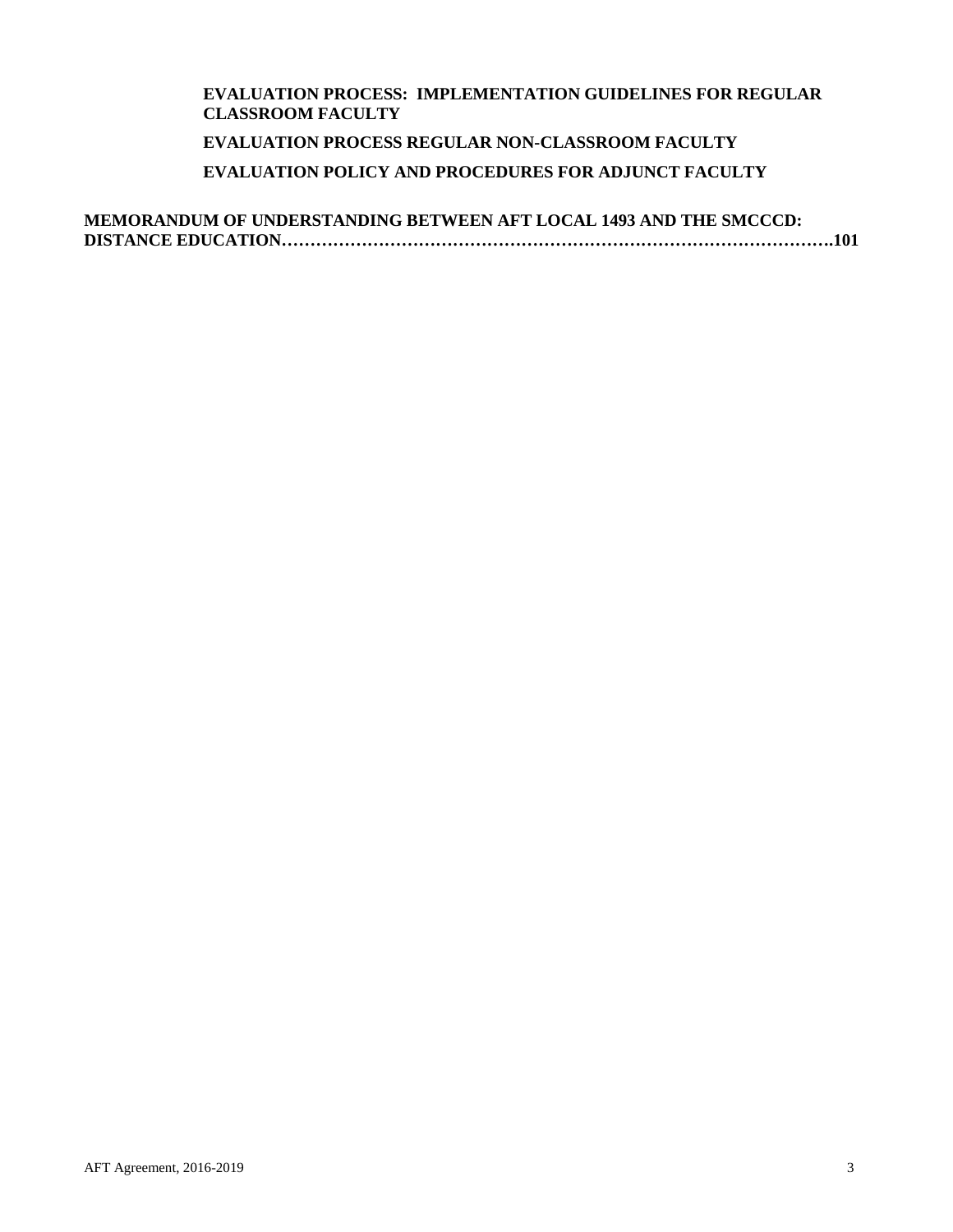**EVALUATION PROCESS: IMPLEMENTATION GUIDELINES FOR REGULAR CLASSROOM FACULTY**

**EVALUATION PROCESS REGULAR NON-CLASSROOM FACULTY**

**EVALUATION POLICY AND PROCEDURES FOR ADJUNCT FACULTY**

**MEMORANDUM OF UNDERSTANDING BETWEEN AFT LOCAL 1493 AND THE SMCCCD: DISTANCE EDUCATION……………………………………………………………………………….101**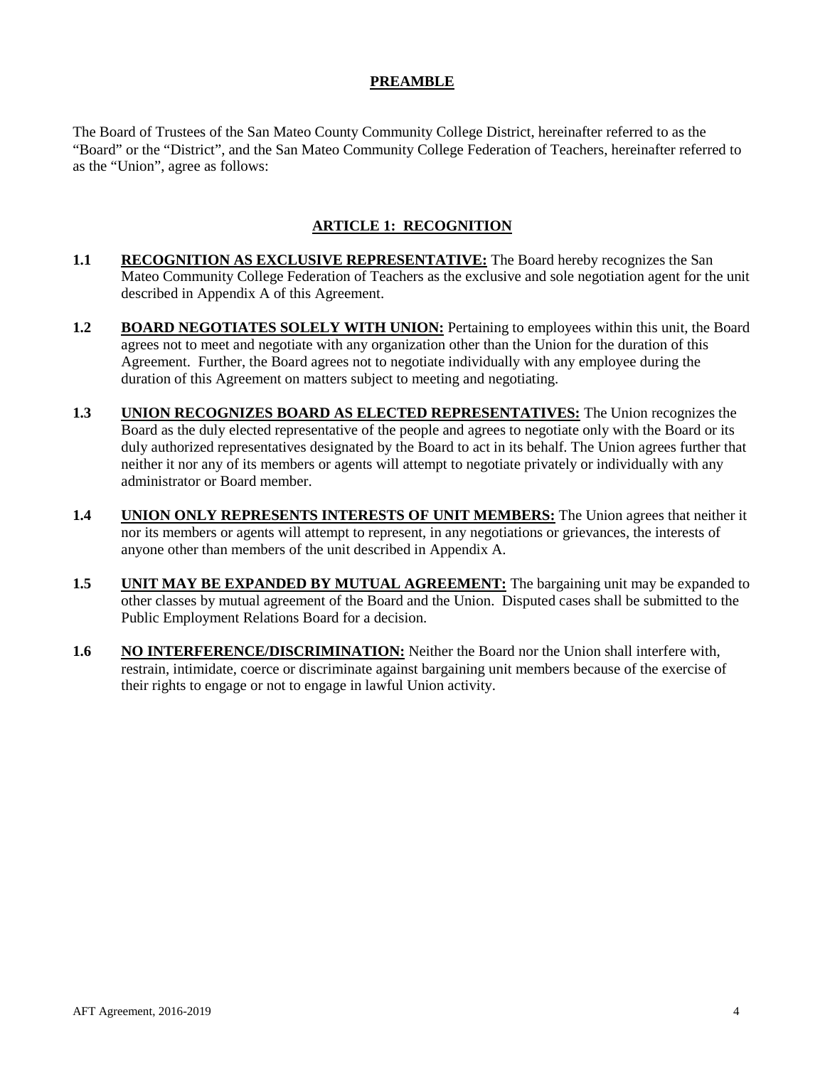## PREAMBLE

The Board of Trustees of the San Mateo County Community College District, hereinafter referred to as the "Board" or the "District", and the San Mateo Community College Federation of Teachers, hereinafter referred to as the "Union", agree as follows:

## ARTICLE 1: RECOGNITION

**1.1** **RECOGNITION AS EXCLUSIVE REPRESENTATIVE:** The Board hereby recognizes the San Mateo Community College Federation of Teachers as the exclusive and sole negotiation agent for the unit described in Appendix A of this Agreement.

**1.2** **BOARD NEGOTIATES SOLELY WITH UNION:** Pertaining to employees within this unit, the Board agrees not to meet and negotiate with any organization other than the Union for the duration of this Agreement. Further, the Board agrees not to negotiate individually with any employee during the duration of this Agreement on matters subject to meeting and negotiating.

**1.3** **UNION RECOGNIZES BOARD AS ELECTED REPRESENTATIVES:** The Union recognizes the Board as the duly elected representative of the people and agrees to negotiate only with the Board or its duly authorized representatives designated by the Board to act in its behalf. The Union agrees further that neither it nor any of its members or agents will attempt to negotiate privately or individually with any administrator or Board member.

**1.4** **UNION ONLY REPRESENTS INTERESTS OF UNIT MEMBERS:** The Union agrees that neither it nor its members or agents will attempt to represent, in any negotiations or grievances, the interests of anyone other than members of the unit described in Appendix A.

**1.5** **UNIT MAY BE EXPANDED BY MUTUAL AGREEMENT:** The bargaining unit may be expanded to other classes by mutual agreement of the Board and the Union. Disputed cases shall be submitted to the Public Employment Relations Board for a decision.

**1.6** **NO INTERFERENCE/DISCRIMINATION:** Neither the Board nor the Union shall interfere with, restrain, intimidate, coerce or discriminate against bargaining unit members because of the exercise of their rights to engage or not to engage in lawful Union activity.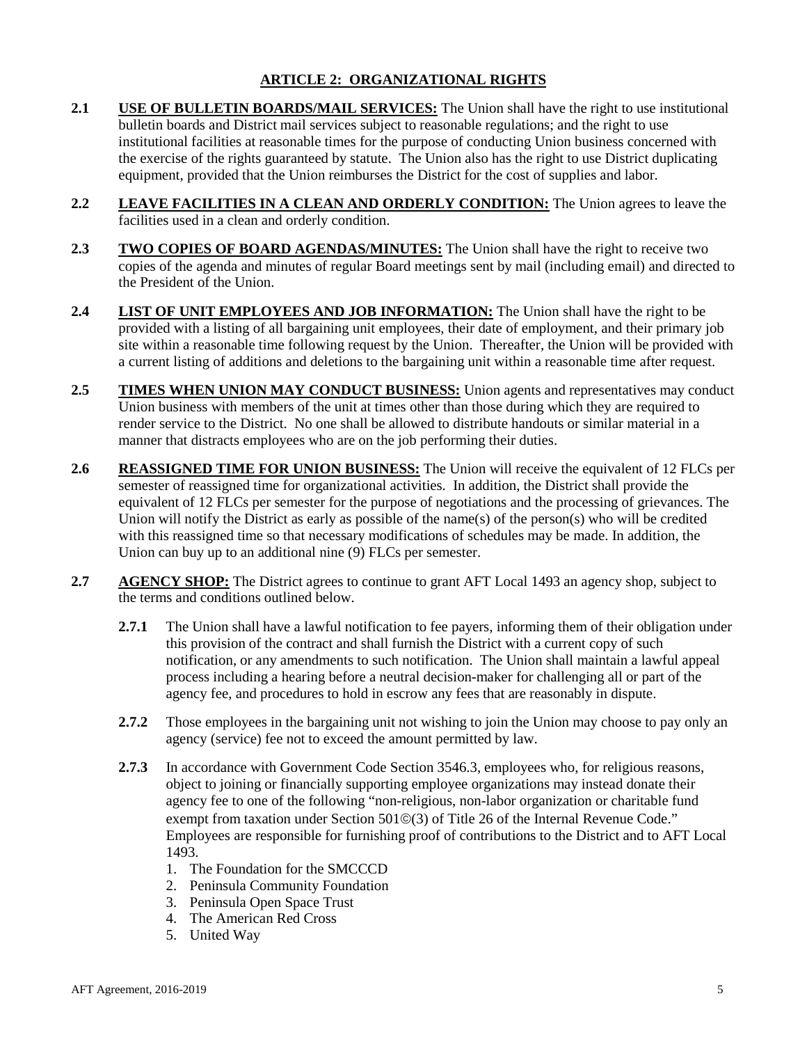## ARTICLE 2: ORGANIZATIONAL RIGHTS

**2.1 USE OF BULLETIN BOARDS/MAIL SERVICES:** The Union shall have the right to use institutional bulletin boards and District mail services subject to reasonable regulations; and the right to use institutional facilities at reasonable times for the purpose of conducting Union business concerned with the exercise of the rights guaranteed by statute. The Union also has the right to use District duplicating equipment, provided that the Union reimburses the District for the cost of supplies and labor.

**2.2 LEAVE FACILITIES IN A CLEAN AND ORDERLY CONDITION:** The Union agrees to leave the facilities used in a clean and orderly condition.

**2.3 TWO COPIES OF BOARD AGENDAS/MINUTES:** The Union shall have the right to receive two copies of the agenda and minutes of regular Board meetings sent by mail (including email) and directed to the President of the Union.

**2.4 LIST OF UNIT EMPLOYEES AND JOB INFORMATION:** The Union shall have the right to be provided with a listing of all bargaining unit employees, their date of employment, and their primary job site within a reasonable time following request by the Union. Thereafter, the Union will be provided with a current listing of additions and deletions to the bargaining unit within a reasonable time after request.

**2.5 TIMES WHEN UNION MAY CONDUCT BUSINESS:** Union agents and representatives may conduct Union business with members of the unit at times other than those during which they are required to render service to the District. No one shall be allowed to distribute handouts or similar material in a manner that distracts employees who are on the job performing their duties.

**2.6 REASSIGNED TIME FOR UNION BUSINESS:** The Union will receive the equivalent of 12 FLCs per semester of reassigned time for organizational activities. In addition, the District shall provide the equivalent of 12 FLCs per semester for the purpose of negotiations and the processing of grievances. The Union will notify the District as early as possible of the name(s) of the person(s) who will be credited with this reassigned time so that necessary modifications of schedules may be made. In addition, the Union can buy up to an additional nine (9) FLCs per semester.

**2.7 AGENCY SHOP:** The District agrees to continue to grant AFT Local 1493 an agency shop, subject to the terms and conditions outlined below.

**2.7.1** The Union shall have a lawful notification to fee payers, informing them of their obligation under this provision of the contract and shall furnish the District with a current copy of such notification, or any amendments to such notification. The Union shall maintain a lawful appeal process including a hearing before a neutral decision-maker for challenging all or part of the agency fee, and procedures to hold in escrow any fees that are reasonably in dispute.

**2.7.2** Those employees in the bargaining unit not wishing to join the Union may choose to pay only an agency (service) fee not to exceed the amount permitted by law.

**2.7.3** In accordance with Government Code Section 3546.3, employees who, for religious reasons, object to joining or financially supporting employee organizations may instead donate their agency fee to one of the following "non-religious, non-labor organization or charitable fund exempt from taxation under Section 501©(3) of Title 26 of the Internal Revenue Code." Employees are responsible for furnishing proof of contributions to the District and to AFT Local 1493.

1. The Foundation for the SMCCCD
2. Peninsula Community Foundation
3. Peninsula Open Space Trust
4. The American Red Cross
5. United Way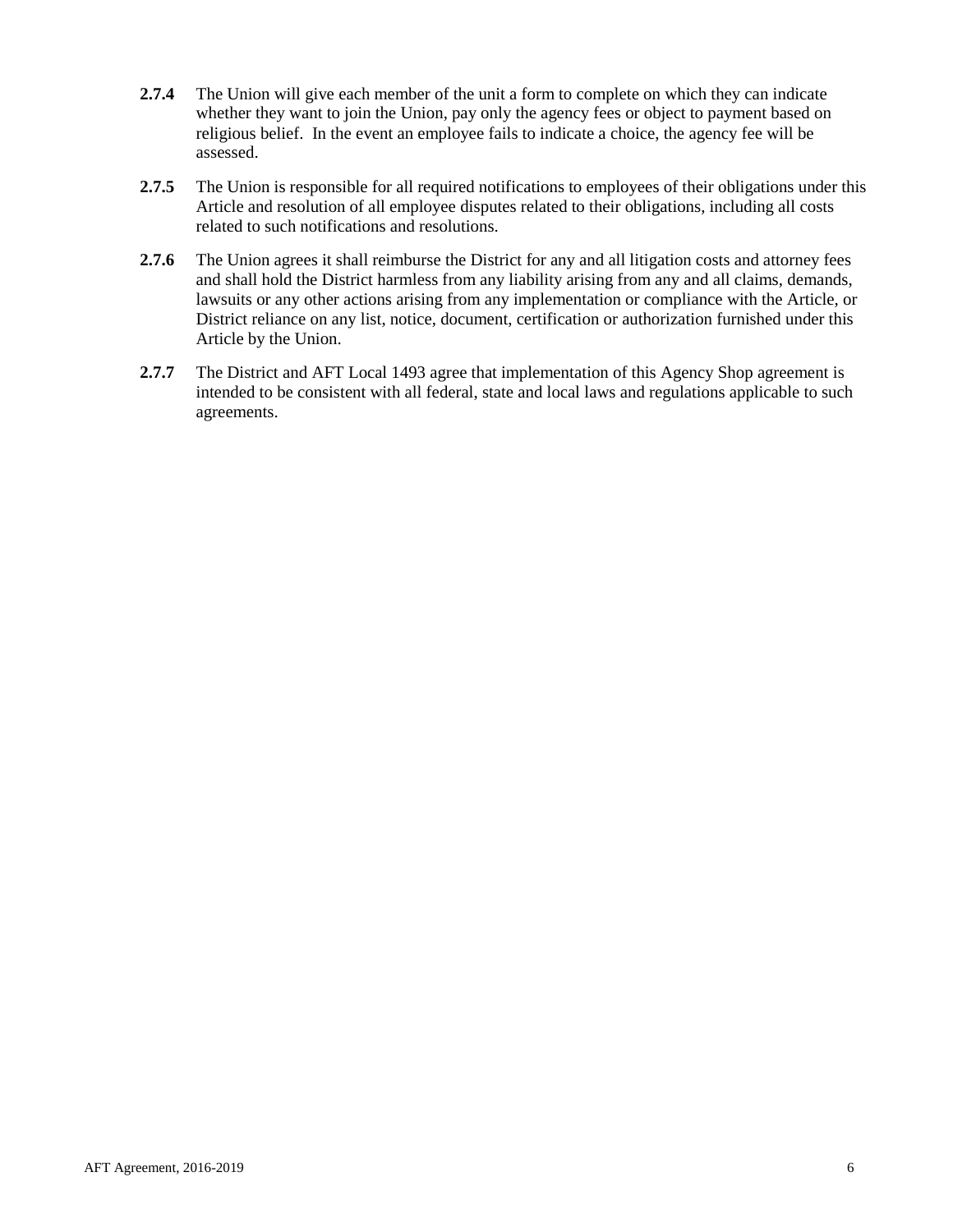**2.7.4** The Union will give each member of the unit a form to complete on which they can indicate whether they want to join the Union, pay only the agency fees or object to payment based on religious belief. In the event an employee fails to indicate a choice, the agency fee will be assessed.

**2.7.5** The Union is responsible for all required notifications to employees of their obligations under this Article and resolution of all employee disputes related to their obligations, including all costs related to such notifications and resolutions.

**2.7.6** The Union agrees it shall reimburse the District for any and all litigation costs and attorney fees and shall hold the District harmless from any liability arising from any and all claims, demands, lawsuits or any other actions arising from any implementation or compliance with the Article, or District reliance on any list, notice, document, certification or authorization furnished under this Article by the Union.

**2.7.7** The District and AFT Local 1493 agree that implementation of this Agency Shop agreement is intended to be consistent with all federal, state and local laws and regulations applicable to such agreements.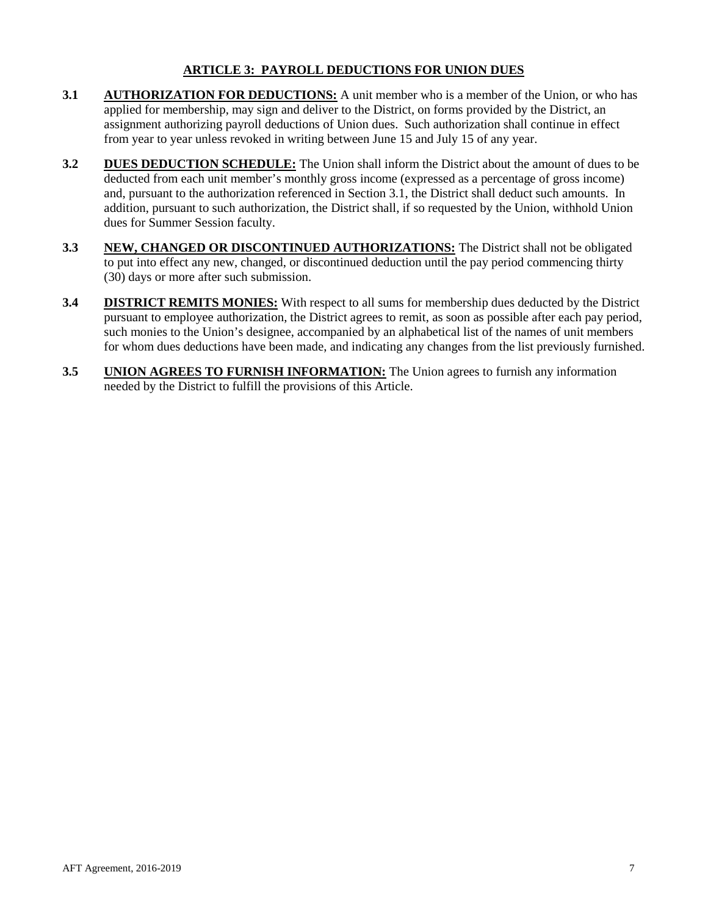## ARTICLE 3: PAYROLL DEDUCTIONS FOR UNION DUES

**3.1** **AUTHORIZATION FOR DEDUCTIONS:** A unit member who is a member of the Union, or who has applied for membership, may sign and deliver to the District, on forms provided by the District, an assignment authorizing payroll deductions of Union dues. Such authorization shall continue in effect from year to year unless revoked in writing between June 15 and July 15 of any year.

**3.2** **DUES DEDUCTION SCHEDULE:** The Union shall inform the District about the amount of dues to be deducted from each unit member's monthly gross income (expressed as a percentage of gross income) and, pursuant to the authorization referenced in Section 3.1, the District shall deduct such amounts. In addition, pursuant to such authorization, the District shall, if so requested by the Union, withhold Union dues for Summer Session faculty.

**3.3** **NEW, CHANGED OR DISCONTINUED AUTHORIZATIONS:** The District shall not be obligated to put into effect any new, changed, or discontinued deduction until the pay period commencing thirty (30) days or more after such submission.

**3.4** **DISTRICT REMITS MONIES:** With respect to all sums for membership dues deducted by the District pursuant to employee authorization, the District agrees to remit, as soon as possible after each pay period, such monies to the Union's designee, accompanied by an alphabetical list of the names of unit members for whom dues deductions have been made, and indicating any changes from the list previously furnished.

**3.5** **UNION AGREES TO FURNISH INFORMATION:** The Union agrees to furnish any information needed by the District to fulfill the provisions of this Article.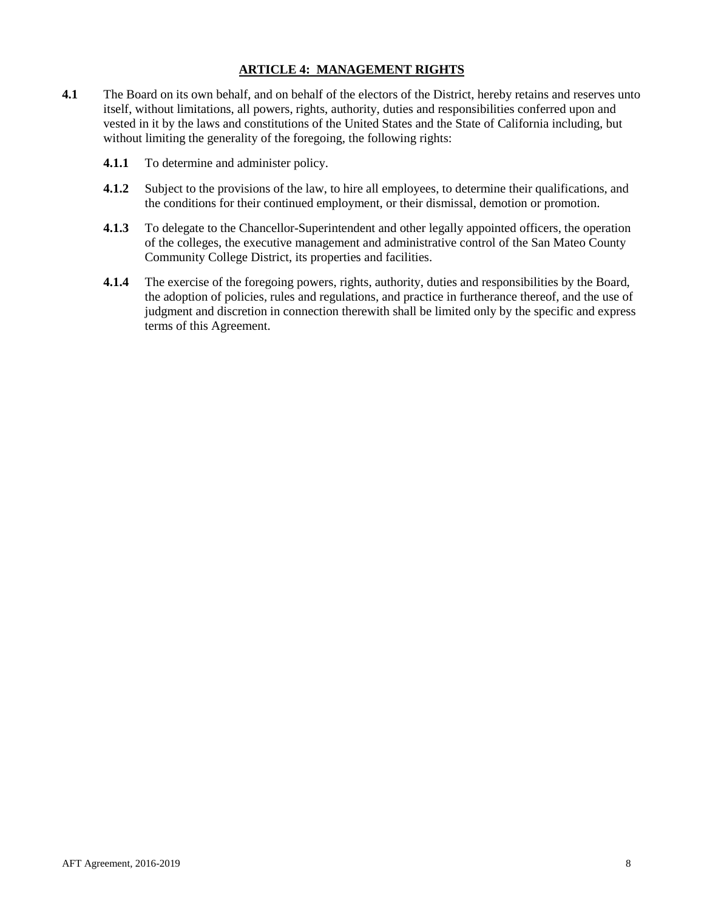## ARTICLE 4: MANAGEMENT RIGHTS

**4.1** The Board on its own behalf, and on behalf of the electors of the District, hereby retains and reserves unto itself, without limitations, all powers, rights, authority, duties and responsibilities conferred upon and vested in it by the laws and constitutions of the United States and the State of California including, but without limiting the generality of the foregoing, the following rights:

**4.1.1** To determine and administer policy.

**4.1.2** Subject to the provisions of the law, to hire all employees, to determine their qualifications, and the conditions for their continued employment, or their dismissal, demotion or promotion.

**4.1.3** To delegate to the Chancellor-Superintendent and other legally appointed officers, the operation of the colleges, the executive management and administrative control of the San Mateo County Community College District, its properties and facilities.

**4.1.4** The exercise of the foregoing powers, rights, authority, duties and responsibilities by the Board, the adoption of policies, rules and regulations, and practice in furtherance thereof, and the use of judgment and discretion in connection therewith shall be limited only by the specific and express terms of this Agreement.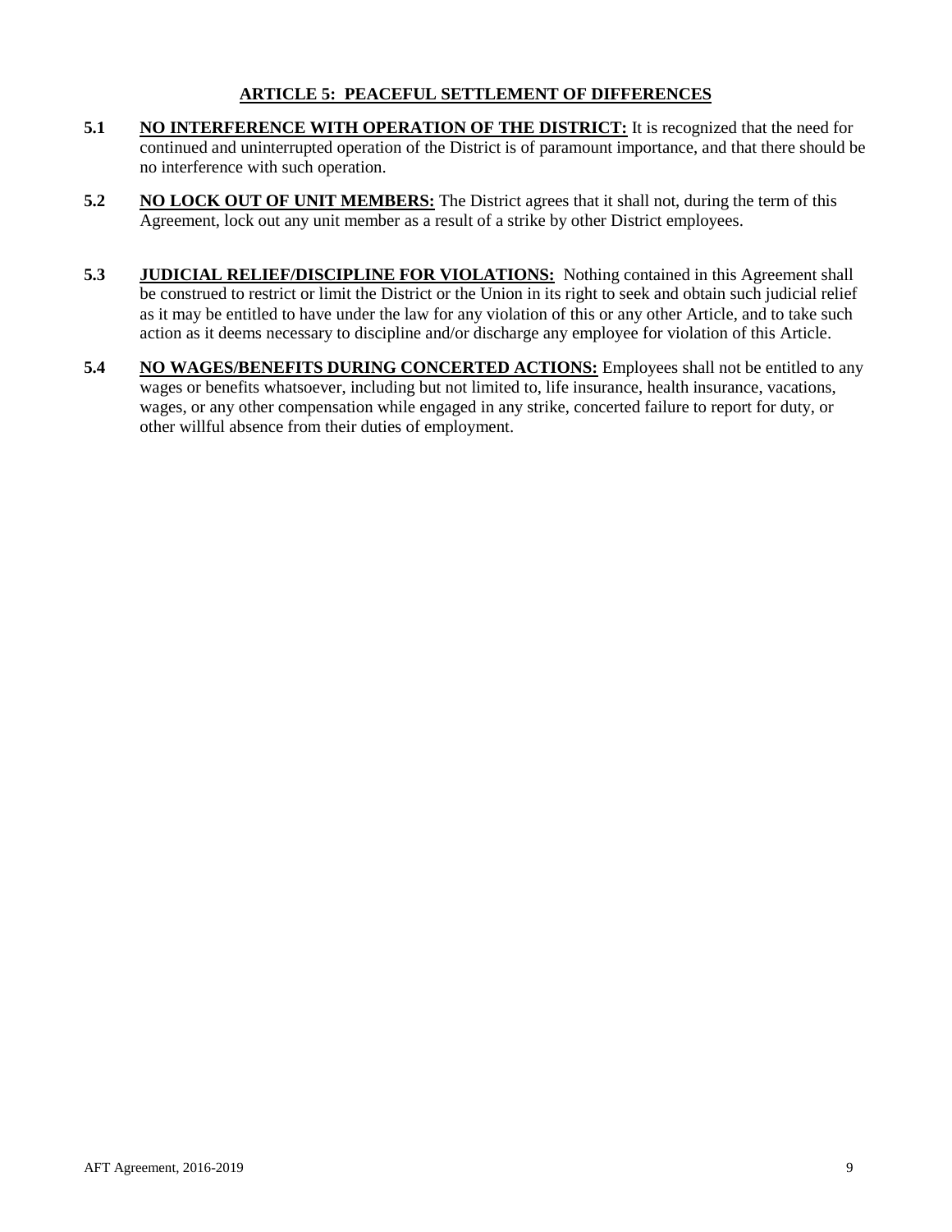## ARTICLE 5: PEACEFUL SETTLEMENT OF DIFFERENCES

**5.1** **NO INTERFERENCE WITH OPERATION OF THE DISTRICT:** It is recognized that the need for continued and uninterrupted operation of the District is of paramount importance, and that there should be no interference with such operation.

**5.2** **NO LOCK OUT OF UNIT MEMBERS:** The District agrees that it shall not, during the term of this Agreement, lock out any unit member as a result of a strike by other District employees.

**5.3** **JUDICIAL RELIEF/DISCIPLINE FOR VIOLATIONS:** Nothing contained in this Agreement shall be construed to restrict or limit the District or the Union in its right to seek and obtain such judicial relief as it may be entitled to have under the law for any violation of this or any other Article, and to take such action as it deems necessary to discipline and/or discharge any employee for violation of this Article.

**5.4** **NO WAGES/BENEFITS DURING CONCERTED ACTIONS:** Employees shall not be entitled to any wages or benefits whatsoever, including but not limited to, life insurance, health insurance, vacations, wages, or any other compensation while engaged in any strike, concerted failure to report for duty, or other willful absence from their duties of employment.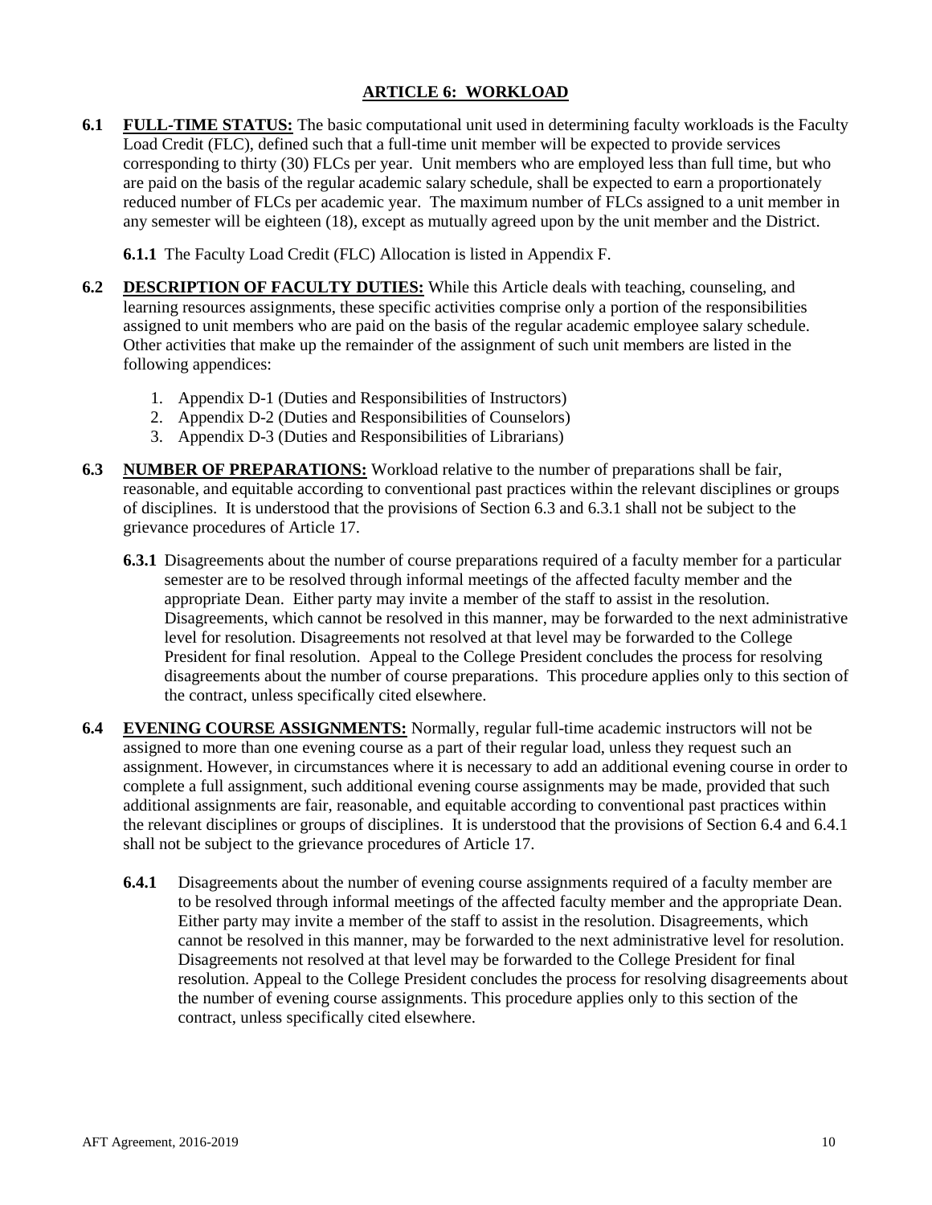# ARTICLE 6: WORKLOAD

**6.1** **FULL-TIME STATUS:** The basic computational unit used in determining faculty workloads is the Faculty Load Credit (FLC), defined such that a full-time unit member will be expected to provide services corresponding to thirty (30) FLCs per year. Unit members who are employed less than full time, but who are paid on the basis of the regular academic salary schedule, shall be expected to earn a proportionately reduced number of FLCs per academic year. The maximum number of FLCs assigned to a unit member in any semester will be eighteen (18), except as mutually agreed upon by the unit member and the District.

**6.1.1** The Faculty Load Credit (FLC) Allocation is listed in Appendix F.

**6.2** **DESCRIPTION OF FACULTY DUTIES:** While this Article deals with teaching, counseling, and learning resources assignments, these specific activities comprise only a portion of the responsibilities assigned to unit members who are paid on the basis of the regular academic employee salary schedule. Other activities that make up the remainder of the assignment of such unit members are listed in the following appendices:

1. Appendix D-1 (Duties and Responsibilities of Instructors)
2. Appendix D-2 (Duties and Responsibilities of Counselors)
3. Appendix D-3 (Duties and Responsibilities of Librarians)

**6.3** **NUMBER OF PREPARATIONS:** Workload relative to the number of preparations shall be fair, reasonable, and equitable according to conventional past practices within the relevant disciplines or groups of disciplines. It is understood that the provisions of Section 6.3 and 6.3.1 shall not be subject to the grievance procedures of Article 17.

**6.3.1** Disagreements about the number of course preparations required of a faculty member for a particular semester are to be resolved through informal meetings of the affected faculty member and the appropriate Dean. Either party may invite a member of the staff to assist in the resolution. Disagreements, which cannot be resolved in this manner, may be forwarded to the next administrative level for resolution. Disagreements not resolved at that level may be forwarded to the College President for final resolution. Appeal to the College President concludes the process for resolving disagreements about the number of course preparations. This procedure applies only to this section of the contract, unless specifically cited elsewhere.

**6.4** **EVENING COURSE ASSIGNMENTS:** Normally, regular full-time academic instructors will not be assigned to more than one evening course as a part of their regular load, unless they request such an assignment. However, in circumstances where it is necessary to add an additional evening course in order to complete a full assignment, such additional evening course assignments may be made, provided that such additional assignments are fair, reasonable, and equitable according to conventional past practices within the relevant disciplines or groups of disciplines. It is understood that the provisions of Section 6.4 and 6.4.1 shall not be subject to the grievance procedures of Article 17.

**6.4.1** Disagreements about the number of evening course assignments required of a faculty member are to be resolved through informal meetings of the affected faculty member and the appropriate Dean. Either party may invite a member of the staff to assist in the resolution. Disagreements, which cannot be resolved in this manner, may be forwarded to the next administrative level for resolution. Disagreements not resolved at that level may be forwarded to the College President for final resolution. Appeal to the College President concludes the process for resolving disagreements about the number of evening course assignments. This procedure applies only to this section of the contract, unless specifically cited elsewhere.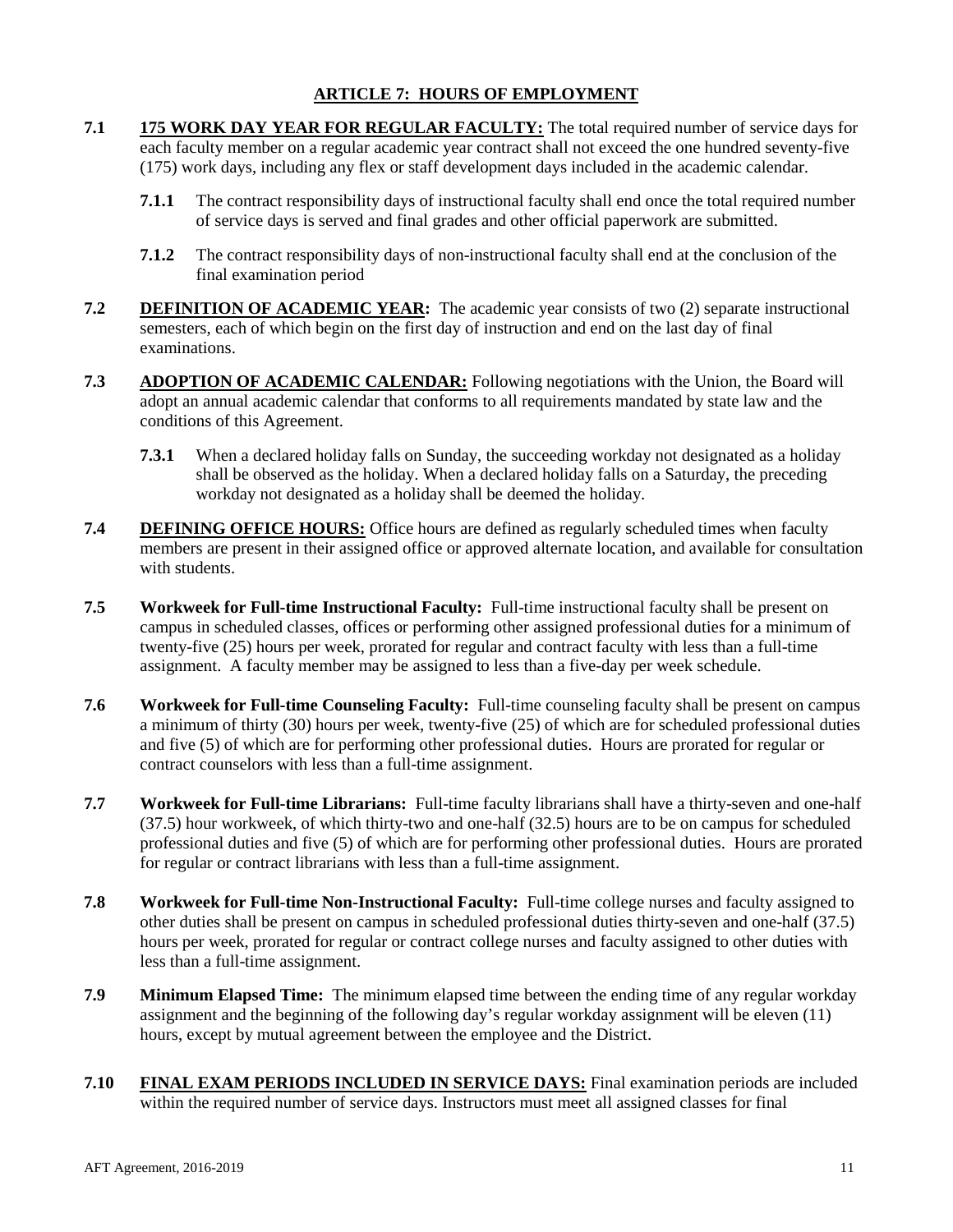## ARTICLE 7: HOURS OF EMPLOYMENT

**7.1** **175 WORK DAY YEAR FOR REGULAR FACULTY:** The total required number of service days for each faculty member on a regular academic year contract shall not exceed the one hundred seventy-five (175) work days, including any flex or staff development days included in the academic calendar.

**7.1.1** The contract responsibility days of instructional faculty shall end once the total required number of service days is served and final grades and other official paperwork are submitted.

**7.1.2** The contract responsibility days of non-instructional faculty shall end at the conclusion of the final examination period

**7.2** **DEFINITION OF ACADEMIC YEAR:** The academic year consists of two (2) separate instructional semesters, each of which begin on the first day of instruction and end on the last day of final examinations.

**7.3** **ADOPTION OF ACADEMIC CALENDAR:** Following negotiations with the Union, the Board will adopt an annual academic calendar that conforms to all requirements mandated by state law and the conditions of this Agreement.

**7.3.1** When a declared holiday falls on Sunday, the succeeding workday not designated as a holiday shall be observed as the holiday. When a declared holiday falls on a Saturday, the preceding workday not designated as a holiday shall be deemed the holiday.

**7.4** **DEFINING OFFICE HOURS:** Office hours are defined as regularly scheduled times when faculty members are present in their assigned office or approved alternate location, and available for consultation with students.

**7.5** **Workweek for Full-time Instructional Faculty:** Full-time instructional faculty shall be present on campus in scheduled classes, offices or performing other assigned professional duties for a minimum of twenty-five (25) hours per week, prorated for regular and contract faculty with less than a full-time assignment. A faculty member may be assigned to less than a five-day per week schedule.

**7.6** **Workweek for Full-time Counseling Faculty:** Full-time counseling faculty shall be present on campus a minimum of thirty (30) hours per week, twenty-five (25) of which are for scheduled professional duties and five (5) of which are for performing other professional duties. Hours are prorated for regular or contract counselors with less than a full-time assignment.

**7.7** **Workweek for Full-time Librarians:** Full-time faculty librarians shall have a thirty-seven and one-half (37.5) hour workweek, of which thirty-two and one-half (32.5) hours are to be on campus for scheduled professional duties and five (5) of which are for performing other professional duties. Hours are prorated for regular or contract librarians with less than a full-time assignment.

**7.8** **Workweek for Full-time Non-Instructional Faculty:** Full-time college nurses and faculty assigned to other duties shall be present on campus in scheduled professional duties thirty-seven and one-half (37.5) hours per week, prorated for regular or contract college nurses and faculty assigned to other duties with less than a full-time assignment.

**7.9** **Minimum Elapsed Time:** The minimum elapsed time between the ending time of any regular workday assignment and the beginning of the following day's regular workday assignment will be eleven (11) hours, except by mutual agreement between the employee and the District.

**7.10** **FINAL EXAM PERIODS INCLUDED IN SERVICE DAYS:** Final examination periods are included within the required number of service days. Instructors must meet all assigned classes for final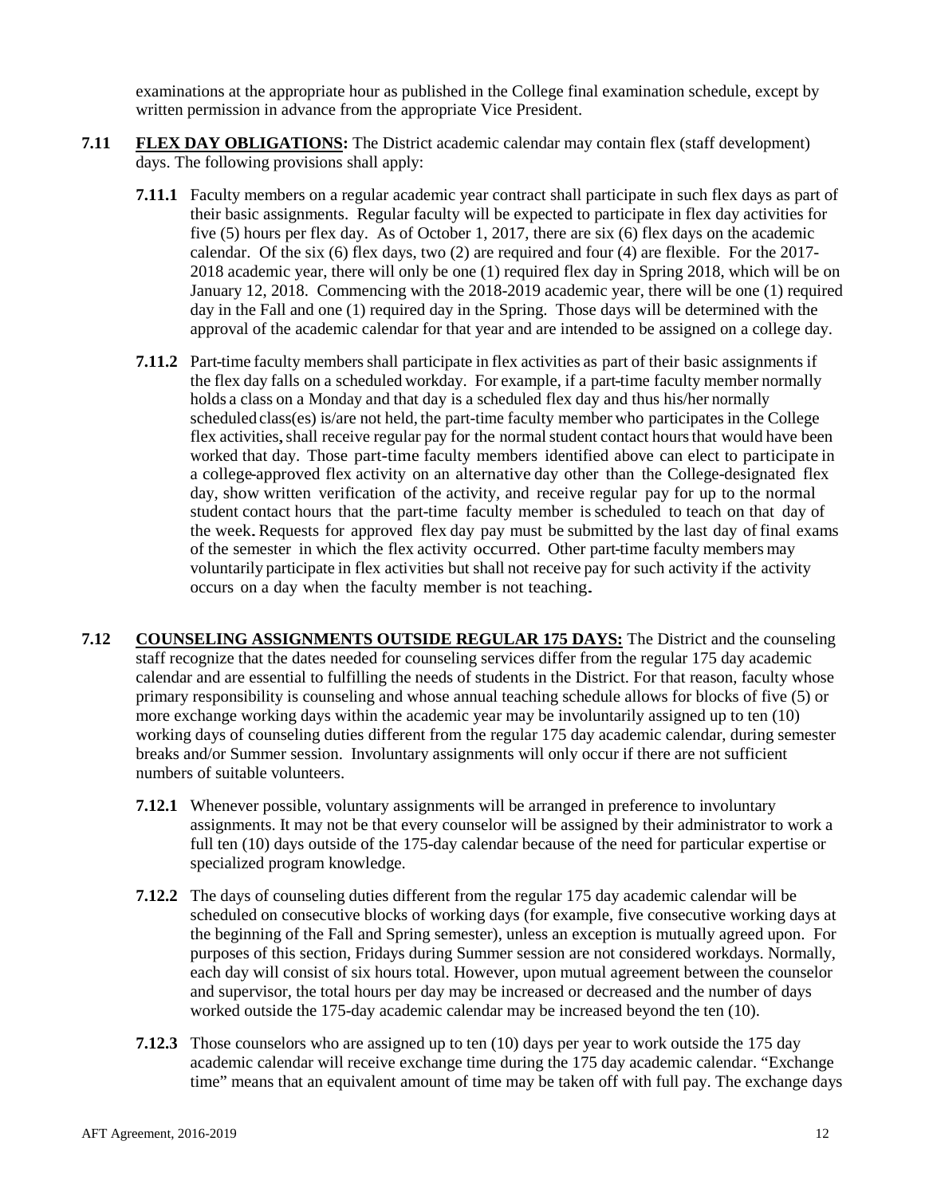examinations at the appropriate hour as published in the College final examination schedule, except by written permission in advance from the appropriate Vice President.

**7.11** **FLEX DAY OBLIGATIONS:** The District academic calendar may contain flex (staff development) days. The following provisions shall apply:

**7.11.1** Faculty members on a regular academic year contract shall participate in such flex days as part of their basic assignments. Regular faculty will be expected to participate in flex day activities for five (5) hours per flex day. As of October 1, 2017, there are six (6) flex days on the academic calendar. Of the six (6) flex days, two (2) are required and four (4) are flexible. For the 2017-2018 academic year, there will only be one (1) required flex day in Spring 2018, which will be on January 12, 2018. Commencing with the 2018-2019 academic year, there will be one (1) required day in the Fall and one (1) required day in the Spring. Those days will be determined with the approval of the academic calendar for that year and are intended to be assigned on a college day.

**7.11.2** Part-time faculty members shall participate in flex activities as part of their basic assignments if the flex day falls on a scheduled workday. For example, if a part-time faculty member normally holds a class on a Monday and that day is a scheduled flex day and thus his/her normally scheduled class(es) is/are not held, the part-time faculty member who participates in the College flex activities, shall receive regular pay for the normal student contact hours that would have been worked that day. Those part-time faculty members identified above can elect to participate in a college-approved flex activity on an alternative day other than the College-designated flex day, show written verification of the activity, and receive regular pay for up to the normal student contact hours that the part-time faculty member is scheduled to teach on that day of the week. Requests for approved flex day pay must be submitted by the last day of final exams of the semester in which the flex activity occurred. Other part-time faculty members may voluntarily participate in flex activities but shall not receive pay for such activity if the activity occurs on a day when the faculty member is not teaching.

**7.12** **COUNSELING ASSIGNMENTS OUTSIDE REGULAR 175 DAYS:** The District and the counseling staff recognize that the dates needed for counseling services differ from the regular 175 day academic calendar and are essential to fulfilling the needs of students in the District. For that reason, faculty whose primary responsibility is counseling and whose annual teaching schedule allows for blocks of five (5) or more exchange working days within the academic year may be involuntarily assigned up to ten (10) working days of counseling duties different from the regular 175 day academic calendar, during semester breaks and/or Summer session. Involuntary assignments will only occur if there are not sufficient numbers of suitable volunteers.

**7.12.1** Whenever possible, voluntary assignments will be arranged in preference to involuntary assignments. It may not be that every counselor will be assigned by their administrator to work a full ten (10) days outside of the 175-day calendar because of the need for particular expertise or specialized program knowledge.

**7.12.2** The days of counseling duties different from the regular 175 day academic calendar will be scheduled on consecutive blocks of working days (for example, five consecutive working days at the beginning of the Fall and Spring semester), unless an exception is mutually agreed upon. For purposes of this section, Fridays during Summer session are not considered workdays. Normally, each day will consist of six hours total. However, upon mutual agreement between the counselor and supervisor, the total hours per day may be increased or decreased and the number of days worked outside the 175-day academic calendar may be increased beyond the ten (10).

**7.12.3** Those counselors who are assigned up to ten (10) days per year to work outside the 175 day academic calendar will receive exchange time during the 175 day academic calendar. "Exchange time" means that an equivalent amount of time may be taken off with full pay. The exchange days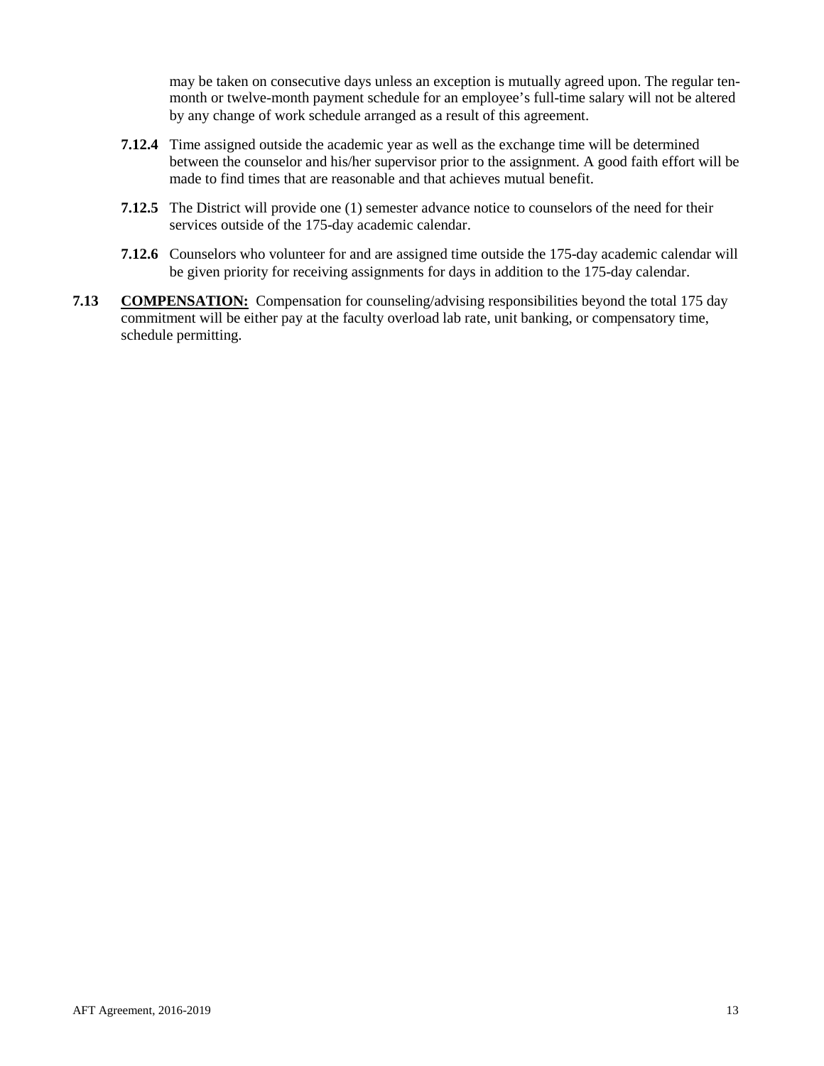may be taken on consecutive days unless an exception is mutually agreed upon. The regular ten-month or twelve-month payment schedule for an employee's full-time salary will not be altered by any change of work schedule arranged as a result of this agreement.

**7.12.4** Time assigned outside the academic year as well as the exchange time will be determined between the counselor and his/her supervisor prior to the assignment. A good faith effort will be made to find times that are reasonable and that achieves mutual benefit.

**7.12.5** The District will provide one (1) semester advance notice to counselors of the need for their services outside of the 175-day academic calendar.

**7.12.6** Counselors who volunteer for and are assigned time outside the 175-day academic calendar will be given priority for receiving assignments for days in addition to the 175-day calendar.

**7.13** **COMPENSATION:** Compensation for counseling/advising responsibilities beyond the total 175 day commitment will be either pay at the faculty overload lab rate, unit banking, or compensatory time, schedule permitting.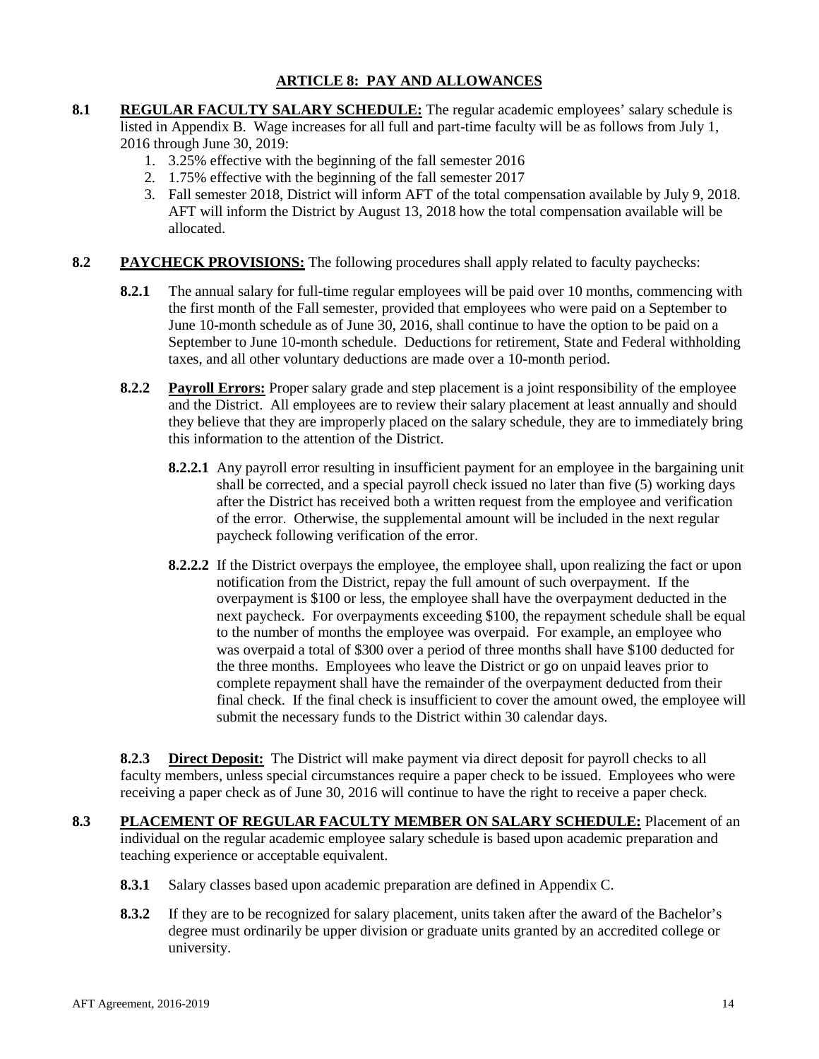## ARTICLE 8: PAY AND ALLOWANCES

**8.1 REGULAR FACULTY SALARY SCHEDULE:** The regular academic employees' salary schedule is listed in Appendix B. Wage increases for all full and part-time faculty will be as follows from July 1, 2016 through June 30, 2019:

1. 3.25% effective with the beginning of the fall semester 2016
2. 1.75% effective with the beginning of the fall semester 2017
3. Fall semester 2018, District will inform AFT of the total compensation available by July 9, 2018. AFT will inform the District by August 13, 2018 how the total compensation available will be allocated.

**8.2 PAYCHECK PROVISIONS:** The following procedures shall apply related to faculty paychecks:

**8.2.1** The annual salary for full-time regular employees will be paid over 10 months, commencing with the first month of the Fall semester, provided that employees who were paid on a September to June 10-month schedule as of June 30, 2016, shall continue to have the option to be paid on a September to June 10-month schedule. Deductions for retirement, State and Federal withholding taxes, and all other voluntary deductions are made over a 10-month period.

**8.2.2 Payroll Errors:** Proper salary grade and step placement is a joint responsibility of the employee and the District. All employees are to review their salary placement at least annually and should they believe that they are improperly placed on the salary schedule, they are to immediately bring this information to the attention of the District.

**8.2.2.1** Any payroll error resulting in insufficient payment for an employee in the bargaining unit shall be corrected, and a special payroll check issued no later than five (5) working days after the District has received both a written request from the employee and verification of the error. Otherwise, the supplemental amount will be included in the next regular paycheck following verification of the error.

**8.2.2.2** If the District overpays the employee, the employee shall, upon realizing the fact or upon notification from the District, repay the full amount of such overpayment. If the overpayment is $100 or less, the employee shall have the overpayment deducted in the next paycheck. For overpayments exceeding $100, the repayment schedule shall be equal to the number of months the employee was overpaid. For example, an employee who was overpaid a total of $300 over a period of three months shall have $100 deducted for the three months. Employees who leave the District or go on unpaid leaves prior to complete repayment shall have the remainder of the overpayment deducted from their final check. If the final check is insufficient to cover the amount owed, the employee will submit the necessary funds to the District within 30 calendar days.

**8.2.3 Direct Deposit:** The District will make payment via direct deposit for payroll checks to all faculty members, unless special circumstances require a paper check to be issued. Employees who were receiving a paper check as of June 30, 2016 will continue to have the right to receive a paper check.

**8.3 PLACEMENT OF REGULAR FACULTY MEMBER ON SALARY SCHEDULE:** Placement of an individual on the regular academic employee salary schedule is based upon academic preparation and teaching experience or acceptable equivalent.

**8.3.1** Salary classes based upon academic preparation are defined in Appendix C.

**8.3.2** If they are to be recognized for salary placement, units taken after the award of the Bachelor's degree must ordinarily be upper division or graduate units granted by an accredited college or university.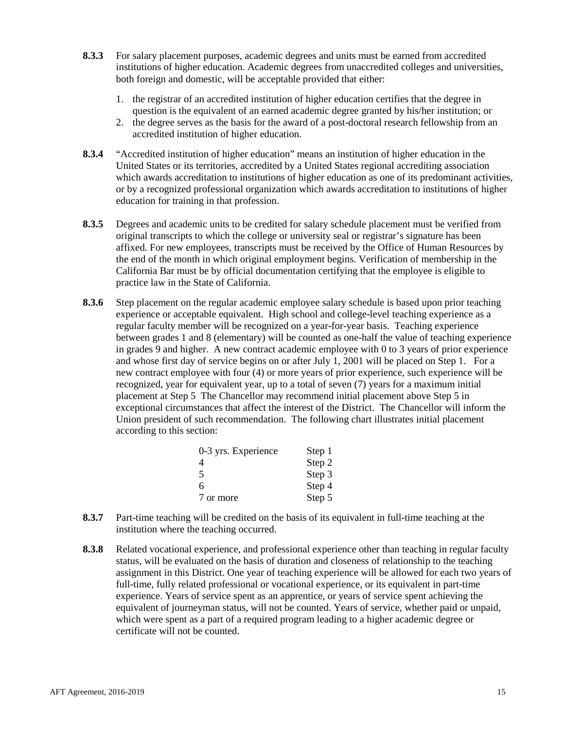**8.3.3** For salary placement purposes, academic degrees and units must be earned from accredited institutions of higher education. Academic degrees from unaccredited colleges and universities, both foreign and domestic, will be acceptable provided that either:

1. the registrar of an accredited institution of higher education certifies that the degree in question is the equivalent of an earned academic degree granted by his/her institution; or
2. the degree serves as the basis for the award of a post-doctoral research fellowship from an accredited institution of higher education.

**8.3.4** "Accredited institution of higher education" means an institution of higher education in the United States or its territories, accredited by a United States regional accrediting association which awards accreditation to institutions of higher education as one of its predominant activities, or by a recognized professional organization which awards accreditation to institutions of higher education for training in that profession.

**8.3.5** Degrees and academic units to be credited for salary schedule placement must be verified from original transcripts to which the college or university seal or registrar's signature has been affixed. For new employees, transcripts must be received by the Office of Human Resources by the end of the month in which original employment begins. Verification of membership in the California Bar must be by official documentation certifying that the employee is eligible to practice law in the State of California.

**8.3.6** Step placement on the regular academic employee salary schedule is based upon prior teaching experience or acceptable equivalent. High school and college-level teaching experience as a regular faculty member will be recognized on a year-for-year basis. Teaching experience between grades 1 and 8 (elementary) will be counted as one-half the value of teaching experience in grades 9 and higher. A new contract academic employee with 0 to 3 years of prior experience and whose first day of service begins on or after July 1, 2001 will be placed on Step 1. For a new contract employee with four (4) or more years of prior experience, such experience will be recognized, year for equivalent year, up to a total of seven (7) years for a maximum initial placement at Step 5 The Chancellor may recommend initial placement above Step 5 in exceptional circumstances that affect the interest of the District. The Chancellor will inform the Union president of such recommendation. The following chart illustrates initial placement according to this section:

| Experience | Step |
|---|---|
| 0-3 yrs. Experience | Step 1 |
| 4 | Step 2 |
| 5 | Step 3 |
| 6 | Step 4 |
| 7 or more | Step 5 |

**8.3.7** Part-time teaching will be credited on the basis of its equivalent in full-time teaching at the institution where the teaching occurred.

**8.3.8** Related vocational experience, and professional experience other than teaching in regular faculty status, will be evaluated on the basis of duration and closeness of relationship to the teaching assignment in this District. One year of teaching experience will be allowed for each two years of full-time, fully related professional or vocational experience, or its equivalent in part-time experience. Years of service spent as an apprentice, or years of service spent achieving the equivalent of journeyman status, will not be counted. Years of service, whether paid or unpaid, which were spent as a part of a required program leading to a higher academic degree or certificate will not be counted.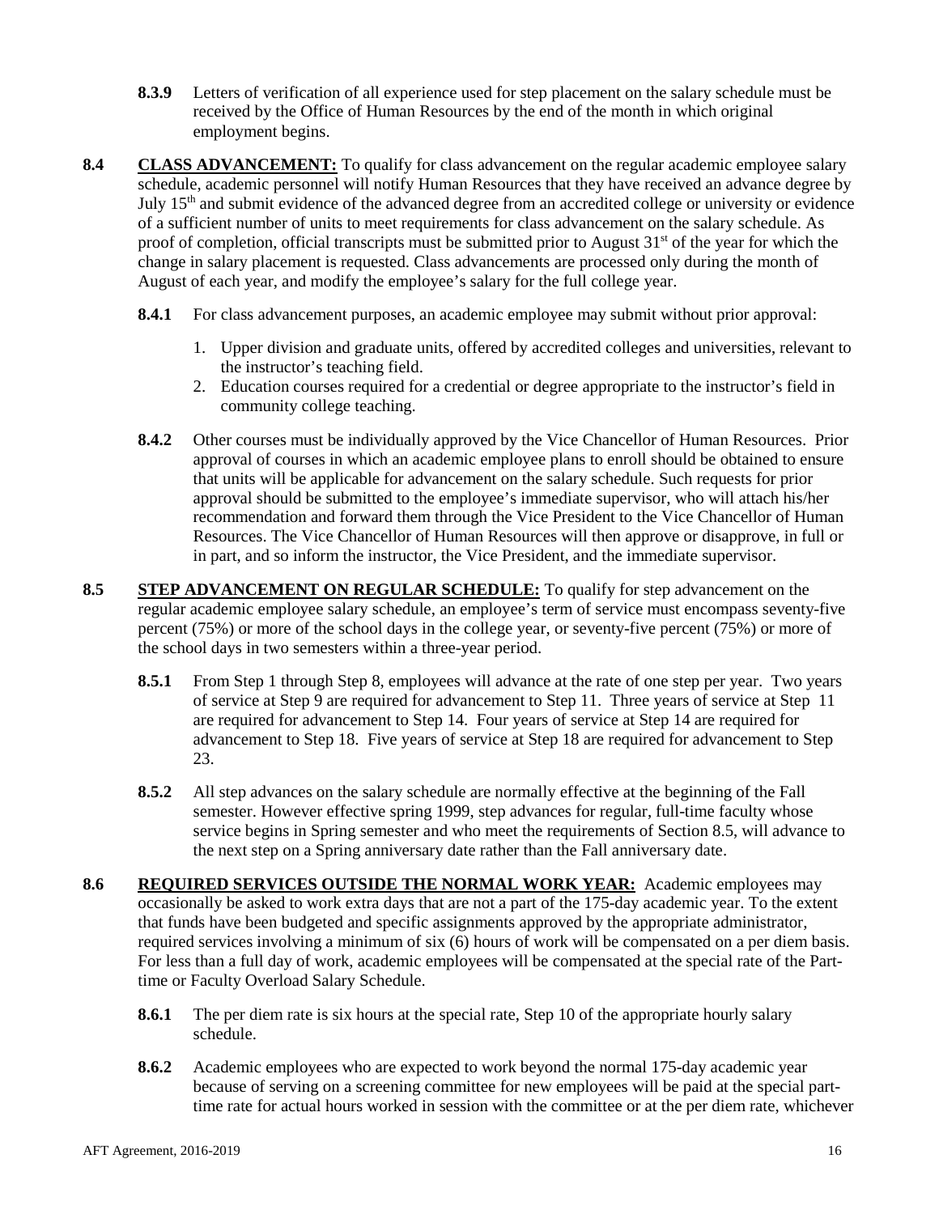**8.3.9** Letters of verification of all experience used for step placement on the salary schedule must be received by the Office of Human Resources by the end of the month in which original employment begins.

**8.4 CLASS ADVANCEMENT:** To qualify for class advancement on the regular academic employee salary schedule, academic personnel will notify Human Resources that they have received an advance degree by July 15th and submit evidence of the advanced degree from an accredited college or university or evidence of a sufficient number of units to meet requirements for class advancement on the salary schedule. As proof of completion, official transcripts must be submitted prior to August 31st of the year for which the change in salary placement is requested. Class advancements are processed only during the month of August of each year, and modify the employee's salary for the full college year.

**8.4.1** For class advancement purposes, an academic employee may submit without prior approval:

1. Upper division and graduate units, offered by accredited colleges and universities, relevant to the instructor's teaching field.
2. Education courses required for a credential or degree appropriate to the instructor's field in community college teaching.

**8.4.2** Other courses must be individually approved by the Vice Chancellor of Human Resources. Prior approval of courses in which an academic employee plans to enroll should be obtained to ensure that units will be applicable for advancement on the salary schedule. Such requests for prior approval should be submitted to the employee's immediate supervisor, who will attach his/her recommendation and forward them through the Vice President to the Vice Chancellor of Human Resources. The Vice Chancellor of Human Resources will then approve or disapprove, in full or in part, and so inform the instructor, the Vice President, and the immediate supervisor.

**8.5 STEP ADVANCEMENT ON REGULAR SCHEDULE:** To qualify for step advancement on the regular academic employee salary schedule, an employee's term of service must encompass seventy-five percent (75%) or more of the school days in the college year, or seventy-five percent (75%) or more of the school days in two semesters within a three-year period.

**8.5.1** From Step 1 through Step 8, employees will advance at the rate of one step per year. Two years of service at Step 9 are required for advancement to Step 11. Three years of service at Step 11 are required for advancement to Step 14. Four years of service at Step 14 are required for advancement to Step 18. Five years of service at Step 18 are required for advancement to Step 23.

**8.5.2** All step advances on the salary schedule are normally effective at the beginning of the Fall semester. However effective spring 1999, step advances for regular, full-time faculty whose service begins in Spring semester and who meet the requirements of Section 8.5, will advance to the next step on a Spring anniversary date rather than the Fall anniversary date.

**8.6 REQUIRED SERVICES OUTSIDE THE NORMAL WORK YEAR:** Academic employees may occasionally be asked to work extra days that are not a part of the 175-day academic year. To the extent that funds have been budgeted and specific assignments approved by the appropriate administrator, required services involving a minimum of six (6) hours of work will be compensated on a per diem basis. For less than a full day of work, academic employees will be compensated at the special rate of the Part-time or Faculty Overload Salary Schedule.

**8.6.1** The per diem rate is six hours at the special rate, Step 10 of the appropriate hourly salary schedule.

**8.6.2** Academic employees who are expected to work beyond the normal 175-day academic year because of serving on a screening committee for new employees will be paid at the special part-time rate for actual hours worked in session with the committee or at the per diem rate, whichever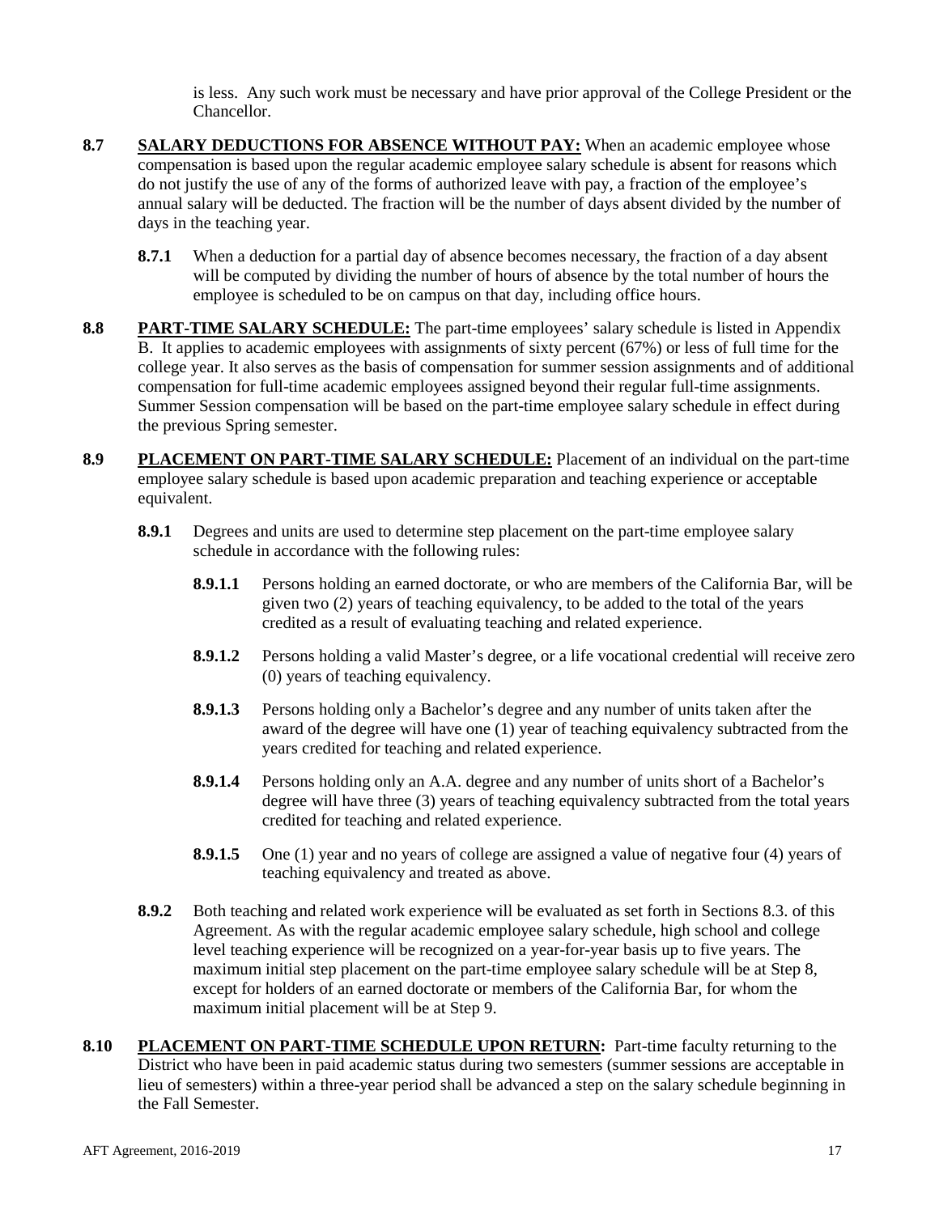is less. Any such work must be necessary and have prior approval of the College President or the Chancellor.

**8.7** **SALARY DEDUCTIONS FOR ABSENCE WITHOUT PAY:** When an academic employee whose compensation is based upon the regular academic employee salary schedule is absent for reasons which do not justify the use of any of the forms of authorized leave with pay, a fraction of the employee's annual salary will be deducted. The fraction will be the number of days absent divided by the number of days in the teaching year.

**8.7.1** When a deduction for a partial day of absence becomes necessary, the fraction of a day absent will be computed by dividing the number of hours of absence by the total number of hours the employee is scheduled to be on campus on that day, including office hours.

**8.8** **PART-TIME SALARY SCHEDULE:** The part-time employees' salary schedule is listed in Appendix B. It applies to academic employees with assignments of sixty percent (67%) or less of full time for the college year. It also serves as the basis of compensation for summer session assignments and of additional compensation for full-time academic employees assigned beyond their regular full-time assignments. Summer Session compensation will be based on the part-time employee salary schedule in effect during the previous Spring semester.

**8.9** **PLACEMENT ON PART-TIME SALARY SCHEDULE:** Placement of an individual on the part-time employee salary schedule is based upon academic preparation and teaching experience or acceptable equivalent.

**8.9.1** Degrees and units are used to determine step placement on the part-time employee salary schedule in accordance with the following rules:

**8.9.1.1** Persons holding an earned doctorate, or who are members of the California Bar, will be given two (2) years of teaching equivalency, to be added to the total of the years credited as a result of evaluating teaching and related experience.

**8.9.1.2** Persons holding a valid Master's degree, or a life vocational credential will receive zero (0) years of teaching equivalency.

**8.9.1.3** Persons holding only a Bachelor's degree and any number of units taken after the award of the degree will have one (1) year of teaching equivalency subtracted from the years credited for teaching and related experience.

**8.9.1.4** Persons holding only an A.A. degree and any number of units short of a Bachelor's degree will have three (3) years of teaching equivalency subtracted from the total years credited for teaching and related experience.

**8.9.1.5** One (1) year and no years of college are assigned a value of negative four (4) years of teaching equivalency and treated as above.

**8.9.2** Both teaching and related work experience will be evaluated as set forth in Sections 8.3. of this Agreement. As with the regular academic employee salary schedule, high school and college level teaching experience will be recognized on a year-for-year basis up to five years. The maximum initial step placement on the part-time employee salary schedule will be at Step 8, except for holders of an earned doctorate or members of the California Bar, for whom the maximum initial placement will be at Step 9.

**8.10** **PLACEMENT ON PART-TIME SCHEDULE UPON RETURN:** Part-time faculty returning to the District who have been in paid academic status during two semesters (summer sessions are acceptable in lieu of semesters) within a three-year period shall be advanced a step on the salary schedule beginning in the Fall Semester.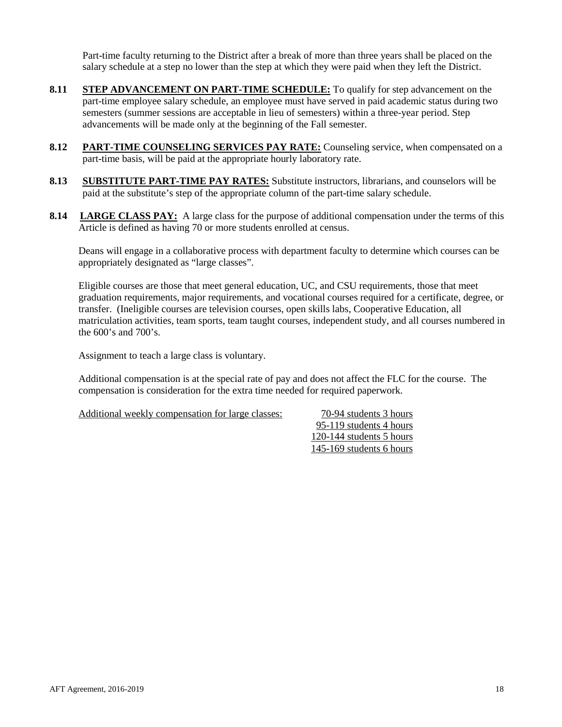Part-time faculty returning to the District after a break of more than three years shall be placed on the salary schedule at a step no lower than the step at which they were paid when they left the District.

**8.11** **STEP ADVANCEMENT ON PART-TIME SCHEDULE:** To qualify for step advancement on the part-time employee salary schedule, an employee must have served in paid academic status during two semesters (summer sessions are acceptable in lieu of semesters) within a three-year period. Step advancements will be made only at the beginning of the Fall semester.

**8.12** **PART-TIME COUNSELING SERVICES PAY RATE:** Counseling service, when compensated on a part-time basis, will be paid at the appropriate hourly laboratory rate.

**8.13** **SUBSTITUTE PART-TIME PAY RATES:** Substitute instructors, librarians, and counselors will be paid at the substitute's step of the appropriate column of the part-time salary schedule.

**8.14** **LARGE CLASS PAY:** A large class for the purpose of additional compensation under the terms of this Article is defined as having 70 or more students enrolled at census.

Deans will engage in a collaborative process with department faculty to determine which courses can be appropriately designated as "large classes".

Eligible courses are those that meet general education, UC, and CSU requirements, those that meet graduation requirements, major requirements, and vocational courses required for a certificate, degree, or transfer. (Ineligible courses are television courses, open skills labs, Cooperative Education, all matriculation activities, team sports, team taught courses, independent study, and all courses numbered in the 600's and 700's.

Assignment to teach a large class is voluntary.

Additional compensation is at the special rate of pay and does not affect the FLC for the course. The compensation is consideration for the extra time needed for required paperwork.

| Additional weekly compensation for large classes: | |
|---|---|
| | 70-94 students 3 hours |
| | 95-119 students 4 hours |
| | 120-144 students 5 hours |
| | 145-169 students 6 hours |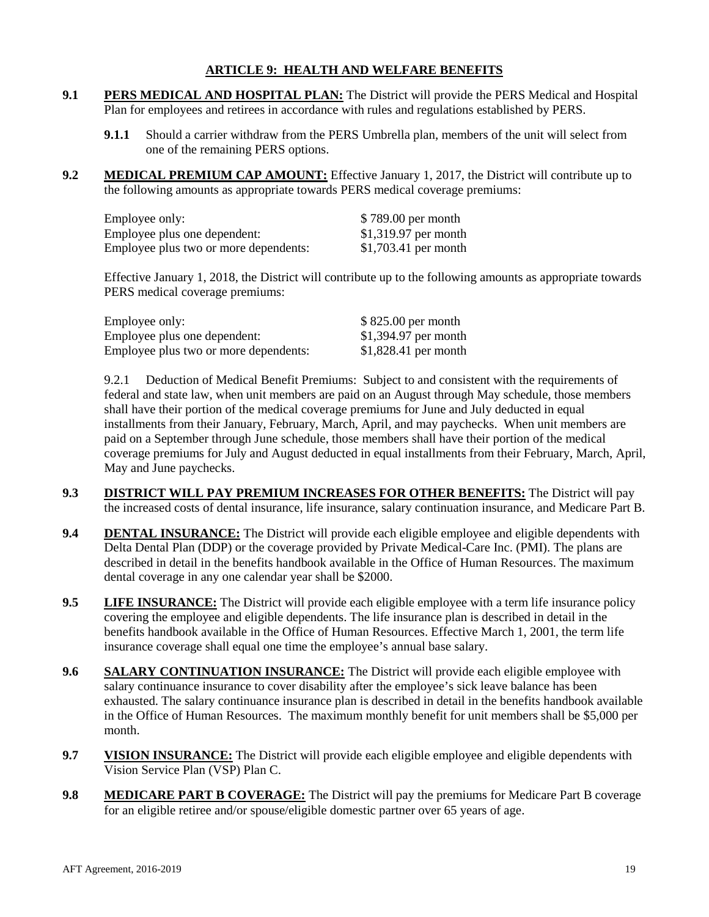## ARTICLE 9: HEALTH AND WELFARE BENEFITS

**9.1 PERS MEDICAL AND HOSPITAL PLAN:** The District will provide the PERS Medical and Hospital Plan for employees and retirees in accordance with rules and regulations established by PERS.

**9.1.1** Should a carrier withdraw from the PERS Umbrella plan, members of the unit will select from one of the remaining PERS options.

**9.2 MEDICAL PREMIUM CAP AMOUNT:** Effective January 1, 2017, the District will contribute up to the following amounts as appropriate towards PERS medical coverage premiums:

| | |
|---|---|
| Employee only: | $ 789.00 per month |
| Employee plus one dependent: | $1,319.97 per month |
| Employee plus two or more dependents: | $1,703.41 per month |

Effective January 1, 2018, the District will contribute up to the following amounts as appropriate towards PERS medical coverage premiums:

| | |
|---|---|
| Employee only: | $ 825.00 per month |
| Employee plus one dependent: | $1,394.97 per month |
| Employee plus two or more dependents: | $1,828.41 per month |

9.2.1 Deduction of Medical Benefit Premiums: Subject to and consistent with the requirements of federal and state law, when unit members are paid on an August through May schedule, those members shall have their portion of the medical coverage premiums for June and July deducted in equal installments from their January, February, March, April, and may paychecks. When unit members are paid on a September through June schedule, those members shall have their portion of the medical coverage premiums for July and August deducted in equal installments from their February, March, April, May and June paychecks.

**9.3 DISTRICT WILL PAY PREMIUM INCREASES FOR OTHER BENEFITS:** The District will pay the increased costs of dental insurance, life insurance, salary continuation insurance, and Medicare Part B.

**9.4 DENTAL INSURANCE:** The District will provide each eligible employee and eligible dependents with Delta Dental Plan (DDP) or the coverage provided by Private Medical-Care Inc. (PMI). The plans are described in detail in the benefits handbook available in the Office of Human Resources. The maximum dental coverage in any one calendar year shall be $2000.

**9.5 LIFE INSURANCE:** The District will provide each eligible employee with a term life insurance policy covering the employee and eligible dependents. The life insurance plan is described in detail in the benefits handbook available in the Office of Human Resources. Effective March 1, 2001, the term life insurance coverage shall equal one time the employee's annual base salary.

**9.6 SALARY CONTINUATION INSURANCE:** The District will provide each eligible employee with salary continuance insurance to cover disability after the employee's sick leave balance has been exhausted. The salary continuance insurance plan is described in detail in the benefits handbook available in the Office of Human Resources. The maximum monthly benefit for unit members shall be $5,000 per month.

**9.7 VISION INSURANCE:** The District will provide each eligible employee and eligible dependents with Vision Service Plan (VSP) Plan C.

**9.8 MEDICARE PART B COVERAGE:** The District will pay the premiums for Medicare Part B coverage for an eligible retiree and/or spouse/eligible domestic partner over 65 years of age.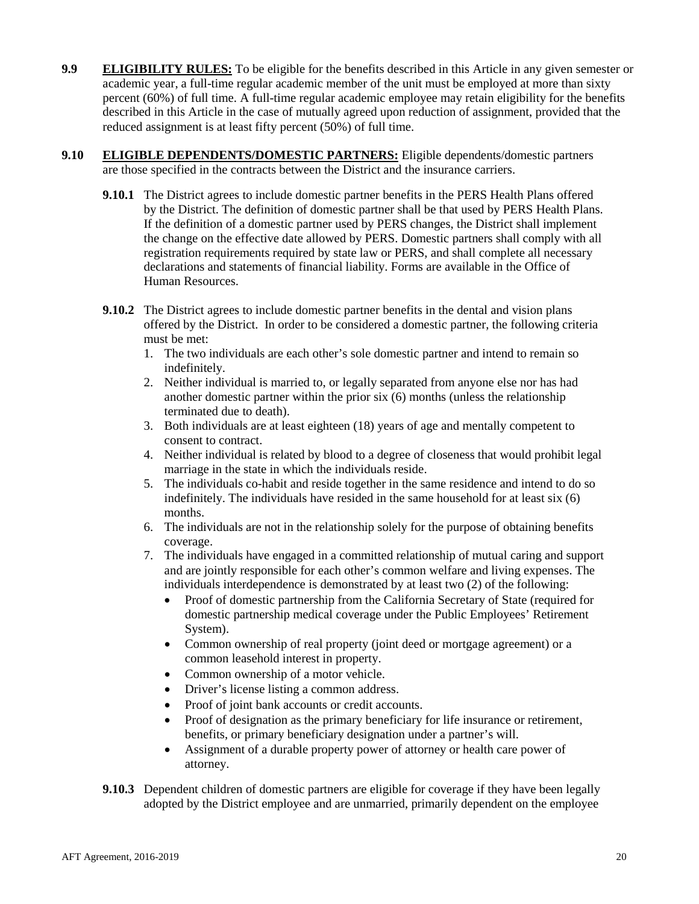**9.9 ELIGIBILITY RULES:** To be eligible for the benefits described in this Article in any given semester or academic year, a full-time regular academic member of the unit must be employed at more than sixty percent (60%) of full time. A full-time regular academic employee may retain eligibility for the benefits described in this Article in the case of mutually agreed upon reduction of assignment, provided that the reduced assignment is at least fifty percent (50%) of full time.

**9.10 ELIGIBLE DEPENDENTS/DOMESTIC PARTNERS:** Eligible dependents/domestic partners are those specified in the contracts between the District and the insurance carriers.

**9.10.1** The District agrees to include domestic partner benefits in the PERS Health Plans offered by the District. The definition of domestic partner shall be that used by PERS Health Plans. If the definition of a domestic partner used by PERS changes, the District shall implement the change on the effective date allowed by PERS. Domestic partners shall comply with all registration requirements required by state law or PERS, and shall complete all necessary declarations and statements of financial liability. Forms are available in the Office of Human Resources.

**9.10.2** The District agrees to include domestic partner benefits in the dental and vision plans offered by the District. In order to be considered a domestic partner, the following criteria must be met:

1. The two individuals are each other's sole domestic partner and intend to remain so indefinitely.
2. Neither individual is married to, or legally separated from anyone else nor has had another domestic partner within the prior six (6) months (unless the relationship terminated due to death).
3. Both individuals are at least eighteen (18) years of age and mentally competent to consent to contract.
4. Neither individual is related by blood to a degree of closeness that would prohibit legal marriage in the state in which the individuals reside.
5. The individuals co-habit and reside together in the same residence and intend to do so indefinitely. The individuals have resided in the same household for at least six (6) months.
6. The individuals are not in the relationship solely for the purpose of obtaining benefits coverage.
7. The individuals have engaged in a committed relationship of mutual caring and support and are jointly responsible for each other's common welfare and living expenses. The individuals interdependence is demonstrated by at least two (2) of the following:
   - Proof of domestic partnership from the California Secretary of State (required for domestic partnership medical coverage under the Public Employees' Retirement System).
   - Common ownership of real property (joint deed or mortgage agreement) or a common leasehold interest in property.
   - Common ownership of a motor vehicle.
   - Driver's license listing a common address.
   - Proof of joint bank accounts or credit accounts.
   - Proof of designation as the primary beneficiary for life insurance or retirement, benefits, or primary beneficiary designation under a partner's will.
   - Assignment of a durable property power of attorney or health care power of attorney.

**9.10.3** Dependent children of domestic partners are eligible for coverage if they have been legally adopted by the District employee and are unmarried, primarily dependent on the employee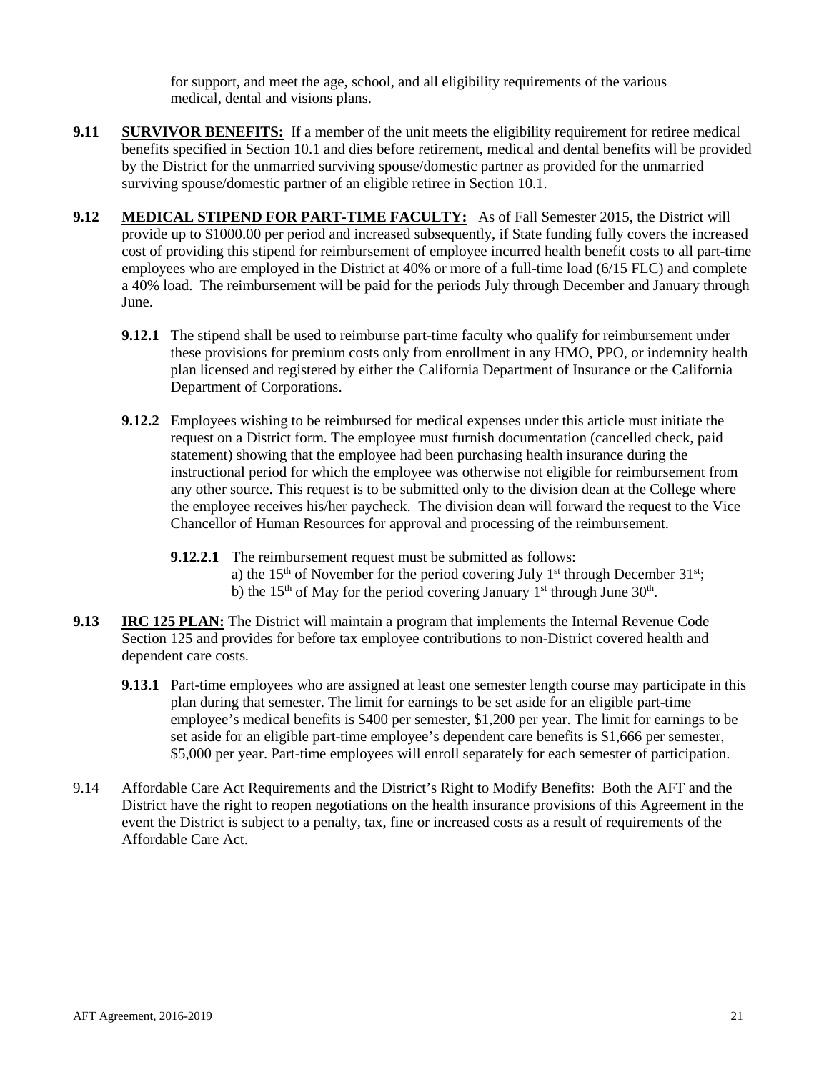for support, and meet the age, school, and all eligibility requirements of the various medical, dental and visions plans.

**9.11** **SURVIVOR BENEFITS:** If a member of the unit meets the eligibility requirement for retiree medical benefits specified in Section 10.1 and dies before retirement, medical and dental benefits will be provided by the District for the unmarried surviving spouse/domestic partner as provided for the unmarried surviving spouse/domestic partner of an eligible retiree in Section 10.1.

**9.12** **MEDICAL STIPEND FOR PART-TIME FACULTY:** As of Fall Semester 2015, the District will provide up to $1000.00 per period and increased subsequently, if State funding fully covers the increased cost of providing this stipend for reimbursement of employee incurred health benefit costs to all part-time employees who are employed in the District at 40% or more of a full-time load (6/15 FLC) and complete a 40% load. The reimbursement will be paid for the periods July through December and January through June.

**9.12.1** The stipend shall be used to reimburse part-time faculty who qualify for reimbursement under these provisions for premium costs only from enrollment in any HMO, PPO, or indemnity health plan licensed and registered by either the California Department of Insurance or the California Department of Corporations.

**9.12.2** Employees wishing to be reimbursed for medical expenses under this article must initiate the request on a District form. The employee must furnish documentation (cancelled check, paid statement) showing that the employee had been purchasing health insurance during the instructional period for which the employee was otherwise not eligible for reimbursement from any other source. This request is to be submitted only to the division dean at the College where the employee receives his/her paycheck. The division dean will forward the request to the Vice Chancellor of Human Resources for approval and processing of the reimbursement.

**9.12.2.1** The reimbursement request must be submitted as follows:
a) the 15th of November for the period covering July 1st through December 31st;
b) the 15th of May for the period covering January 1st through June 30th.

**9.13** **IRC 125 PLAN:** The District will maintain a program that implements the Internal Revenue Code Section 125 and provides for before tax employee contributions to non-District covered health and dependent care costs.

**9.13.1** Part-time employees who are assigned at least one semester length course may participate in this plan during that semester. The limit for earnings to be set aside for an eligible part-time employee's medical benefits is $400 per semester, $1,200 per year. The limit for earnings to be set aside for an eligible part-time employee's dependent care benefits is $1,666 per semester, $5,000 per year. Part-time employees will enroll separately for each semester of participation.

9.14 Affordable Care Act Requirements and the District's Right to Modify Benefits: Both the AFT and the District have the right to reopen negotiations on the health insurance provisions of this Agreement in the event the District is subject to a penalty, tax, fine or increased costs as a result of requirements of the Affordable Care Act.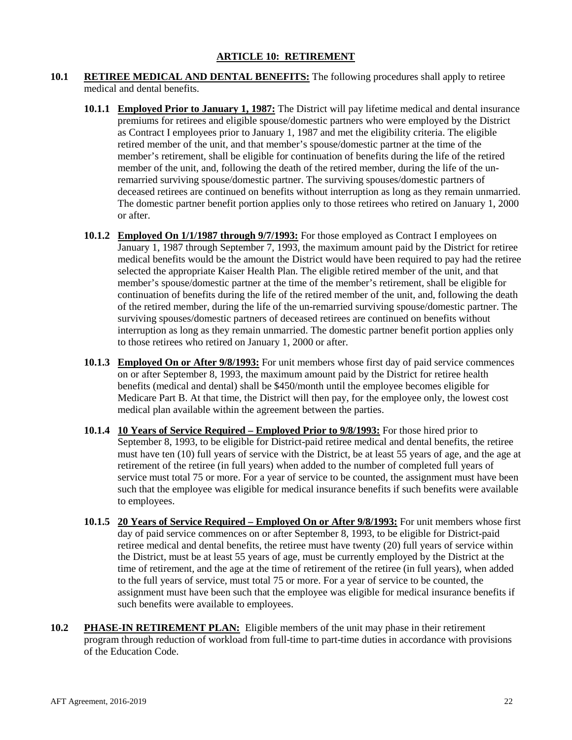# ARTICLE 10: RETIREMENT

**10.1 RETIREE MEDICAL AND DENTAL BENEFITS:** The following procedures shall apply to retiree medical and dental benefits.

**10.1.1 Employed Prior to January 1, 1987:** The District will pay lifetime medical and dental insurance premiums for retirees and eligible spouse/domestic partners who were employed by the District as Contract I employees prior to January 1, 1987 and met the eligibility criteria. The eligible retired member of the unit, and that member's spouse/domestic partner at the time of the member's retirement, shall be eligible for continuation of benefits during the life of the retired member of the unit, and, following the death of the retired member, during the life of the un-remarried surviving spouse/domestic partner. The surviving spouses/domestic partners of deceased retirees are continued on benefits without interruption as long as they remain unmarried. The domestic partner benefit portion applies only to those retirees who retired on January 1, 2000 or after.

**10.1.2 Employed On 1/1/1987 through 9/7/1993:** For those employed as Contract I employees on January 1, 1987 through September 7, 1993, the maximum amount paid by the District for retiree medical benefits would be the amount the District would have been required to pay had the retiree selected the appropriate Kaiser Health Plan. The eligible retired member of the unit, and that member's spouse/domestic partner at the time of the member's retirement, shall be eligible for continuation of benefits during the life of the retired member of the unit, and, following the death of the retired member, during the life of the un-remarried surviving spouse/domestic partner. The surviving spouses/domestic partners of deceased retirees are continued on benefits without interruption as long as they remain unmarried. The domestic partner benefit portion applies only to those retirees who retired on January 1, 2000 or after.

**10.1.3 Employed On or After 9/8/1993:** For unit members whose first day of paid service commences on or after September 8, 1993, the maximum amount paid by the District for retiree health benefits (medical and dental) shall be $450/month until the employee becomes eligible for Medicare Part B. At that time, the District will then pay, for the employee only, the lowest cost medical plan available within the agreement between the parties.

**10.1.4 10 Years of Service Required – Employed Prior to 9/8/1993:** For those hired prior to September 8, 1993, to be eligible for District-paid retiree medical and dental benefits, the retiree must have ten (10) full years of service with the District, be at least 55 years of age, and the age at retirement of the retiree (in full years) when added to the number of completed full years of service must total 75 or more. For a year of service to be counted, the assignment must have been such that the employee was eligible for medical insurance benefits if such benefits were available to employees.

**10.1.5 20 Years of Service Required – Employed On or After 9/8/1993:** For unit members whose first day of paid service commences on or after September 8, 1993, to be eligible for District-paid retiree medical and dental benefits, the retiree must have twenty (20) full years of service within the District, must be at least 55 years of age, must be currently employed by the District at the time of retirement, and the age at the time of retirement of the retiree (in full years), when added to the full years of service, must total 75 or more. For a year of service to be counted, the assignment must have been such that the employee was eligible for medical insurance benefits if such benefits were available to employees.

**10.2 PHASE-IN RETIREMENT PLAN:** Eligible members of the unit may phase in their retirement program through reduction of workload from full-time to part-time duties in accordance with provisions of the Education Code.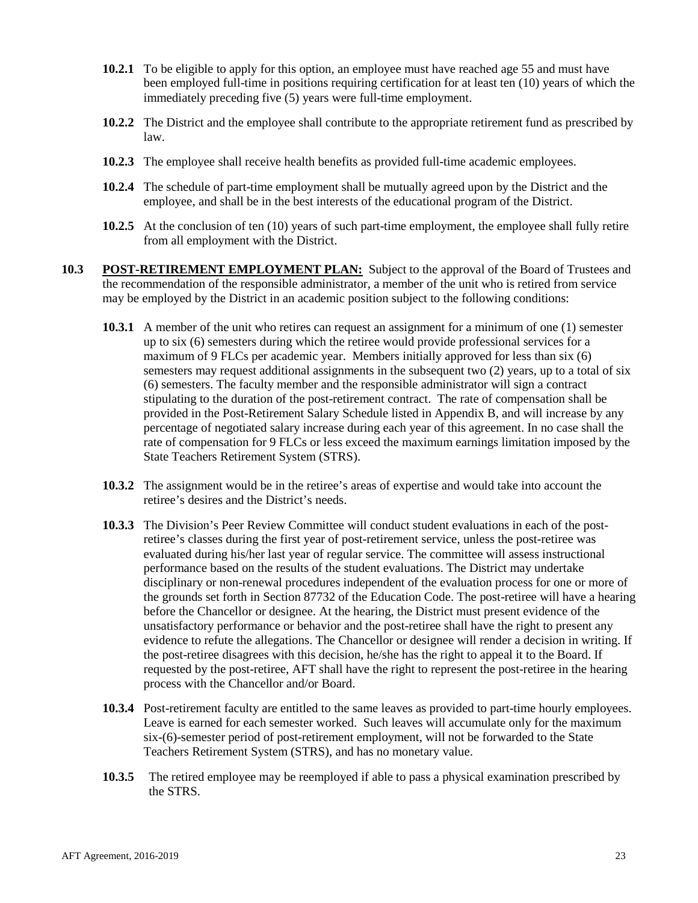**10.2.1** To be eligible to apply for this option, an employee must have reached age 55 and must have been employed full-time in positions requiring certification for at least ten (10) years of which the immediately preceding five (5) years were full-time employment.

**10.2.2** The District and the employee shall contribute to the appropriate retirement fund as prescribed by law.

**10.2.3** The employee shall receive health benefits as provided full-time academic employees.

**10.2.4** The schedule of part-time employment shall be mutually agreed upon by the District and the employee, and shall be in the best interests of the educational program of the District.

**10.2.5** At the conclusion of ten (10) years of such part-time employment, the employee shall fully retire from all employment with the District.

**10.3 <u>POST-RETIREMENT EMPLOYMENT PLAN:</u>** Subject to the approval of the Board of Trustees and the recommendation of the responsible administrator, a member of the unit who is retired from service may be employed by the District in an academic position subject to the following conditions:

**10.3.1** A member of the unit who retires can request an assignment for a minimum of one (1) semester up to six (6) semesters during which the retiree would provide professional services for a maximum of 9 FLCs per academic year. Members initially approved for less than six (6) semesters may request additional assignments in the subsequent two (2) years, up to a total of six (6) semesters. The faculty member and the responsible administrator will sign a contract stipulating to the duration of the post-retirement contract. The rate of compensation shall be provided in the Post-Retirement Salary Schedule listed in Appendix B, and will increase by any percentage of negotiated salary increase during each year of this agreement. In no case shall the rate of compensation for 9 FLCs or less exceed the maximum earnings limitation imposed by the State Teachers Retirement System (STRS).

**10.3.2** The assignment would be in the retiree's areas of expertise and would take into account the retiree's desires and the District's needs.

**10.3.3** The Division's Peer Review Committee will conduct student evaluations in each of the post-retiree's classes during the first year of post-retirement service, unless the post-retiree was evaluated during his/her last year of regular service. The committee will assess instructional performance based on the results of the student evaluations. The District may undertake disciplinary or non-renewal procedures independent of the evaluation process for one or more of the grounds set forth in Section 87732 of the Education Code. The post-retiree will have a hearing before the Chancellor or designee. At the hearing, the District must present evidence of the unsatisfactory performance or behavior and the post-retiree shall have the right to present any evidence to refute the allegations. The Chancellor or designee will render a decision in writing. If the post-retiree disagrees with this decision, he/she has the right to appeal it to the Board. If requested by the post-retiree, AFT shall have the right to represent the post-retiree in the hearing process with the Chancellor and/or Board.

**10.3.4** Post-retirement faculty are entitled to the same leaves as provided to part-time hourly employees. Leave is earned for each semester worked. Such leaves will accumulate only for the maximum six-(6)-semester period of post-retirement employment, will not be forwarded to the State Teachers Retirement System (STRS), and has no monetary value.

**10.3.5** The retired employee may be reemployed if able to pass a physical examination prescribed by the STRS.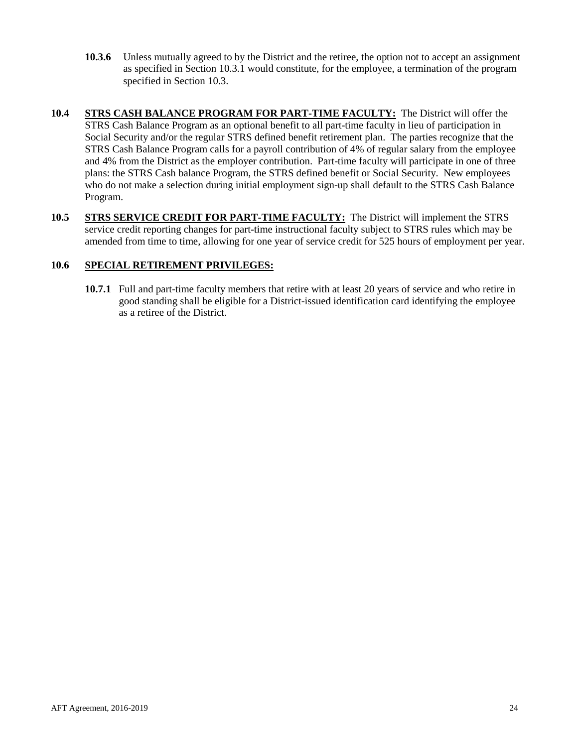**10.3.6** Unless mutually agreed to by the District and the retiree, the option not to accept an assignment as specified in Section 10.3.1 would constitute, for the employee, a termination of the program specified in Section 10.3.

**10.4 <u>STRS CASH BALANCE PROGRAM FOR PART-TIME FACULTY:</u>** The District will offer the STRS Cash Balance Program as an optional benefit to all part-time faculty in lieu of participation in Social Security and/or the regular STRS defined benefit retirement plan. The parties recognize that the STRS Cash Balance Program calls for a payroll contribution of 4% of regular salary from the employee and 4% from the District as the employer contribution. Part-time faculty will participate in one of three plans: the STRS Cash balance Program, the STRS defined benefit or Social Security. New employees who do not make a selection during initial employment sign-up shall default to the STRS Cash Balance Program.

**10.5 <u>STRS SERVICE CREDIT FOR PART-TIME FACULTY:</u>** The District will implement the STRS service credit reporting changes for part-time instructional faculty subject to STRS rules which may be amended from time to time, allowing for one year of service credit for 525 hours of employment per year.

**10.6 <u>SPECIAL RETIREMENT PRIVILEGES:</u>**

**10.7.1** Full and part-time faculty members that retire with at least 20 years of service and who retire in good standing shall be eligible for a District-issued identification card identifying the employee as a retiree of the District.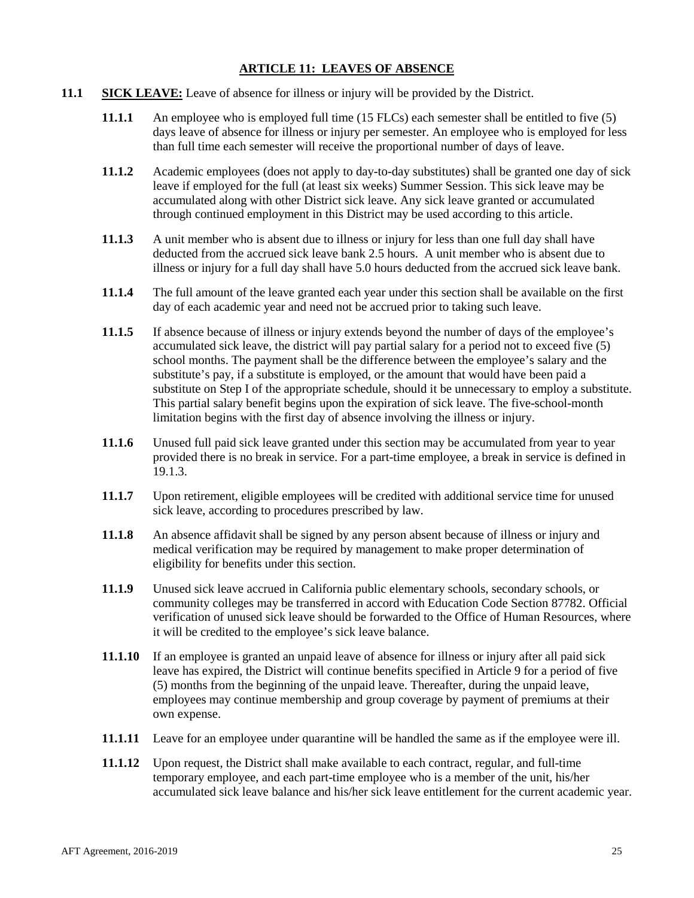## ARTICLE 11: LEAVES OF ABSENCE

**11.1** **SICK LEAVE:** Leave of absence for illness or injury will be provided by the District.

**11.1.1** An employee who is employed full time (15 FLCs) each semester shall be entitled to five (5) days leave of absence for illness or injury per semester. An employee who is employed for less than full time each semester will receive the proportional number of days of leave.

**11.1.2** Academic employees (does not apply to day-to-day substitutes) shall be granted one day of sick leave if employed for the full (at least six weeks) Summer Session. This sick leave may be accumulated along with other District sick leave. Any sick leave granted or accumulated through continued employment in this District may be used according to this article.

**11.1.3** A unit member who is absent due to illness or injury for less than one full day shall have deducted from the accrued sick leave bank 2.5 hours. A unit member who is absent due to illness or injury for a full day shall have 5.0 hours deducted from the accrued sick leave bank.

**11.1.4** The full amount of the leave granted each year under this section shall be available on the first day of each academic year and need not be accrued prior to taking such leave.

**11.1.5** If absence because of illness or injury extends beyond the number of days of the employee's accumulated sick leave, the district will pay partial salary for a period not to exceed five (5) school months. The payment shall be the difference between the employee's salary and the substitute's pay, if a substitute is employed, or the amount that would have been paid a substitute on Step I of the appropriate schedule, should it be unnecessary to employ a substitute. This partial salary benefit begins upon the expiration of sick leave. The five-school-month limitation begins with the first day of absence involving the illness or injury.

**11.1.6** Unused full paid sick leave granted under this section may be accumulated from year to year provided there is no break in service. For a part-time employee, a break in service is defined in 19.1.3.

**11.1.7** Upon retirement, eligible employees will be credited with additional service time for unused sick leave, according to procedures prescribed by law.

**11.1.8** An absence affidavit shall be signed by any person absent because of illness or injury and medical verification may be required by management to make proper determination of eligibility for benefits under this section.

**11.1.9** Unused sick leave accrued in California public elementary schools, secondary schools, or community colleges may be transferred in accord with Education Code Section 87782. Official verification of unused sick leave should be forwarded to the Office of Human Resources, where it will be credited to the employee's sick leave balance.

**11.1.10** If an employee is granted an unpaid leave of absence for illness or injury after all paid sick leave has expired, the District will continue benefits specified in Article 9 for a period of five (5) months from the beginning of the unpaid leave. Thereafter, during the unpaid leave, employees may continue membership and group coverage by payment of premiums at their own expense.

**11.1.11** Leave for an employee under quarantine will be handled the same as if the employee were ill.

**11.1.12** Upon request, the District shall make available to each contract, regular, and full-time temporary employee, and each part-time employee who is a member of the unit, his/her accumulated sick leave balance and his/her sick leave entitlement for the current academic year.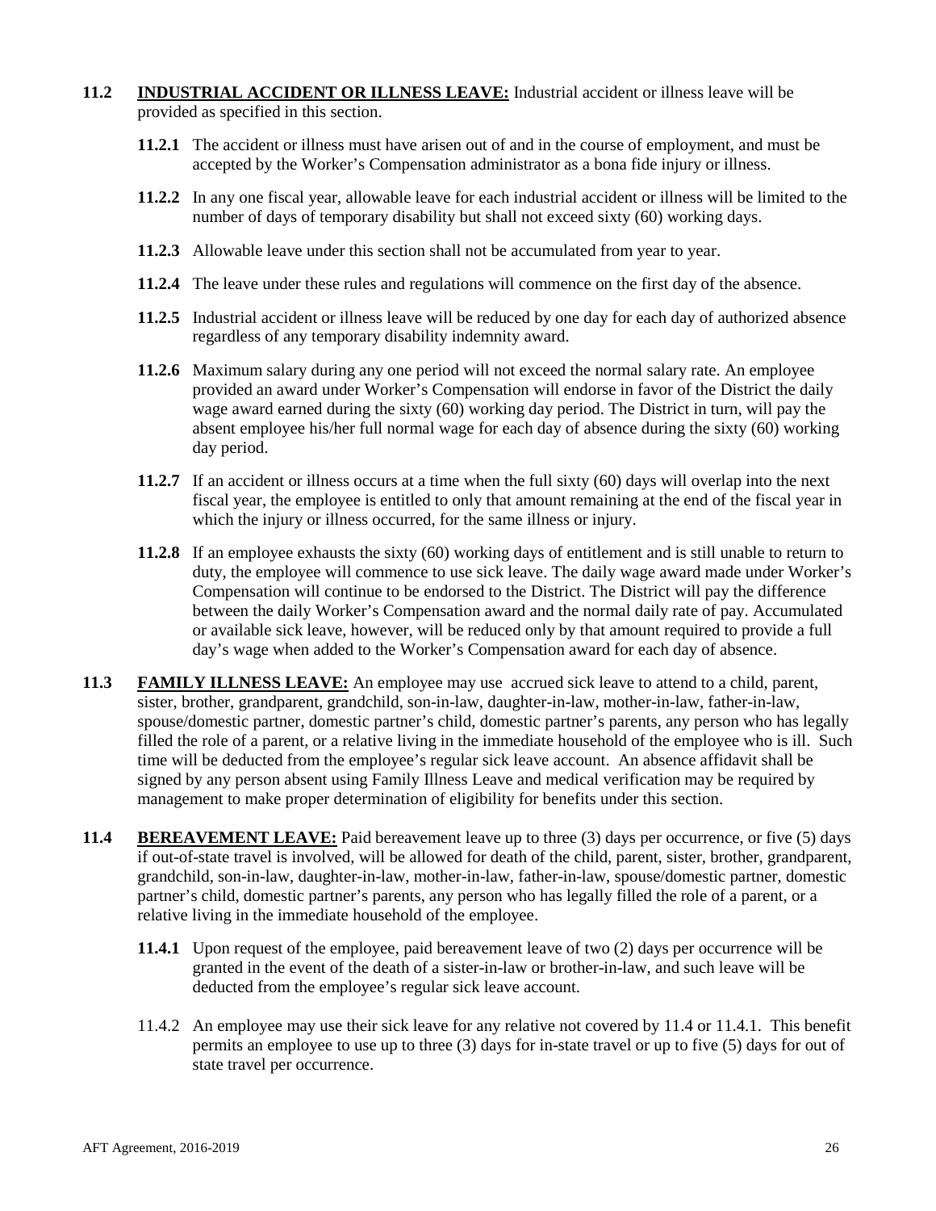**11.2 INDUSTRIAL ACCIDENT OR ILLNESS LEAVE:** Industrial accident or illness leave will be provided as specified in this section.

**11.2.1** The accident or illness must have arisen out of and in the course of employment, and must be accepted by the Worker's Compensation administrator as a bona fide injury or illness.

**11.2.2** In any one fiscal year, allowable leave for each industrial accident or illness will be limited to the number of days of temporary disability but shall not exceed sixty (60) working days.

**11.2.3** Allowable leave under this section shall not be accumulated from year to year.

**11.2.4** The leave under these rules and regulations will commence on the first day of the absence.

**11.2.5** Industrial accident or illness leave will be reduced by one day for each day of authorized absence regardless of any temporary disability indemnity award.

**11.2.6** Maximum salary during any one period will not exceed the normal salary rate. An employee provided an award under Worker's Compensation will endorse in favor of the District the daily wage award earned during the sixty (60) working day period. The District in turn, will pay the absent employee his/her full normal wage for each day of absence during the sixty (60) working day period.

**11.2.7** If an accident or illness occurs at a time when the full sixty (60) days will overlap into the next fiscal year, the employee is entitled to only that amount remaining at the end of the fiscal year in which the injury or illness occurred, for the same illness or injury.

**11.2.8** If an employee exhausts the sixty (60) working days of entitlement and is still unable to return to duty, the employee will commence to use sick leave. The daily wage award made under Worker's Compensation will continue to be endorsed to the District. The District will pay the difference between the daily Worker's Compensation award and the normal daily rate of pay. Accumulated or available sick leave, however, will be reduced only by that amount required to provide a full day's wage when added to the Worker's Compensation award for each day of absence.

**11.3 FAMILY ILLNESS LEAVE:** An employee may use accrued sick leave to attend to a child, parent, sister, brother, grandparent, grandchild, son-in-law, daughter-in-law, mother-in-law, father-in-law, spouse/domestic partner, domestic partner's child, domestic partner's parents, any person who has legally filled the role of a parent, or a relative living in the immediate household of the employee who is ill. Such time will be deducted from the employee's regular sick leave account. An absence affidavit shall be signed by any person absent using Family Illness Leave and medical verification may be required by management to make proper determination of eligibility for benefits under this section.

**11.4 BEREAVEMENT LEAVE:** Paid bereavement leave up to three (3) days per occurrence, or five (5) days if out-of-state travel is involved, will be allowed for death of the child, parent, sister, brother, grandparent, grandchild, son-in-law, daughter-in-law, mother-in-law, father-in-law, spouse/domestic partner, domestic partner's child, domestic partner's parents, any person who has legally filled the role of a parent, or a relative living in the immediate household of the employee.

**11.4.1** Upon request of the employee, paid bereavement leave of two (2) days per occurrence will be granted in the event of the death of a sister-in-law or brother-in-law, and such leave will be deducted from the employee's regular sick leave account.

11.4.2 An employee may use their sick leave for any relative not covered by 11.4 or 11.4.1. This benefit permits an employee to use up to three (3) days for in-state travel or up to five (5) days for out of state travel per occurrence.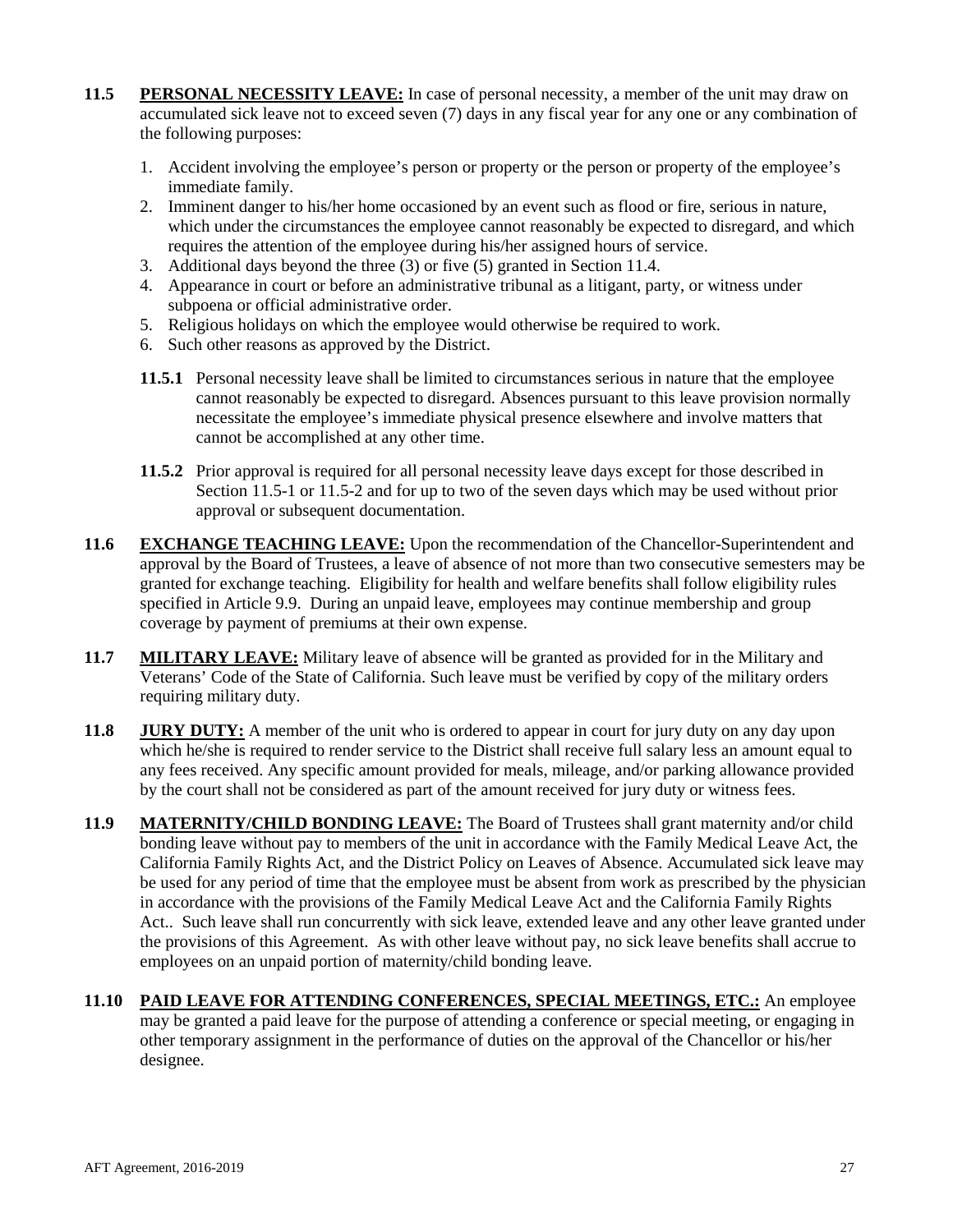**11.5** **PERSONAL NECESSITY LEAVE:** In case of personal necessity, a member of the unit may draw on accumulated sick leave not to exceed seven (7) days in any fiscal year for any one or any combination of the following purposes:

1. Accident involving the employee's person or property or the person or property of the employee's immediate family.
2. Imminent danger to his/her home occasioned by an event such as flood or fire, serious in nature, which under the circumstances the employee cannot reasonably be expected to disregard, and which requires the attention of the employee during his/her assigned hours of service.
3. Additional days beyond the three (3) or five (5) granted in Section 11.4.
4. Appearance in court or before an administrative tribunal as a litigant, party, or witness under subpoena or official administrative order.
5. Religious holidays on which the employee would otherwise be required to work.
6. Such other reasons as approved by the District.

**11.5.1** Personal necessity leave shall be limited to circumstances serious in nature that the employee cannot reasonably be expected to disregard. Absences pursuant to this leave provision normally necessitate the employee's immediate physical presence elsewhere and involve matters that cannot be accomplished at any other time.

**11.5.2** Prior approval is required for all personal necessity leave days except for those described in Section 11.5-1 or 11.5-2 and for up to two of the seven days which may be used without prior approval or subsequent documentation.

**11.6** **EXCHANGE TEACHING LEAVE:** Upon the recommendation of the Chancellor-Superintendent and approval by the Board of Trustees, a leave of absence of not more than two consecutive semesters may be granted for exchange teaching. Eligibility for health and welfare benefits shall follow eligibility rules specified in Article 9.9. During an unpaid leave, employees may continue membership and group coverage by payment of premiums at their own expense.

**11.7** **MILITARY LEAVE:** Military leave of absence will be granted as provided for in the Military and Veterans' Code of the State of California. Such leave must be verified by copy of the military orders requiring military duty.

**11.8** **JURY DUTY:** A member of the unit who is ordered to appear in court for jury duty on any day upon which he/she is required to render service to the District shall receive full salary less an amount equal to any fees received. Any specific amount provided for meals, mileage, and/or parking allowance provided by the court shall not be considered as part of the amount received for jury duty or witness fees.

**11.9** **MATERNITY/CHILD BONDING LEAVE:** The Board of Trustees shall grant maternity and/or child bonding leave without pay to members of the unit in accordance with the Family Medical Leave Act, the California Family Rights Act, and the District Policy on Leaves of Absence. Accumulated sick leave may be used for any period of time that the employee must be absent from work as prescribed by the physician in accordance with the provisions of the Family Medical Leave Act and the California Family Rights Act.. Such leave shall run concurrently with sick leave, extended leave and any other leave granted under the provisions of this Agreement. As with other leave without pay, no sick leave benefits shall accrue to employees on an unpaid portion of maternity/child bonding leave.

**11.10** **PAID LEAVE FOR ATTENDING CONFERENCES, SPECIAL MEETINGS, ETC.:** An employee may be granted a paid leave for the purpose of attending a conference or special meeting, or engaging in other temporary assignment in the performance of duties on the approval of the Chancellor or his/her designee.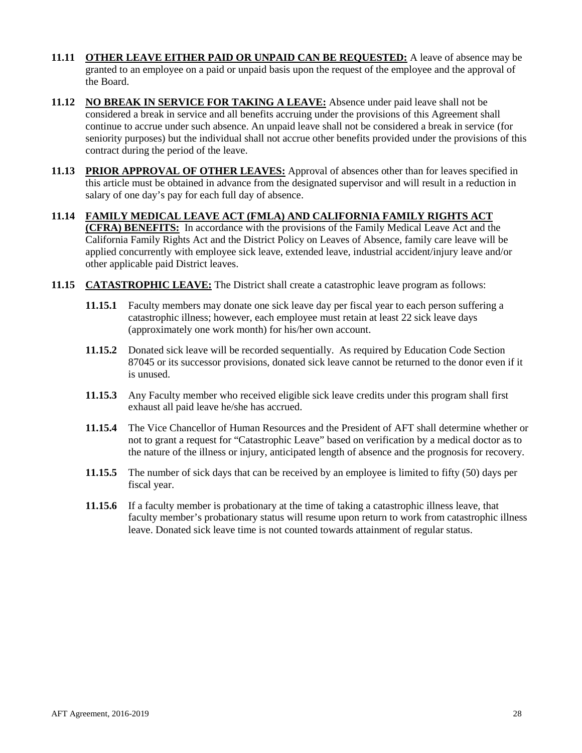**11.11 OTHER LEAVE EITHER PAID OR UNPAID CAN BE REQUESTED:** A leave of absence may be granted to an employee on a paid or unpaid basis upon the request of the employee and the approval of the Board.

**11.12 NO BREAK IN SERVICE FOR TAKING A LEAVE:** Absence under paid leave shall not be considered a break in service and all benefits accruing under the provisions of this Agreement shall continue to accrue under such absence. An unpaid leave shall not be considered a break in service (for seniority purposes) but the individual shall not accrue other benefits provided under the provisions of this contract during the period of the leave.

**11.13 PRIOR APPROVAL OF OTHER LEAVES:** Approval of absences other than for leaves specified in this article must be obtained in advance from the designated supervisor and will result in a reduction in salary of one day's pay for each full day of absence.

**11.14 FAMILY MEDICAL LEAVE ACT (FMLA) AND CALIFORNIA FAMILY RIGHTS ACT (CFRA) BENEFITS:** In accordance with the provisions of the Family Medical Leave Act and the California Family Rights Act and the District Policy on Leaves of Absence, family care leave will be applied concurrently with employee sick leave, extended leave, industrial accident/injury leave and/or other applicable paid District leaves.

**11.15 CATASTROPHIC LEAVE:** The District shall create a catastrophic leave program as follows:

**11.15.1** Faculty members may donate one sick leave day per fiscal year to each person suffering a catastrophic illness; however, each employee must retain at least 22 sick leave days (approximately one work month) for his/her own account.

**11.15.2** Donated sick leave will be recorded sequentially. As required by Education Code Section 87045 or its successor provisions, donated sick leave cannot be returned to the donor even if it is unused.

**11.15.3** Any Faculty member who received eligible sick leave credits under this program shall first exhaust all paid leave he/she has accrued.

**11.15.4** The Vice Chancellor of Human Resources and the President of AFT shall determine whether or not to grant a request for "Catastrophic Leave" based on verification by a medical doctor as to the nature of the illness or injury, anticipated length of absence and the prognosis for recovery.

**11.15.5** The number of sick days that can be received by an employee is limited to fifty (50) days per fiscal year.

**11.15.6** If a faculty member is probationary at the time of taking a catastrophic illness leave, that faculty member's probationary status will resume upon return to work from catastrophic illness leave. Donated sick leave time is not counted towards attainment of regular status.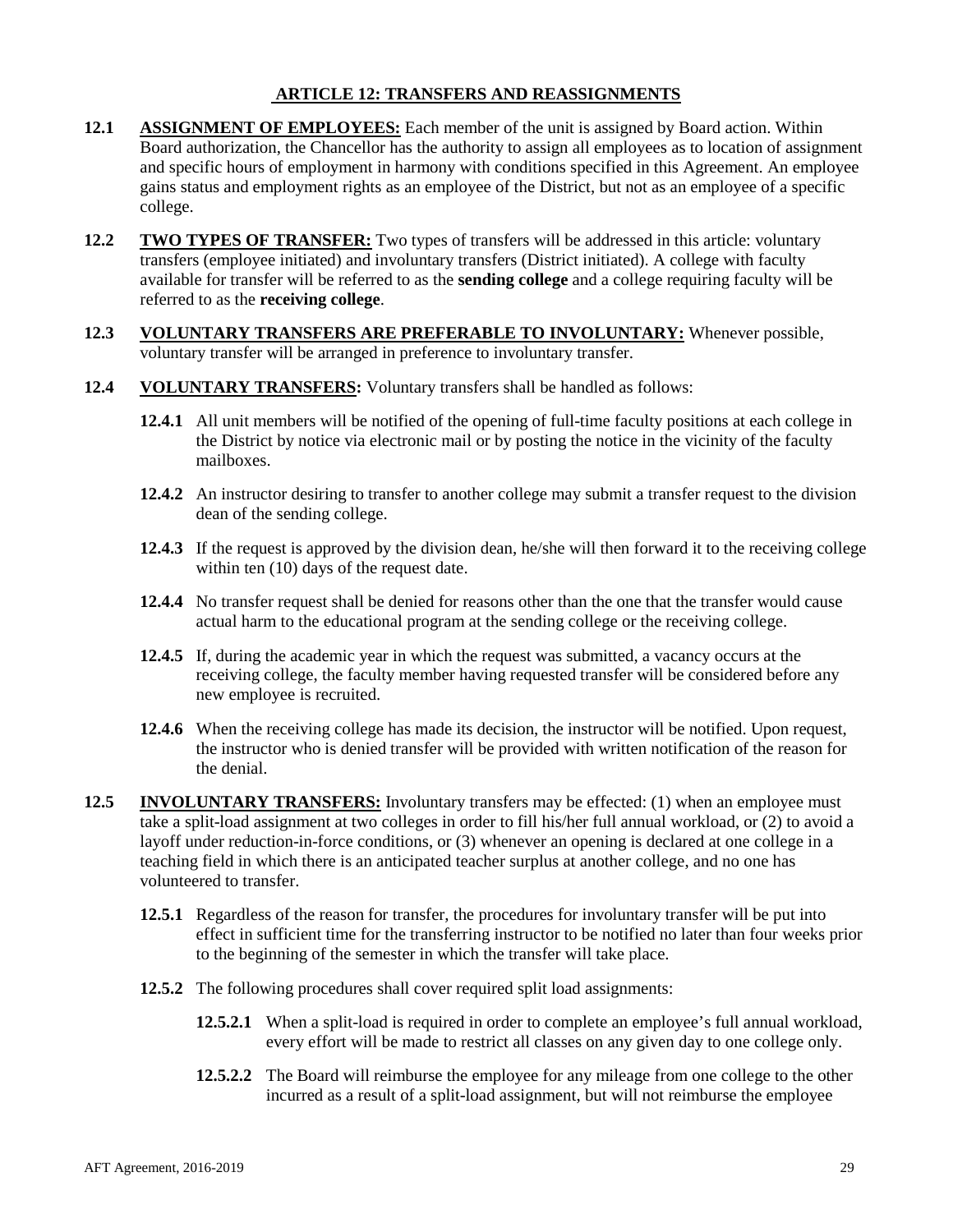## ARTICLE 12: TRANSFERS AND REASSIGNMENTS

**12.1** **ASSIGNMENT OF EMPLOYEES:** Each member of the unit is assigned by Board action. Within Board authorization, the Chancellor has the authority to assign all employees as to location of assignment and specific hours of employment in harmony with conditions specified in this Agreement. An employee gains status and employment rights as an employee of the District, but not as an employee of a specific college.

**12.2** **TWO TYPES OF TRANSFER:** Two types of transfers will be addressed in this article: voluntary transfers (employee initiated) and involuntary transfers (District initiated). A college with faculty available for transfer will be referred to as the **sending college** and a college requiring faculty will be referred to as the **receiving college**.

**12.3** **VOLUNTARY TRANSFERS ARE PREFERABLE TO INVOLUNTARY:** Whenever possible, voluntary transfer will be arranged in preference to involuntary transfer.

**12.4** **VOLUNTARY TRANSFERS:** Voluntary transfers shall be handled as follows:

**12.4.1** All unit members will be notified of the opening of full-time faculty positions at each college in the District by notice via electronic mail or by posting the notice in the vicinity of the faculty mailboxes.

**12.4.2** An instructor desiring to transfer to another college may submit a transfer request to the division dean of the sending college.

**12.4.3** If the request is approved by the division dean, he/she will then forward it to the receiving college within ten (10) days of the request date.

**12.4.4** No transfer request shall be denied for reasons other than the one that the transfer would cause actual harm to the educational program at the sending college or the receiving college.

**12.4.5** If, during the academic year in which the request was submitted, a vacancy occurs at the receiving college, the faculty member having requested transfer will be considered before any new employee is recruited.

**12.4.6** When the receiving college has made its decision, the instructor will be notified. Upon request, the instructor who is denied transfer will be provided with written notification of the reason for the denial.

**12.5** **INVOLUNTARY TRANSFERS:** Involuntary transfers may be effected: (1) when an employee must take a split-load assignment at two colleges in order to fill his/her full annual workload, or (2) to avoid a layoff under reduction-in-force conditions, or (3) whenever an opening is declared at one college in a teaching field in which there is an anticipated teacher surplus at another college, and no one has volunteered to transfer.

**12.5.1** Regardless of the reason for transfer, the procedures for involuntary transfer will be put into effect in sufficient time for the transferring instructor to be notified no later than four weeks prior to the beginning of the semester in which the transfer will take place.

**12.5.2** The following procedures shall cover required split load assignments:

**12.5.2.1** When a split-load is required in order to complete an employee's full annual workload, every effort will be made to restrict all classes on any given day to one college only.

**12.5.2.2** The Board will reimburse the employee for any mileage from one college to the other incurred as a result of a split-load assignment, but will not reimburse the employee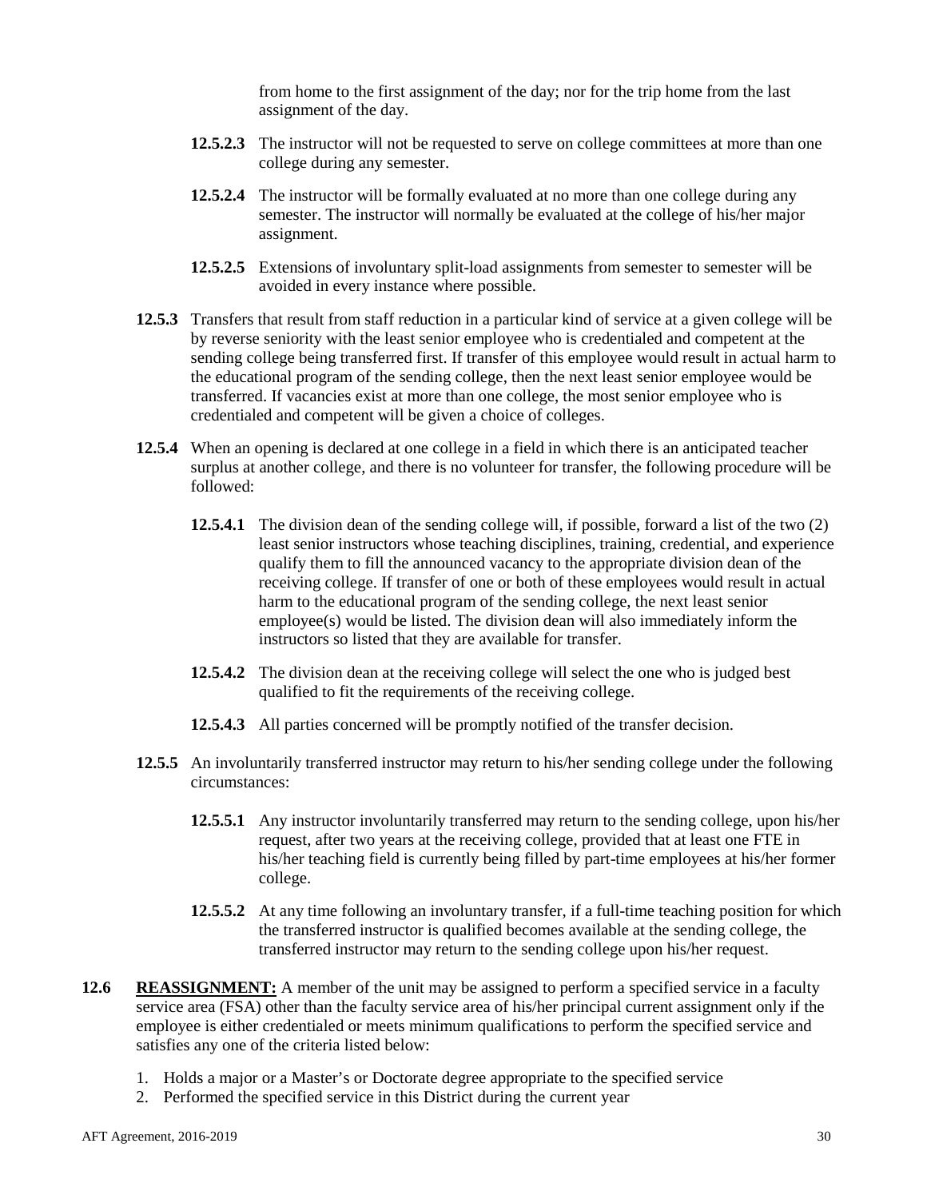from home to the first assignment of the day; nor for the trip home from the last assignment of the day.

**12.5.2.3** The instructor will not be requested to serve on college committees at more than one college during any semester.

**12.5.2.4** The instructor will be formally evaluated at no more than one college during any semester. The instructor will normally be evaluated at the college of his/her major assignment.

**12.5.2.5** Extensions of involuntary split-load assignments from semester to semester will be avoided in every instance where possible.

**12.5.3** Transfers that result from staff reduction in a particular kind of service at a given college will be by reverse seniority with the least senior employee who is credentialed and competent at the sending college being transferred first. If transfer of this employee would result in actual harm to the educational program of the sending college, then the next least senior employee would be transferred. If vacancies exist at more than one college, the most senior employee who is credentialed and competent will be given a choice of colleges.

**12.5.4** When an opening is declared at one college in a field in which there is an anticipated teacher surplus at another college, and there is no volunteer for transfer, the following procedure will be followed:

**12.5.4.1** The division dean of the sending college will, if possible, forward a list of the two (2) least senior instructors whose teaching disciplines, training, credential, and experience qualify them to fill the announced vacancy to the appropriate division dean of the receiving college. If transfer of one or both of these employees would result in actual harm to the educational program of the sending college, the next least senior employee(s) would be listed. The division dean will also immediately inform the instructors so listed that they are available for transfer.

**12.5.4.2** The division dean at the receiving college will select the one who is judged best qualified to fit the requirements of the receiving college.

**12.5.4.3** All parties concerned will be promptly notified of the transfer decision.

**12.5.5** An involuntarily transferred instructor may return to his/her sending college under the following circumstances:

**12.5.5.1** Any instructor involuntarily transferred may return to the sending college, upon his/her request, after two years at the receiving college, provided that at least one FTE in his/her teaching field is currently being filled by part-time employees at his/her former college.

**12.5.5.2** At any time following an involuntary transfer, if a full-time teaching position for which the transferred instructor is qualified becomes available at the sending college, the transferred instructor may return to the sending college upon his/her request.

**12.6** **REASSIGNMENT:** A member of the unit may be assigned to perform a specified service in a faculty service area (FSA) other than the faculty service area of his/her principal current assignment only if the employee is either credentialed or meets minimum qualifications to perform the specified service and satisfies any one of the criteria listed below:

1. Holds a major or a Master's or Doctorate degree appropriate to the specified service
2. Performed the specified service in this District during the current year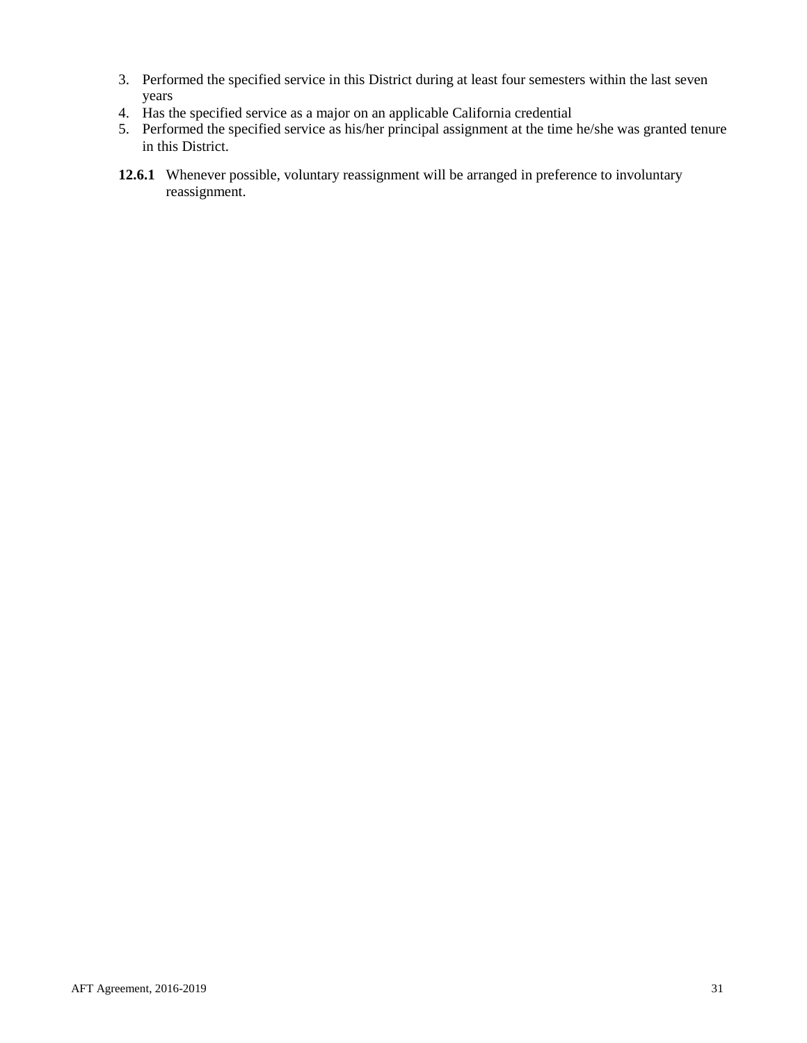3. Performed the specified service in this District during at least four semesters within the last seven years
4. Has the specified service as a major on an applicable California credential
5. Performed the specified service as his/her principal assignment at the time he/she was granted tenure in this District.

**12.6.1** Whenever possible, voluntary reassignment will be arranged in preference to involuntary reassignment.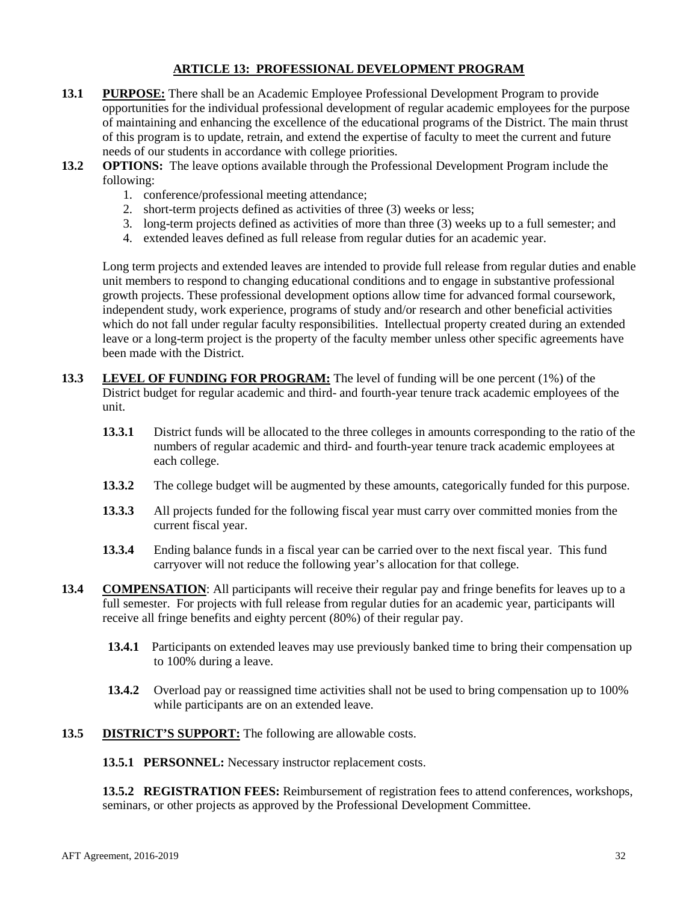## ARTICLE 13: PROFESSIONAL DEVELOPMENT PROGRAM

**13.1 PURPOSE:** There shall be an Academic Employee Professional Development Program to provide opportunities for the individual professional development of regular academic employees for the purpose of maintaining and enhancing the excellence of the educational programs of the District. The main thrust of this program is to update, retrain, and extend the expertise of faculty to meet the current and future needs of our students in accordance with college priorities.

**13.2 OPTIONS:** The leave options available through the Professional Development Program include the following:

1. conference/professional meeting attendance;
2. short-term projects defined as activities of three (3) weeks or less;
3. long-term projects defined as activities of more than three (3) weeks up to a full semester; and
4. extended leaves defined as full release from regular duties for an academic year.

Long term projects and extended leaves are intended to provide full release from regular duties and enable unit members to respond to changing educational conditions and to engage in substantive professional growth projects. These professional development options allow time for advanced formal coursework, independent study, work experience, programs of study and/or research and other beneficial activities which do not fall under regular faculty responsibilities. Intellectual property created during an extended leave or a long-term project is the property of the faculty member unless other specific agreements have been made with the District.

**13.3 LEVEL OF FUNDING FOR PROGRAM:** The level of funding will be one percent (1%) of the District budget for regular academic and third- and fourth-year tenure track academic employees of the unit.

**13.3.1** District funds will be allocated to the three colleges in amounts corresponding to the ratio of the numbers of regular academic and third- and fourth-year tenure track academic employees at each college.

**13.3.2** The college budget will be augmented by these amounts, categorically funded for this purpose.

**13.3.3** All projects funded for the following fiscal year must carry over committed monies from the current fiscal year.

**13.3.4** Ending balance funds in a fiscal year can be carried over to the next fiscal year. This fund carryover will not reduce the following year's allocation for that college.

**13.4 COMPENSATION**: All participants will receive their regular pay and fringe benefits for leaves up to a full semester. For projects with full release from regular duties for an academic year, participants will receive all fringe benefits and eighty percent (80%) of their regular pay.

**13.4.1** Participants on extended leaves may use previously banked time to bring their compensation up to 100% during a leave.

**13.4.2** Overload pay or reassigned time activities shall not be used to bring compensation up to 100% while participants are on an extended leave.

**13.5 DISTRICT'S SUPPORT:** The following are allowable costs.

**13.5.1 PERSONNEL:** Necessary instructor replacement costs.

**13.5.2 REGISTRATION FEES:** Reimbursement of registration fees to attend conferences, workshops, seminars, or other projects as approved by the Professional Development Committee.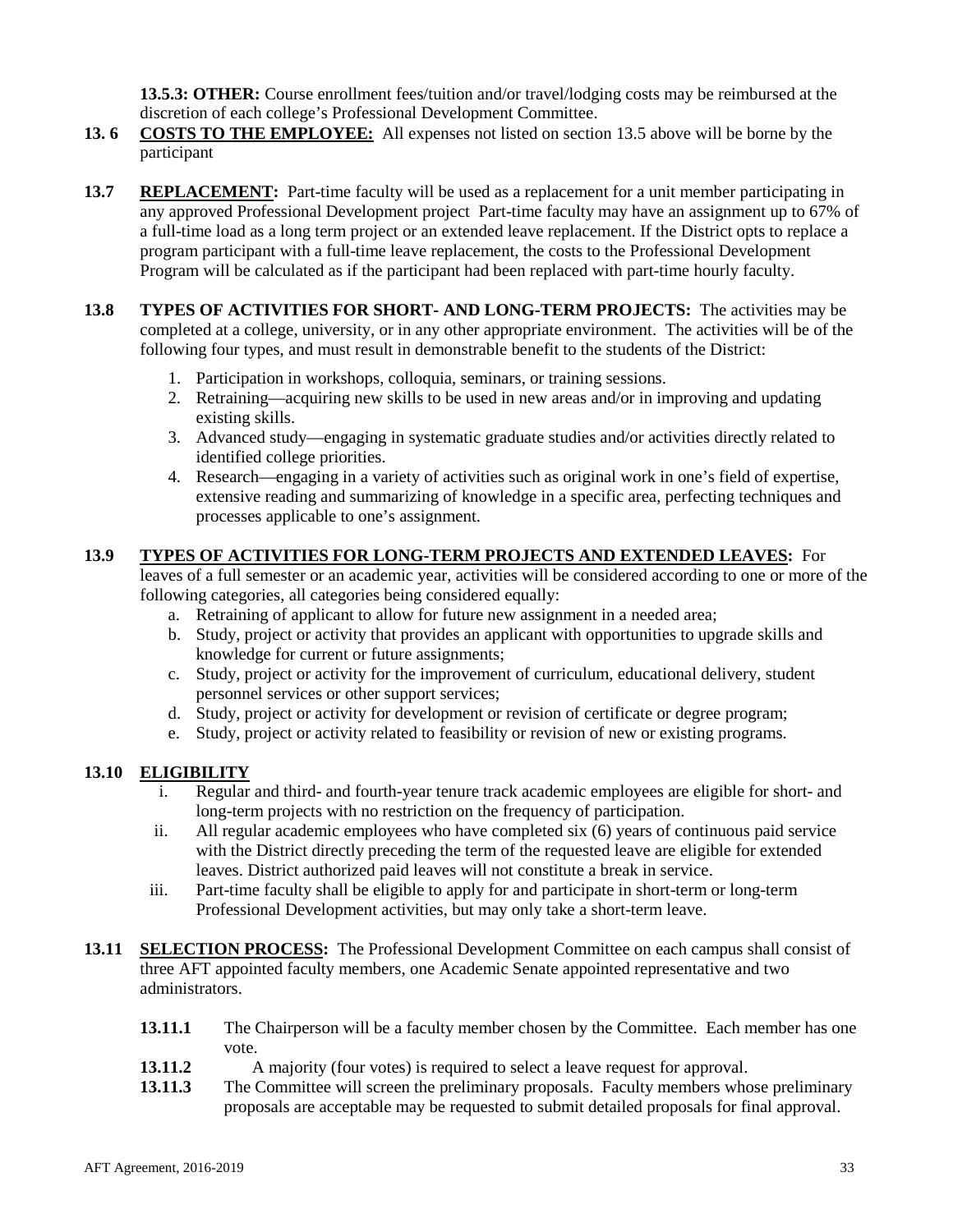**13.5.3: OTHER:** Course enrollment fees/tuition and/or travel/lodging costs may be reimbursed at the discretion of each college's Professional Development Committee.

**13. 6 COSTS TO THE EMPLOYEE:** All expenses not listed on section 13.5 above will be borne by the participant

**13.7 REPLACEMENT:** Part-time faculty will be used as a replacement for a unit member participating in any approved Professional Development project Part-time faculty may have an assignment up to 67% of a full-time load as a long term project or an extended leave replacement. If the District opts to replace a program participant with a full-time leave replacement, the costs to the Professional Development Program will be calculated as if the participant had been replaced with part-time hourly faculty.

**13.8 TYPES OF ACTIVITIES FOR SHORT- AND LONG-TERM PROJECTS:** The activities may be completed at a college, university, or in any other appropriate environment. The activities will be of the following four types, and must result in demonstrable benefit to the students of the District:

1. Participation in workshops, colloquia, seminars, or training sessions.
2. Retraining—acquiring new skills to be used in new areas and/or in improving and updating existing skills.
3. Advanced study—engaging in systematic graduate studies and/or activities directly related to identified college priorities.
4. Research—engaging in a variety of activities such as original work in one's field of expertise, extensive reading and summarizing of knowledge in a specific area, perfecting techniques and processes applicable to one's assignment.

**13.9 TYPES OF ACTIVITIES FOR LONG-TERM PROJECTS AND EXTENDED LEAVES:** For leaves of a full semester or an academic year, activities will be considered according to one or more of the following categories, all categories being considered equally:

a. Retraining of applicant to allow for future new assignment in a needed area;
b. Study, project or activity that provides an applicant with opportunities to upgrade skills and knowledge for current or future assignments;
c. Study, project or activity for the improvement of curriculum, educational delivery, student personnel services or other support services;
d. Study, project or activity for development or revision of certificate or degree program;
e. Study, project or activity related to feasibility or revision of new or existing programs.

**13.10 ELIGIBILITY**

i. Regular and third- and fourth-year tenure track academic employees are eligible for short- and long-term projects with no restriction on the frequency of participation.
ii. All regular academic employees who have completed six (6) years of continuous paid service with the District directly preceding the term of the requested leave are eligible for extended leaves. District authorized paid leaves will not constitute a break in service.
iii. Part-time faculty shall be eligible to apply for and participate in short-term or long-term Professional Development activities, but may only take a short-term leave.

**13.11 SELECTION PROCESS:** The Professional Development Committee on each campus shall consist of three AFT appointed faculty members, one Academic Senate appointed representative and two administrators.

**13.11.1** The Chairperson will be a faculty member chosen by the Committee. Each member has one vote.

**13.11.2** A majority (four votes) is required to select a leave request for approval.

**13.11.3** The Committee will screen the preliminary proposals. Faculty members whose preliminary proposals are acceptable may be requested to submit detailed proposals for final approval.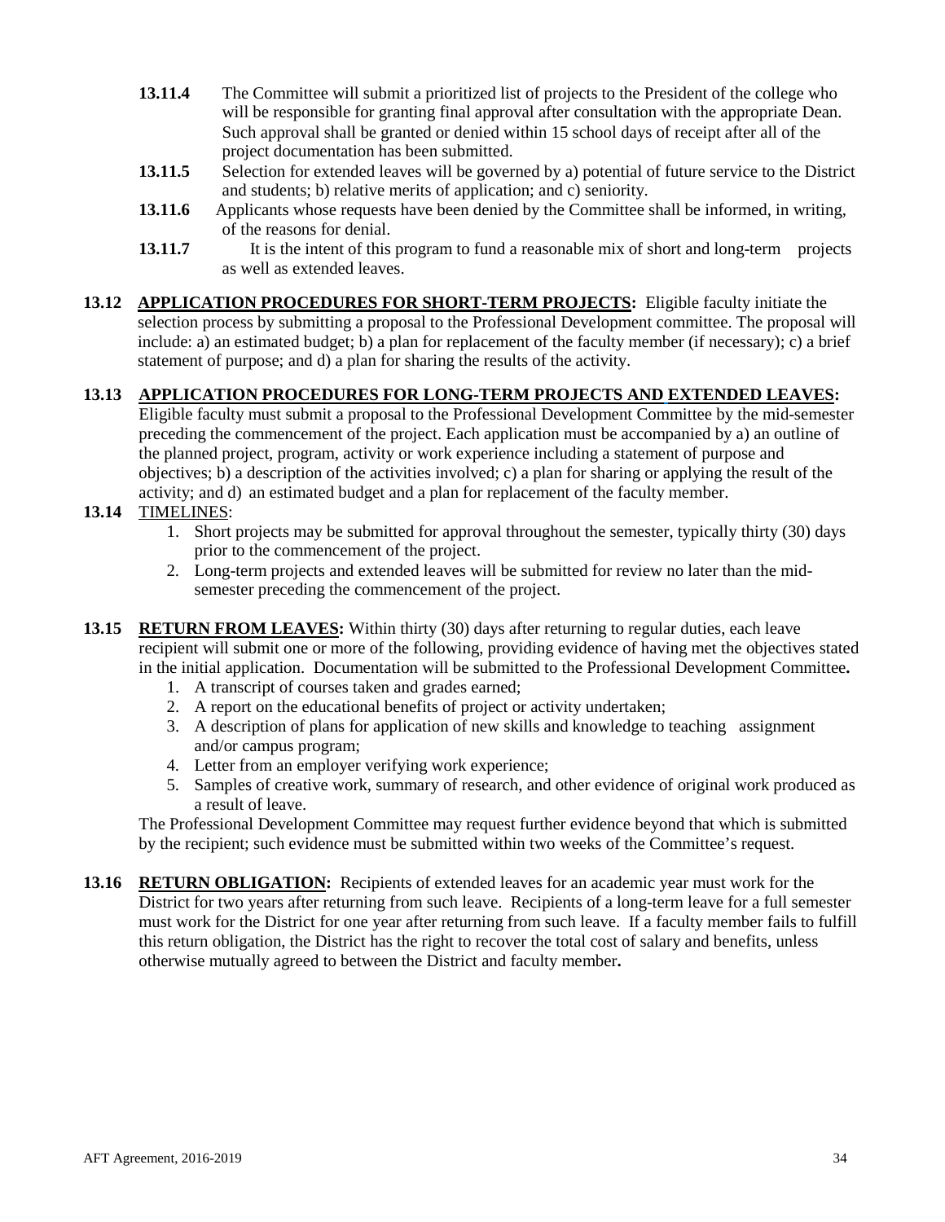**13.11.4** The Committee will submit a prioritized list of projects to the President of the college who will be responsible for granting final approval after consultation with the appropriate Dean. Such approval shall be granted or denied within 15 school days of receipt after all of the project documentation has been submitted.

**13.11.5** Selection for extended leaves will be governed by a) potential of future service to the District and students; b) relative merits of application; and c) seniority.

**13.11.6** Applicants whose requests have been denied by the Committee shall be informed, in writing, of the reasons for denial.

**13.11.7** It is the intent of this program to fund a reasonable mix of short and long-term projects as well as extended leaves.

**13.12** **APPLICATION PROCEDURES FOR SHORT-TERM PROJECTS:** Eligible faculty initiate the selection process by submitting a proposal to the Professional Development committee. The proposal will include: a) an estimated budget; b) a plan for replacement of the faculty member (if necessary); c) a brief statement of purpose; and d) a plan for sharing the results of the activity.

**13.13** **APPLICATION PROCEDURES FOR LONG-TERM PROJECTS AND EXTENDED LEAVES:** Eligible faculty must submit a proposal to the Professional Development Committee by the mid-semester preceding the commencement of the project. Each application must be accompanied by a) an outline of the planned project, program, activity or work experience including a statement of purpose and objectives; b) a description of the activities involved; c) a plan for sharing or applying the result of the activity; and d) an estimated budget and a plan for replacement of the faculty member.

**13.14** TIMELINES:

1. Short projects may be submitted for approval throughout the semester, typically thirty (30) days prior to the commencement of the project.
2. Long-term projects and extended leaves will be submitted for review no later than the mid-semester preceding the commencement of the project.

**13.15** **RETURN FROM LEAVES:** Within thirty (30) days after returning to regular duties, each leave recipient will submit one or more of the following, providing evidence of having met the objectives stated in the initial application. Documentation will be submitted to the Professional Development Committee**.**

1. A transcript of courses taken and grades earned;
2. A report on the educational benefits of project or activity undertaken;
3. A description of plans for application of new skills and knowledge to teaching assignment and/or campus program;
4. Letter from an employer verifying work experience;
5. Samples of creative work, summary of research, and other evidence of original work produced as a result of leave.

The Professional Development Committee may request further evidence beyond that which is submitted by the recipient; such evidence must be submitted within two weeks of the Committee's request.

**13.16** **RETURN OBLIGATION:** Recipients of extended leaves for an academic year must work for the District for two years after returning from such leave. Recipients of a long-term leave for a full semester must work for the District for one year after returning from such leave. If a faculty member fails to fulfill this return obligation, the District has the right to recover the total cost of salary and benefits, unless otherwise mutually agreed to between the District and faculty member**.**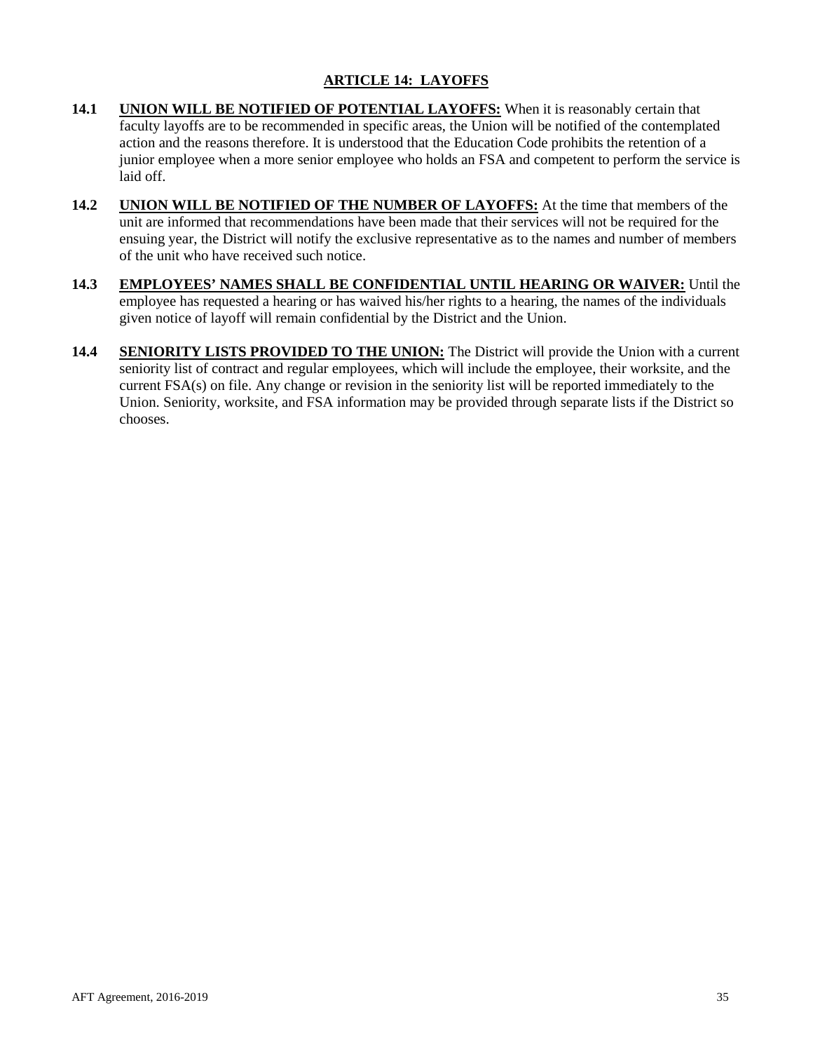## ARTICLE 14: LAYOFFS

**14.1** **UNION WILL BE NOTIFIED OF POTENTIAL LAYOFFS:** When it is reasonably certain that faculty layoffs are to be recommended in specific areas, the Union will be notified of the contemplated action and the reasons therefore. It is understood that the Education Code prohibits the retention of a junior employee when a more senior employee who holds an FSA and competent to perform the service is laid off.

**14.2** **UNION WILL BE NOTIFIED OF THE NUMBER OF LAYOFFS:** At the time that members of the unit are informed that recommendations have been made that their services will not be required for the ensuing year, the District will notify the exclusive representative as to the names and number of members of the unit who have received such notice.

**14.3** **EMPLOYEES' NAMES SHALL BE CONFIDENTIAL UNTIL HEARING OR WAIVER:** Until the employee has requested a hearing or has waived his/her rights to a hearing, the names of the individuals given notice of layoff will remain confidential by the District and the Union.

**14.4** **SENIORITY LISTS PROVIDED TO THE UNION:** The District will provide the Union with a current seniority list of contract and regular employees, which will include the employee, their worksite, and the current FSA(s) on file. Any change or revision in the seniority list will be reported immediately to the Union. Seniority, worksite, and FSA information may be provided through separate lists if the District so chooses.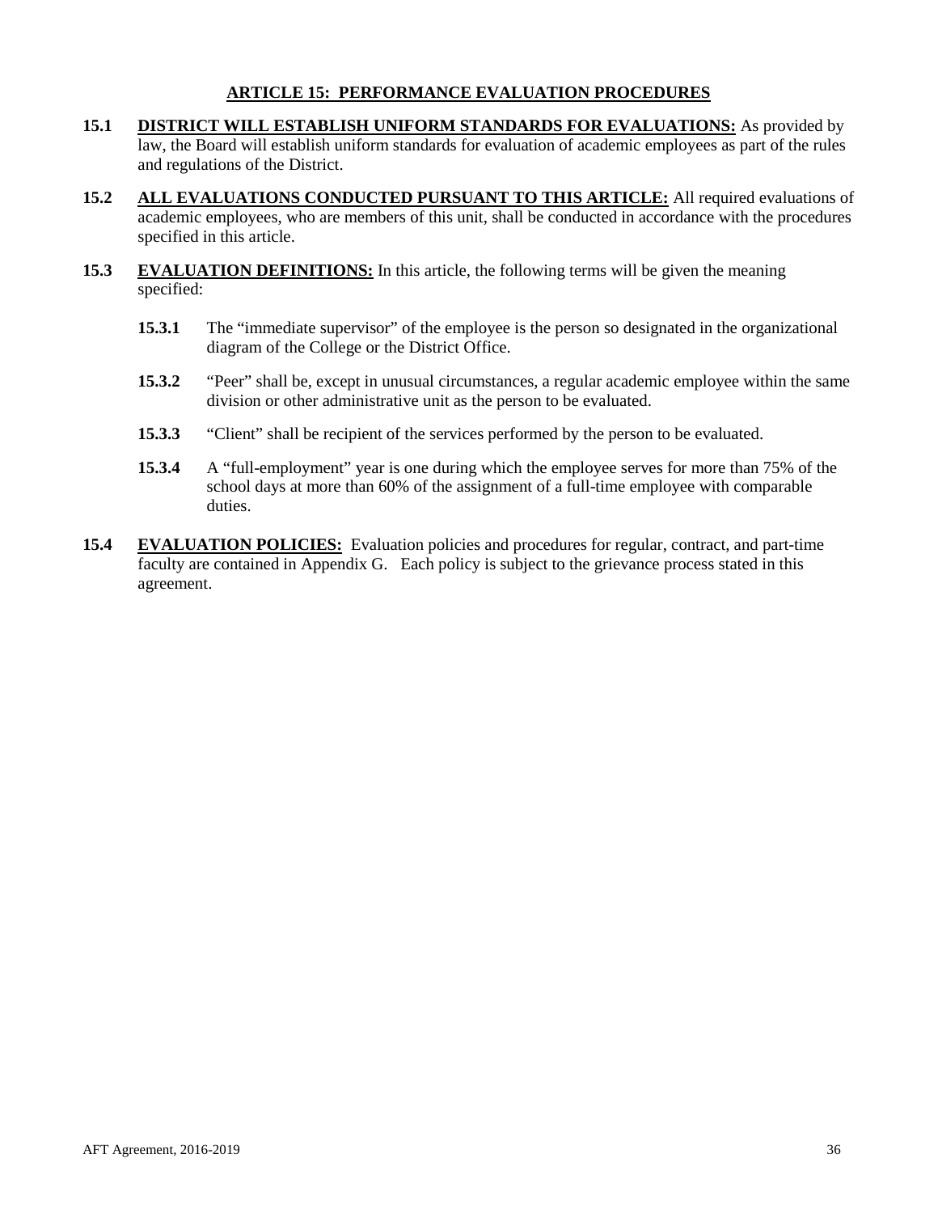# ARTICLE 15: PERFORMANCE EVALUATION PROCEDURES

**15.1 DISTRICT WILL ESTABLISH UNIFORM STANDARDS FOR EVALUATIONS:** As provided by law, the Board will establish uniform standards for evaluation of academic employees as part of the rules and regulations of the District.

**15.2 ALL EVALUATIONS CONDUCTED PURSUANT TO THIS ARTICLE:** All required evaluations of academic employees, who are members of this unit, shall be conducted in accordance with the procedures specified in this article.

**15.3 EVALUATION DEFINITIONS:** In this article, the following terms will be given the meaning specified:

**15.3.1** The "immediate supervisor" of the employee is the person so designated in the organizational diagram of the College or the District Office.

**15.3.2** "Peer" shall be, except in unusual circumstances, a regular academic employee within the same division or other administrative unit as the person to be evaluated.

**15.3.3** "Client" shall be recipient of the services performed by the person to be evaluated.

**15.3.4** A "full-employment" year is one during which the employee serves for more than 75% of the school days at more than 60% of the assignment of a full-time employee with comparable duties.

**15.4 EVALUATION POLICIES:** Evaluation policies and procedures for regular, contract, and part-time faculty are contained in Appendix G. Each policy is subject to the grievance process stated in this agreement.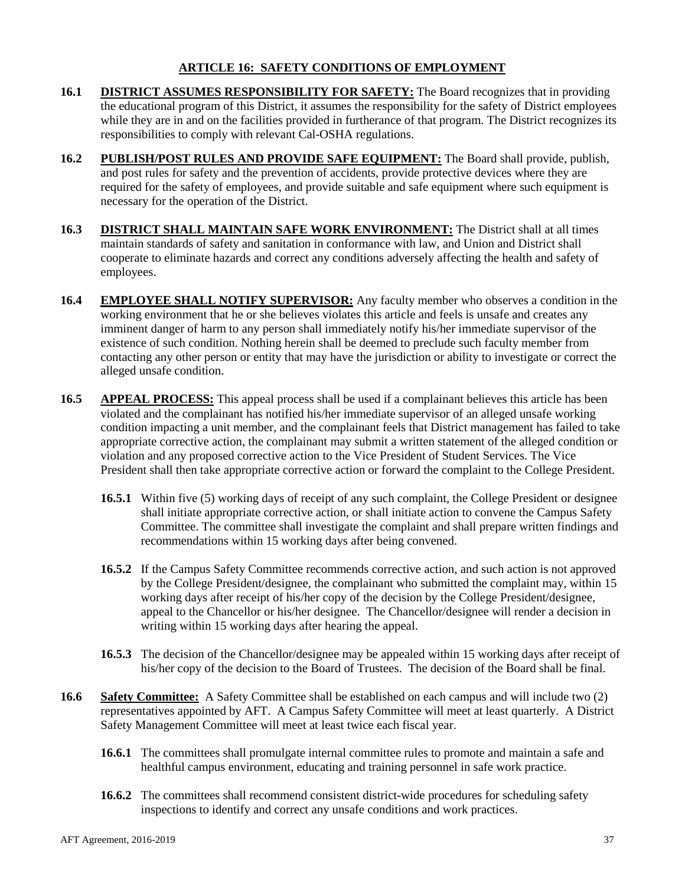## ARTICLE 16: SAFETY CONDITIONS OF EMPLOYMENT

**16.1 DISTRICT ASSUMES RESPONSIBILITY FOR SAFETY:** The Board recognizes that in providing the educational program of this District, it assumes the responsibility for the safety of District employees while they are in and on the facilities provided in furtherance of that program. The District recognizes its responsibilities to comply with relevant Cal-OSHA regulations.

**16.2 PUBLISH/POST RULES AND PROVIDE SAFE EQUIPMENT:** The Board shall provide, publish, and post rules for safety and the prevention of accidents, provide protective devices where they are required for the safety of employees, and provide suitable and safe equipment where such equipment is necessary for the operation of the District.

**16.3 DISTRICT SHALL MAINTAIN SAFE WORK ENVIRONMENT:** The District shall at all times maintain standards of safety and sanitation in conformance with law, and Union and District shall cooperate to eliminate hazards and correct any conditions adversely affecting the health and safety of employees.

**16.4 EMPLOYEE SHALL NOTIFY SUPERVISOR:** Any faculty member who observes a condition in the working environment that he or she believes violates this article and feels is unsafe and creates any imminent danger of harm to any person shall immediately notify his/her immediate supervisor of the existence of such condition. Nothing herein shall be deemed to preclude such faculty member from contacting any other person or entity that may have the jurisdiction or ability to investigate or correct the alleged unsafe condition.

**16.5 APPEAL PROCESS:** This appeal process shall be used if a complainant believes this article has been violated and the complainant has notified his/her immediate supervisor of an alleged unsafe working condition impacting a unit member, and the complainant feels that District management has failed to take appropriate corrective action, the complainant may submit a written statement of the alleged condition or violation and any proposed corrective action to the Vice President of Student Services. The Vice President shall then take appropriate corrective action or forward the complaint to the College President.

**16.5.1** Within five (5) working days of receipt of any such complaint, the College President or designee shall initiate appropriate corrective action, or shall initiate action to convene the Campus Safety Committee. The committee shall investigate the complaint and shall prepare written findings and recommendations within 15 working days after being convened.

**16.5.2** If the Campus Safety Committee recommends corrective action, and such action is not approved by the College President/designee, the complainant who submitted the complaint may, within 15 working days after receipt of his/her copy of the decision by the College President/designee, appeal to the Chancellor or his/her designee. The Chancellor/designee will render a decision in writing within 15 working days after hearing the appeal.

**16.5.3** The decision of the Chancellor/designee may be appealed within 15 working days after receipt of his/her copy of the decision to the Board of Trustees. The decision of the Board shall be final.

**16.6 Safety Committee:** A Safety Committee shall be established on each campus and will include two (2) representatives appointed by AFT. A Campus Safety Committee will meet at least quarterly. A District Safety Management Committee will meet at least twice each fiscal year.

**16.6.1** The committees shall promulgate internal committee rules to promote and maintain a safe and healthful campus environment, educating and training personnel in safe work practice.

**16.6.2** The committees shall recommend consistent district-wide procedures for scheduling safety inspections to identify and correct any unsafe conditions and work practices.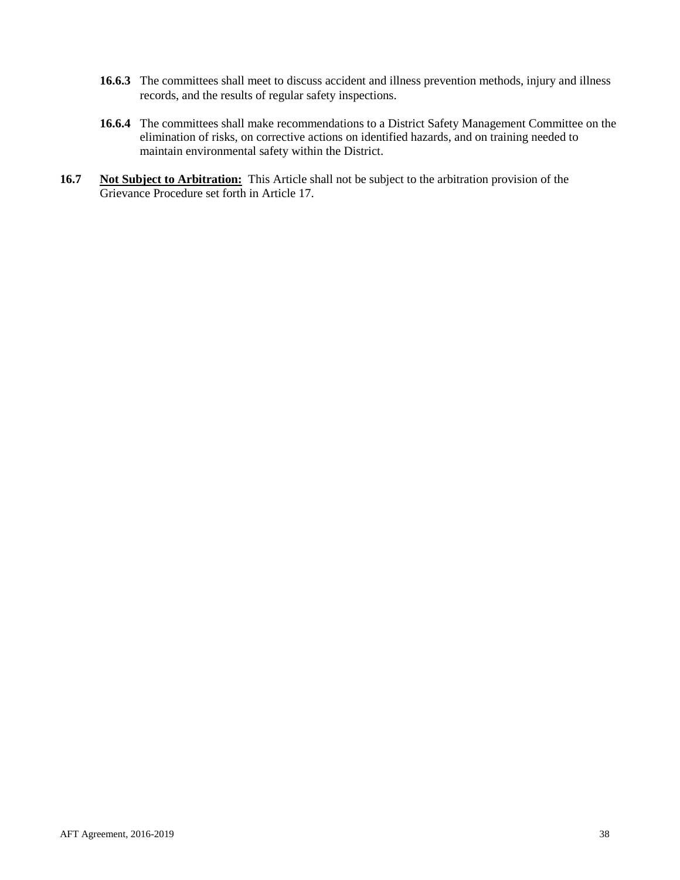**16.6.3** The committees shall meet to discuss accident and illness prevention methods, injury and illness records, and the results of regular safety inspections.

**16.6.4** The committees shall make recommendations to a District Safety Management Committee on the elimination of risks, on corrective actions on identified hazards, and on training needed to maintain environmental safety within the District.

**16.7** **Not Subject to Arbitration:** This Article shall not be subject to the arbitration provision of the Grievance Procedure set forth in Article 17.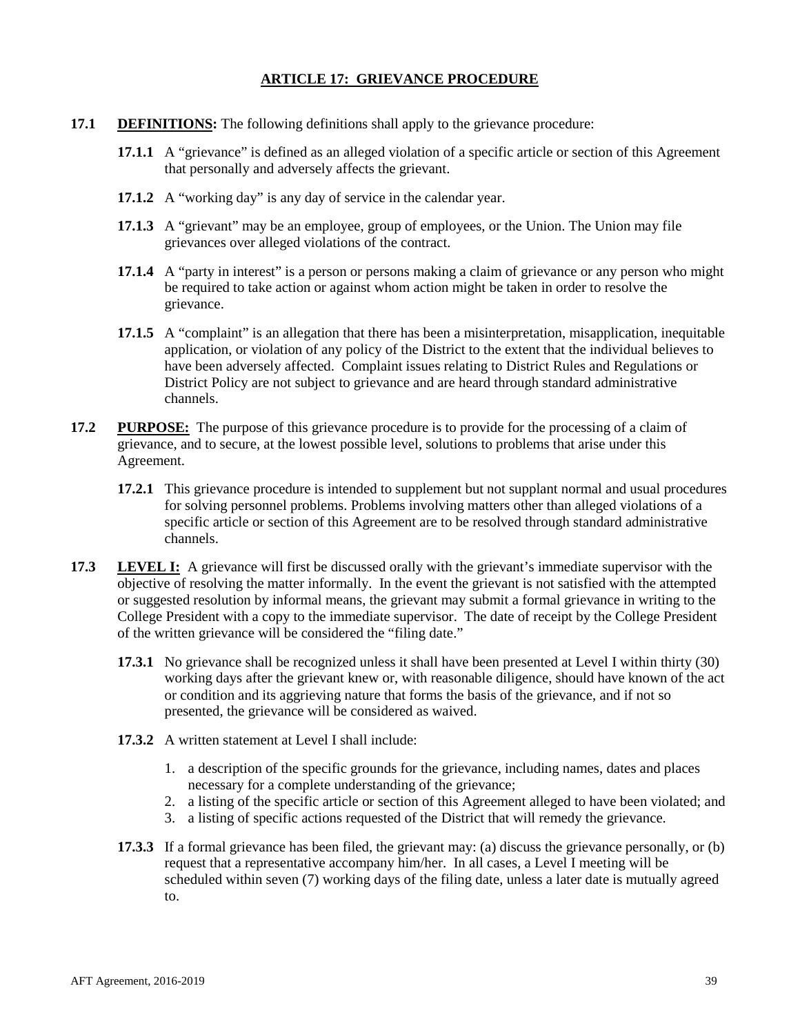## ARTICLE 17: GRIEVANCE PROCEDURE

**17.1** **DEFINITIONS:** The following definitions shall apply to the grievance procedure:

**17.1.1** A "grievance" is defined as an alleged violation of a specific article or section of this Agreement that personally and adversely affects the grievant.

**17.1.2** A "working day" is any day of service in the calendar year.

**17.1.3** A "grievant" may be an employee, group of employees, or the Union. The Union may file grievances over alleged violations of the contract.

**17.1.4** A "party in interest" is a person or persons making a claim of grievance or any person who might be required to take action or against whom action might be taken in order to resolve the grievance.

**17.1.5** A "complaint" is an allegation that there has been a misinterpretation, misapplication, inequitable application, or violation of any policy of the District to the extent that the individual believes to have been adversely affected. Complaint issues relating to District Rules and Regulations or District Policy are not subject to grievance and are heard through standard administrative channels.

**17.2** **PURPOSE:** The purpose of this grievance procedure is to provide for the processing of a claim of grievance, and to secure, at the lowest possible level, solutions to problems that arise under this Agreement.

**17.2.1** This grievance procedure is intended to supplement but not supplant normal and usual procedures for solving personnel problems. Problems involving matters other than alleged violations of a specific article or section of this Agreement are to be resolved through standard administrative channels.

**17.3** **LEVEL I:** A grievance will first be discussed orally with the grievant's immediate supervisor with the objective of resolving the matter informally. In the event the grievant is not satisfied with the attempted or suggested resolution by informal means, the grievant may submit a formal grievance in writing to the College President with a copy to the immediate supervisor. The date of receipt by the College President of the written grievance will be considered the "filing date."

**17.3.1** No grievance shall be recognized unless it shall have been presented at Level I within thirty (30) working days after the grievant knew or, with reasonable diligence, should have known of the act or condition and its aggrieving nature that forms the basis of the grievance, and if not so presented, the grievance will be considered as waived.

**17.3.2** A written statement at Level I shall include:

1. a description of the specific grounds for the grievance, including names, dates and places necessary for a complete understanding of the grievance;
2. a listing of the specific article or section of this Agreement alleged to have been violated; and
3. a listing of specific actions requested of the District that will remedy the grievance.

**17.3.3** If a formal grievance has been filed, the grievant may: (a) discuss the grievance personally, or (b) request that a representative accompany him/her. In all cases, a Level I meeting will be scheduled within seven (7) working days of the filing date, unless a later date is mutually agreed to.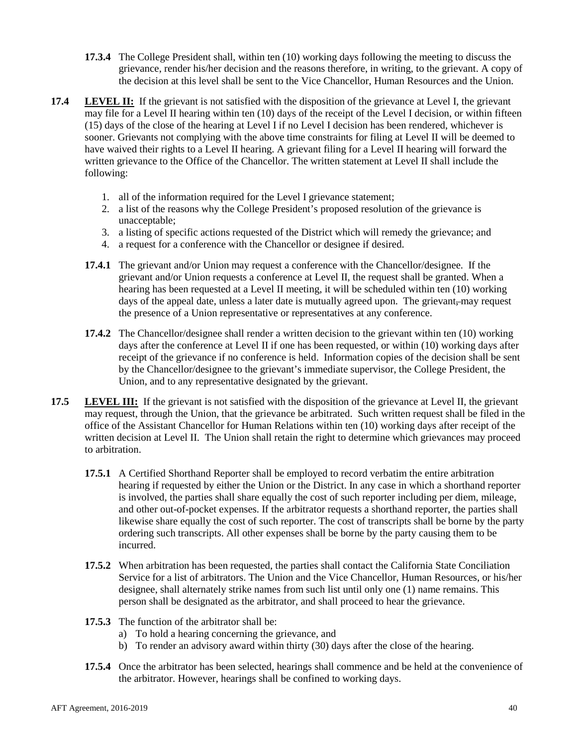**17.3.4** The College President shall, within ten (10) working days following the meeting to discuss the grievance, render his/her decision and the reasons therefore, in writing, to the grievant. A copy of the decision at this level shall be sent to the Vice Chancellor, Human Resources and the Union.

**17.4** **LEVEL II:** If the grievant is not satisfied with the disposition of the grievance at Level I, the grievant may file for a Level II hearing within ten (10) days of the receipt of the Level I decision, or within fifteen (15) days of the close of the hearing at Level I if no Level I decision has been rendered, whichever is sooner. Grievants not complying with the above time constraints for filing at Level II will be deemed to have waived their rights to a Level II hearing. A grievant filing for a Level II hearing will forward the written grievance to the Office of the Chancellor. The written statement at Level II shall include the following:

1. all of the information required for the Level I grievance statement;
2. a list of the reasons why the College President's proposed resolution of the grievance is unacceptable;
3. a listing of specific actions requested of the District which will remedy the grievance; and
4. a request for a conference with the Chancellor or designee if desired.

**17.4.1** The grievant and/or Union may request a conference with the Chancellor/designee. If the grievant and/or Union requests a conference at Level II, the request shall be granted. When a hearing has been requested at a Level II meeting, it will be scheduled within ten (10) working days of the appeal date, unless a later date is mutually agreed upon. The grievant, may request the presence of a Union representative or representatives at any conference.

**17.4.2** The Chancellor/designee shall render a written decision to the grievant within ten (10) working days after the conference at Level II if one has been requested, or within (10) working days after receipt of the grievance if no conference is held. Information copies of the decision shall be sent by the Chancellor/designee to the grievant's immediate supervisor, the College President, the Union, and to any representative designated by the grievant.

**17.5** **LEVEL III:** If the grievant is not satisfied with the disposition of the grievance at Level II, the grievant may request, through the Union, that the grievance be arbitrated. Such written request shall be filed in the office of the Assistant Chancellor for Human Relations within ten (10) working days after receipt of the written decision at Level II. The Union shall retain the right to determine which grievances may proceed to arbitration.

**17.5.1** A Certified Shorthand Reporter shall be employed to record verbatim the entire arbitration hearing if requested by either the Union or the District. In any case in which a shorthand reporter is involved, the parties shall share equally the cost of such reporter including per diem, mileage, and other out-of-pocket expenses. If the arbitrator requests a shorthand reporter, the parties shall likewise share equally the cost of such reporter. The cost of transcripts shall be borne by the party ordering such transcripts. All other expenses shall be borne by the party causing them to be incurred.

**17.5.2** When arbitration has been requested, the parties shall contact the California State Conciliation Service for a list of arbitrators. The Union and the Vice Chancellor, Human Resources, or his/her designee, shall alternately strike names from such list until only one (1) name remains. This person shall be designated as the arbitrator, and shall proceed to hear the grievance.

**17.5.3** The function of the arbitrator shall be:

a) To hold a hearing concerning the grievance, and
b) To render an advisory award within thirty (30) days after the close of the hearing.

**17.5.4** Once the arbitrator has been selected, hearings shall commence and be held at the convenience of the arbitrator. However, hearings shall be confined to working days.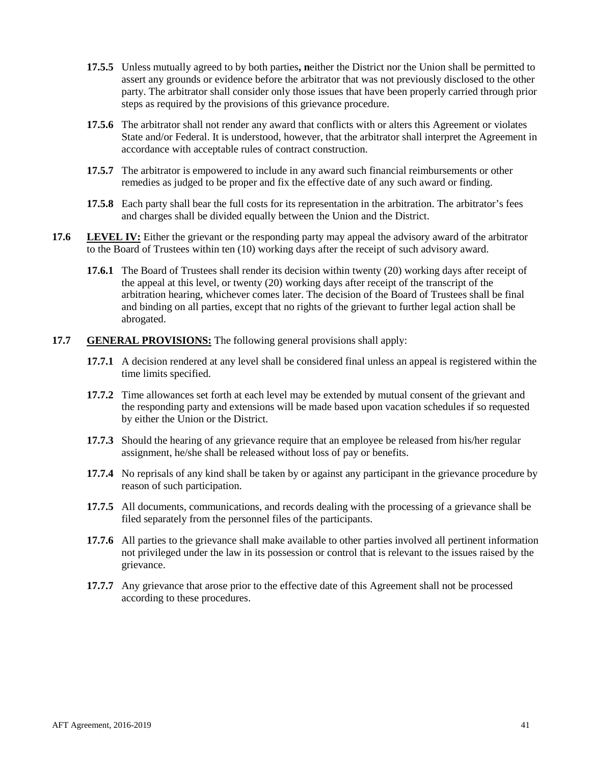**17.5.5** Unless mutually agreed to by both parties**, n**either the District nor the Union shall be permitted to assert any grounds or evidence before the arbitrator that was not previously disclosed to the other party. The arbitrator shall consider only those issues that have been properly carried through prior steps as required by the provisions of this grievance procedure.

**17.5.6** The arbitrator shall not render any award that conflicts with or alters this Agreement or violates State and/or Federal. It is understood, however, that the arbitrator shall interpret the Agreement in accordance with acceptable rules of contract construction.

**17.5.7** The arbitrator is empowered to include in any award such financial reimbursements or other remedies as judged to be proper and fix the effective date of any such award or finding.

**17.5.8** Each party shall bear the full costs for its representation in the arbitration. The arbitrator's fees and charges shall be divided equally between the Union and the District.

**17.6** **LEVEL IV:** Either the grievant or the responding party may appeal the advisory award of the arbitrator to the Board of Trustees within ten (10) working days after the receipt of such advisory award.

**17.6.1** The Board of Trustees shall render its decision within twenty (20) working days after receipt of the appeal at this level, or twenty (20) working days after receipt of the transcript of the arbitration hearing, whichever comes later. The decision of the Board of Trustees shall be final and binding on all parties, except that no rights of the grievant to further legal action shall be abrogated.

**17.7** **GENERAL PROVISIONS:** The following general provisions shall apply:

**17.7.1** A decision rendered at any level shall be considered final unless an appeal is registered within the time limits specified.

**17.7.2** Time allowances set forth at each level may be extended by mutual consent of the grievant and the responding party and extensions will be made based upon vacation schedules if so requested by either the Union or the District.

**17.7.3** Should the hearing of any grievance require that an employee be released from his/her regular assignment, he/she shall be released without loss of pay or benefits.

**17.7.4** No reprisals of any kind shall be taken by or against any participant in the grievance procedure by reason of such participation.

**17.7.5** All documents, communications, and records dealing with the processing of a grievance shall be filed separately from the personnel files of the participants.

**17.7.6** All parties to the grievance shall make available to other parties involved all pertinent information not privileged under the law in its possession or control that is relevant to the issues raised by the grievance.

**17.7.7** Any grievance that arose prior to the effective date of this Agreement shall not be processed according to these procedures.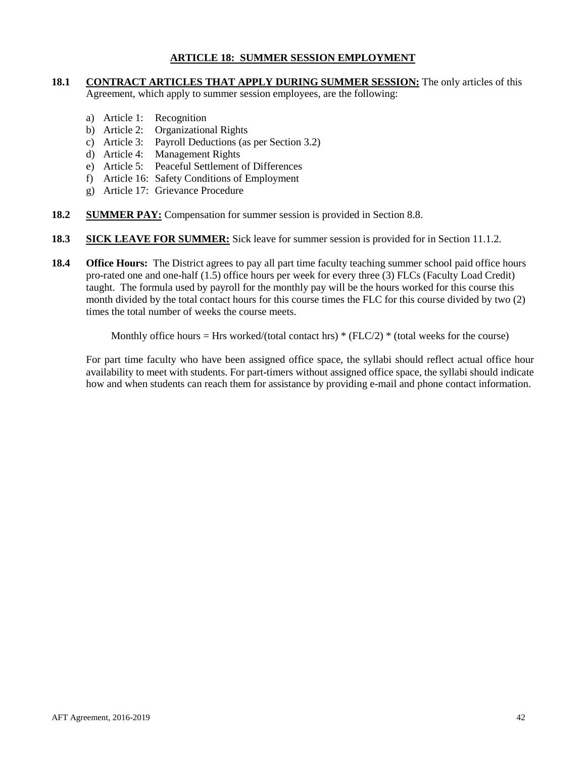## ARTICLE 18: SUMMER SESSION EMPLOYMENT

**18.1** **CONTRACT ARTICLES THAT APPLY DURING SUMMER SESSION:** The only articles of this Agreement, which apply to summer session employees, are the following:

a) Article 1: Recognition
b) Article 2: Organizational Rights
c) Article 3: Payroll Deductions (as per Section 3.2)
d) Article 4: Management Rights
e) Article 5: Peaceful Settlement of Differences
f) Article 16: Safety Conditions of Employment
g) Article 17: Grievance Procedure

**18.2** **SUMMER PAY:** Compensation for summer session is provided in Section 8.8.

**18.3** **SICK LEAVE FOR SUMMER:** Sick leave for summer session is provided for in Section 11.1.2.

**18.4** **Office Hours:** The District agrees to pay all part time faculty teaching summer school paid office hours pro-rated one and one-half (1.5) office hours per week for every three (3) FLCs (Faculty Load Credit) taught. The formula used by payroll for the monthly pay will be the hours worked for this course this month divided by the total contact hours for this course times the FLC for this course divided by two (2) times the total number of weeks the course meets.

$$\text{Monthly office hours} = \text{Hrs worked}/(\text{total contact hrs}) * (\text{FLC}/2) * (\text{total weeks for the course})$$

For part time faculty who have been assigned office space, the syllabi should reflect actual office hour availability to meet with students. For part-timers without assigned office space, the syllabi should indicate how and when students can reach them for assistance by providing e-mail and phone contact information.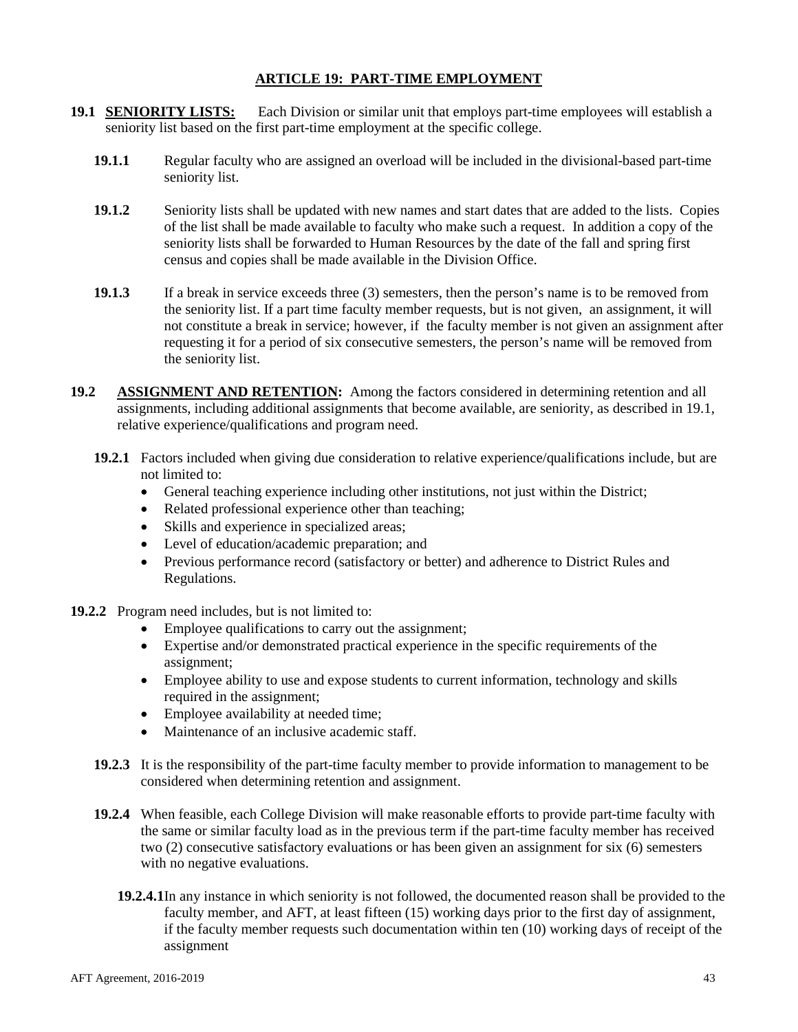## ARTICLE 19: PART-TIME EMPLOYMENT

**19.1 SENIORITY LISTS:** Each Division or similar unit that employs part-time employees will establish a seniority list based on the first part-time employment at the specific college.

**19.1.1** Regular faculty who are assigned an overload will be included in the divisional-based part-time seniority list.

**19.1.2** Seniority lists shall be updated with new names and start dates that are added to the lists. Copies of the list shall be made available to faculty who make such a request. In addition a copy of the seniority lists shall be forwarded to Human Resources by the date of the fall and spring first census and copies shall be made available in the Division Office.

**19.1.3** If a break in service exceeds three (3) semesters, then the person's name is to be removed from the seniority list. If a part time faculty member requests, but is not given, an assignment, it will not constitute a break in service; however, if the faculty member is not given an assignment after requesting it for a period of six consecutive semesters, the person's name will be removed from the seniority list.

**19.2 ASSIGNMENT AND RETENTION:** Among the factors considered in determining retention and all assignments, including additional assignments that become available, are seniority, as described in 19.1, relative experience/qualifications and program need.

**19.2.1** Factors included when giving due consideration to relative experience/qualifications include, but are not limited to:

- General teaching experience including other institutions, not just within the District;
- Related professional experience other than teaching;
- Skills and experience in specialized areas;
- Level of education/academic preparation; and
- Previous performance record (satisfactory or better) and adherence to District Rules and Regulations.

**19.2.2** Program need includes, but is not limited to:

- Employee qualifications to carry out the assignment;
- Expertise and/or demonstrated practical experience in the specific requirements of the assignment;
- Employee ability to use and expose students to current information, technology and skills required in the assignment;
- Employee availability at needed time;
- Maintenance of an inclusive academic staff.

**19.2.3** It is the responsibility of the part-time faculty member to provide information to management to be considered when determining retention and assignment.

**19.2.4** When feasible, each College Division will make reasonable efforts to provide part-time faculty with the same or similar faculty load as in the previous term if the part-time faculty member has received two (2) consecutive satisfactory evaluations or has been given an assignment for six (6) semesters with no negative evaluations.

**19.2.4.1** In any instance in which seniority is not followed, the documented reason shall be provided to the faculty member, and AFT, at least fifteen (15) working days prior to the first day of assignment, if the faculty member requests such documentation within ten (10) working days of receipt of the assignment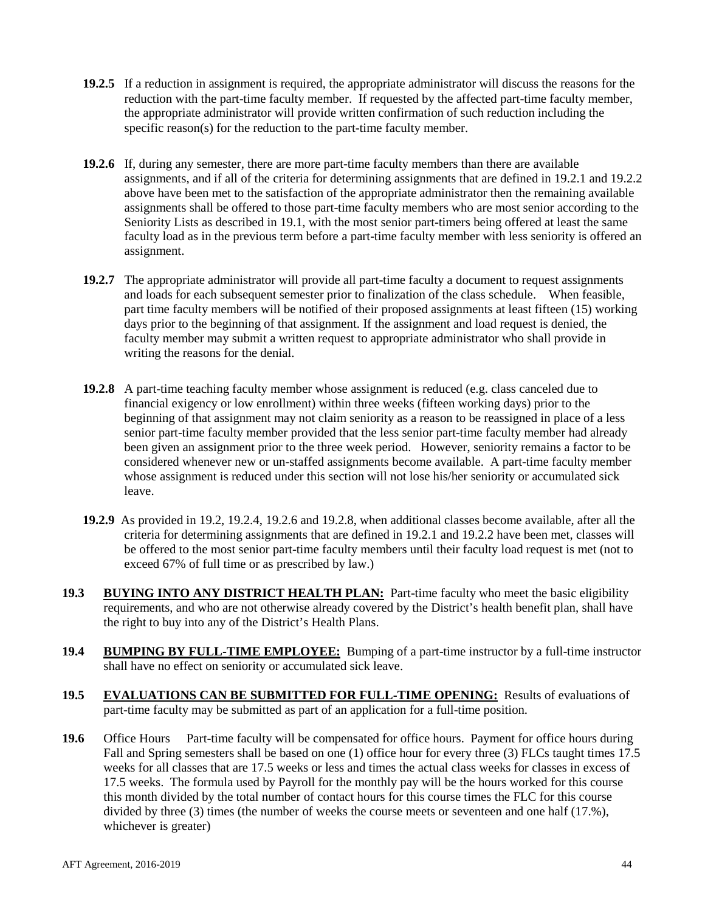**19.2.5** If a reduction in assignment is required, the appropriate administrator will discuss the reasons for the reduction with the part-time faculty member. If requested by the affected part-time faculty member, the appropriate administrator will provide written confirmation of such reduction including the specific reason(s) for the reduction to the part-time faculty member.

**19.2.6** If, during any semester, there are more part-time faculty members than there are available assignments, and if all of the criteria for determining assignments that are defined in 19.2.1 and 19.2.2 above have been met to the satisfaction of the appropriate administrator then the remaining available assignments shall be offered to those part-time faculty members who are most senior according to the Seniority Lists as described in 19.1, with the most senior part-timers being offered at least the same faculty load as in the previous term before a part-time faculty member with less seniority is offered an assignment.

**19.2.7** The appropriate administrator will provide all part-time faculty a document to request assignments and loads for each subsequent semester prior to finalization of the class schedule. When feasible, part time faculty members will be notified of their proposed assignments at least fifteen (15) working days prior to the beginning of that assignment. If the assignment and load request is denied, the faculty member may submit a written request to appropriate administrator who shall provide in writing the reasons for the denial.

**19.2.8** A part-time teaching faculty member whose assignment is reduced (e.g. class canceled due to financial exigency or low enrollment) within three weeks (fifteen working days) prior to the beginning of that assignment may not claim seniority as a reason to be reassigned in place of a less senior part-time faculty member provided that the less senior part-time faculty member had already been given an assignment prior to the three week period. However, seniority remains a factor to be considered whenever new or un-staffed assignments become available. A part-time faculty member whose assignment is reduced under this section will not lose his/her seniority or accumulated sick leave.

**19.2.9** As provided in 19.2, 19.2.4, 19.2.6 and 19.2.8, when additional classes become available, after all the criteria for determining assignments that are defined in 19.2.1 and 19.2.2 have been met, classes will be offered to the most senior part-time faculty members until their faculty load request is met (not to exceed 67% of full time or as prescribed by law.)

**19.3** **<u>BUYING INTO ANY DISTRICT HEALTH PLAN:</u>** Part-time faculty who meet the basic eligibility requirements, and who are not otherwise already covered by the District's health benefit plan, shall have the right to buy into any of the District's Health Plans.

**19.4** **<u>BUMPING BY FULL-TIME EMPLOYEE:</u>** Bumping of a part-time instructor by a full-time instructor shall have no effect on seniority or accumulated sick leave.

**19.5** **<u>EVALUATIONS CAN BE SUBMITTED FOR FULL-TIME OPENING:</u>** Results of evaluations of part-time faculty may be submitted as part of an application for a full-time position.

**19.6** Office Hours Part-time faculty will be compensated for office hours. Payment for office hours during Fall and Spring semesters shall be based on one (1) office hour for every three (3) FLCs taught times 17.5 weeks for all classes that are 17.5 weeks or less and times the actual class weeks for classes in excess of 17.5 weeks. The formula used by Payroll for the monthly pay will be the hours worked for this course this month divided by the total number of contact hours for this course times the FLC for this course divided by three (3) times (the number of weeks the course meets or seventeen and one half (17.%), whichever is greater)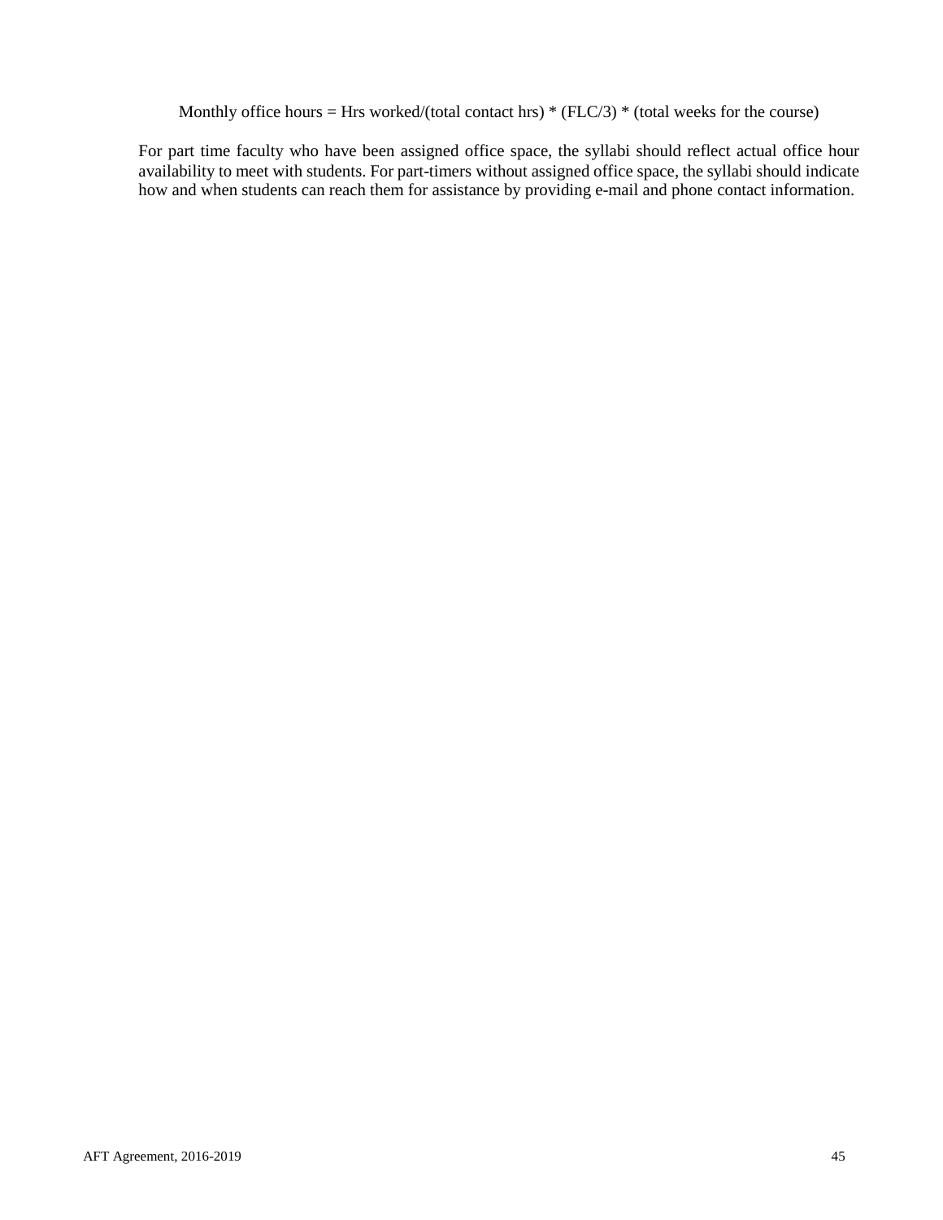Monthly office hours = Hrs worked/(total contact hrs) * (FLC/3) * (total weeks for the course)

For part time faculty who have been assigned office space, the syllabi should reflect actual office hour availability to meet with students. For part-timers without assigned office space, the syllabi should indicate how and when students can reach them for assistance by providing e-mail and phone contact information.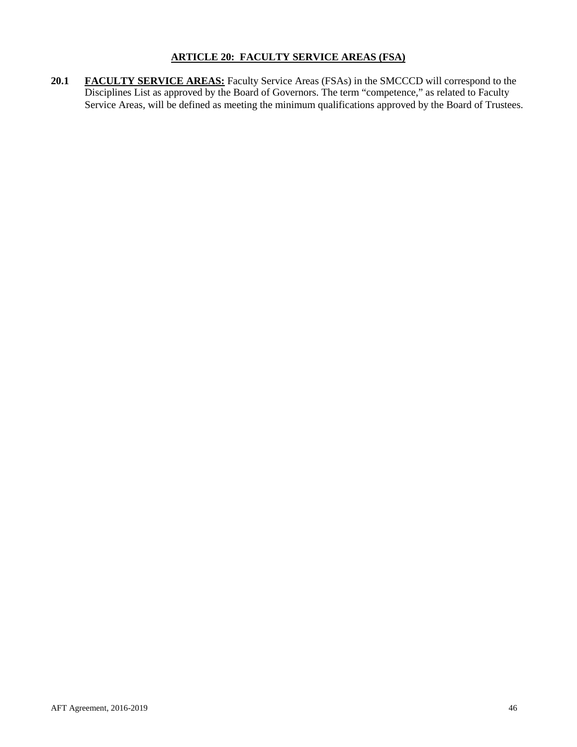## ARTICLE 20: FACULTY SERVICE AREAS (FSA)

**20.1** **FACULTY SERVICE AREAS:** Faculty Service Areas (FSAs) in the SMCCCD will correspond to the Disciplines List as approved by the Board of Governors. The term "competence," as related to Faculty Service Areas, will be defined as meeting the minimum qualifications approved by the Board of Trustees.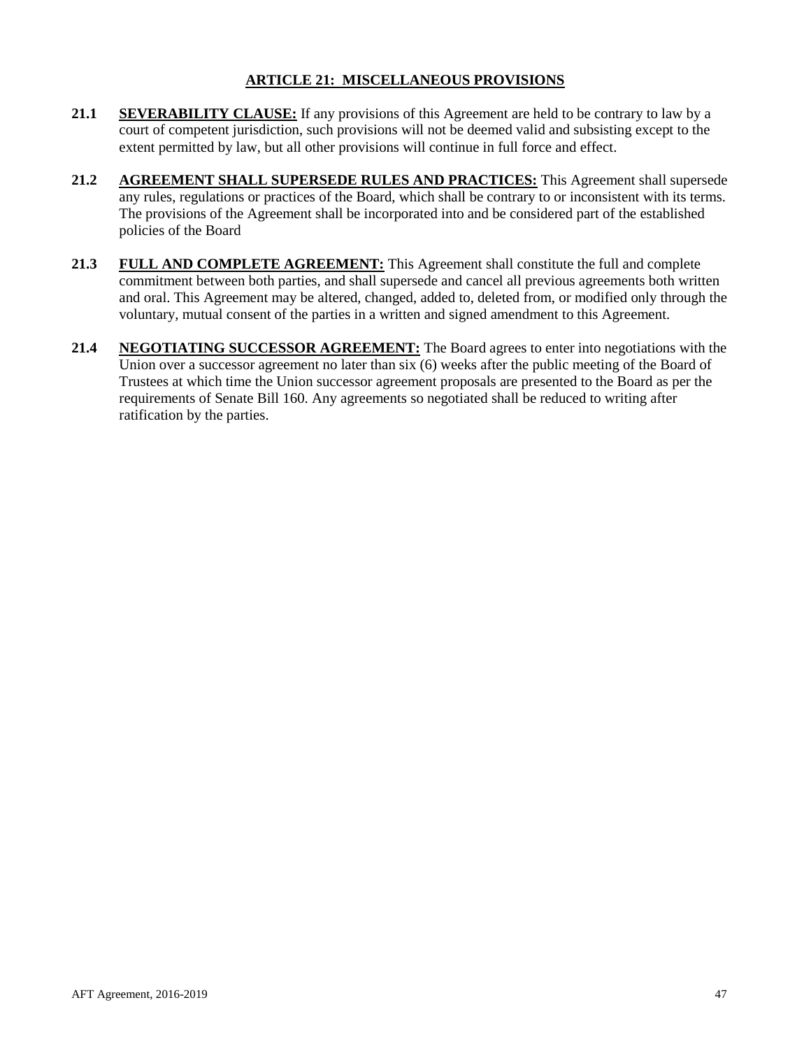## ARTICLE 21: MISCELLANEOUS PROVISIONS

**21.1 SEVERABILITY CLAUSE:** If any provisions of this Agreement are held to be contrary to law by a court of competent jurisdiction, such provisions will not be deemed valid and subsisting except to the extent permitted by law, but all other provisions will continue in full force and effect.

**21.2 AGREEMENT SHALL SUPERSEDE RULES AND PRACTICES:** This Agreement shall supersede any rules, regulations or practices of the Board, which shall be contrary to or inconsistent with its terms. The provisions of the Agreement shall be incorporated into and be considered part of the established policies of the Board

**21.3 FULL AND COMPLETE AGREEMENT:** This Agreement shall constitute the full and complete commitment between both parties, and shall supersede and cancel all previous agreements both written and oral. This Agreement may be altered, changed, added to, deleted from, or modified only through the voluntary, mutual consent of the parties in a written and signed amendment to this Agreement.

**21.4 NEGOTIATING SUCCESSOR AGREEMENT:** The Board agrees to enter into negotiations with the Union over a successor agreement no later than six (6) weeks after the public meeting of the Board of Trustees at which time the Union successor agreement proposals are presented to the Board as per the requirements of Senate Bill 160. Any agreements so negotiated shall be reduced to writing after ratification by the parties.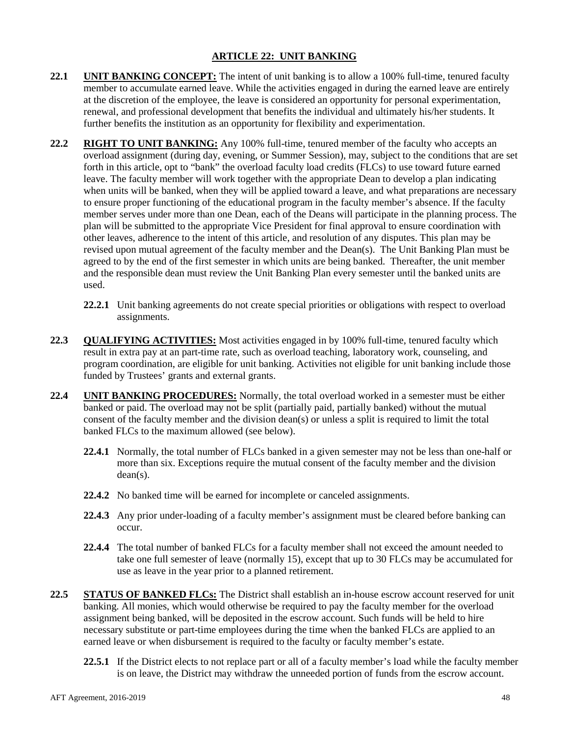## ARTICLE 22: UNIT BANKING

**22.1** **UNIT BANKING CONCEPT:** The intent of unit banking is to allow a 100% full-time, tenured faculty member to accumulate earned leave. While the activities engaged in during the earned leave are entirely at the discretion of the employee, the leave is considered an opportunity for personal experimentation, renewal, and professional development that benefits the individual and ultimately his/her students. It further benefits the institution as an opportunity for flexibility and experimentation.

**22.2** **RIGHT TO UNIT BANKING:** Any 100% full-time, tenured member of the faculty who accepts an overload assignment (during day, evening, or Summer Session), may, subject to the conditions that are set forth in this article, opt to "bank" the overload faculty load credits (FLCs) to use toward future earned leave. The faculty member will work together with the appropriate Dean to develop a plan indicating when units will be banked, when they will be applied toward a leave, and what preparations are necessary to ensure proper functioning of the educational program in the faculty member's absence. If the faculty member serves under more than one Dean, each of the Deans will participate in the planning process. The plan will be submitted to the appropriate Vice President for final approval to ensure coordination with other leaves, adherence to the intent of this article, and resolution of any disputes. This plan may be revised upon mutual agreement of the faculty member and the Dean(s). The Unit Banking Plan must be agreed to by the end of the first semester in which units are being banked. Thereafter, the unit member and the responsible dean must review the Unit Banking Plan every semester until the banked units are used.

**22.2.1** Unit banking agreements do not create special priorities or obligations with respect to overload assignments.

**22.3** **QUALIFYING ACTIVITIES:** Most activities engaged in by 100% full-time, tenured faculty which result in extra pay at an part-time rate, such as overload teaching, laboratory work, counseling, and program coordination, are eligible for unit banking. Activities not eligible for unit banking include those funded by Trustees' grants and external grants.

**22.4** **UNIT BANKING PROCEDURES:** Normally, the total overload worked in a semester must be either banked or paid. The overload may not be split (partially paid, partially banked) without the mutual consent of the faculty member and the division dean(s) or unless a split is required to limit the total banked FLCs to the maximum allowed (see below).

**22.4.1** Normally, the total number of FLCs banked in a given semester may not be less than one-half or more than six. Exceptions require the mutual consent of the faculty member and the division dean(s).

**22.4.2** No banked time will be earned for incomplete or canceled assignments.

**22.4.3** Any prior under-loading of a faculty member's assignment must be cleared before banking can occur.

**22.4.4** The total number of banked FLCs for a faculty member shall not exceed the amount needed to take one full semester of leave (normally 15), except that up to 30 FLCs may be accumulated for use as leave in the year prior to a planned retirement.

**22.5** **STATUS OF BANKED FLCs:** The District shall establish an in-house escrow account reserved for unit banking. All monies, which would otherwise be required to pay the faculty member for the overload assignment being banked, will be deposited in the escrow account. Such funds will be held to hire necessary substitute or part-time employees during the time when the banked FLCs are applied to an earned leave or when disbursement is required to the faculty or faculty member's estate.

**22.5.1** If the District elects to not replace part or all of a faculty member's load while the faculty member is on leave, the District may withdraw the unneeded portion of funds from the escrow account.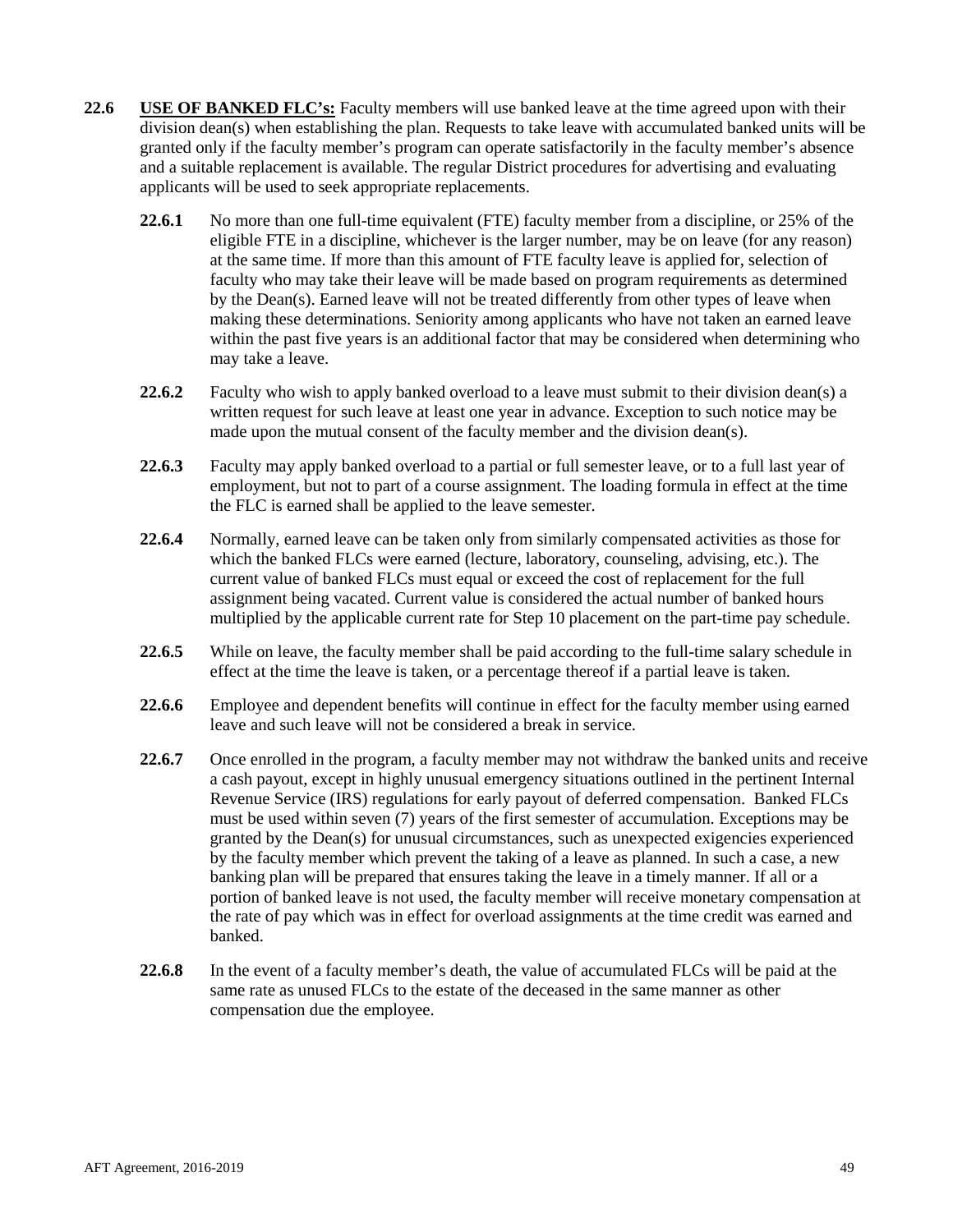**22.6** **<u>USE OF BANKED FLC's:</u>** Faculty members will use banked leave at the time agreed upon with their division dean(s) when establishing the plan. Requests to take leave with accumulated banked units will be granted only if the faculty member's program can operate satisfactorily in the faculty member's absence and a suitable replacement is available. The regular District procedures for advertising and evaluating applicants will be used to seek appropriate replacements.

**22.6.1** No more than one full-time equivalent (FTE) faculty member from a discipline, or 25% of the eligible FTE in a discipline, whichever is the larger number, may be on leave (for any reason) at the same time. If more than this amount of FTE faculty leave is applied for, selection of faculty who may take their leave will be made based on program requirements as determined by the Dean(s). Earned leave will not be treated differently from other types of leave when making these determinations. Seniority among applicants who have not taken an earned leave within the past five years is an additional factor that may be considered when determining who may take a leave.

**22.6.2** Faculty who wish to apply banked overload to a leave must submit to their division dean(s) a written request for such leave at least one year in advance. Exception to such notice may be made upon the mutual consent of the faculty member and the division dean(s).

**22.6.3** Faculty may apply banked overload to a partial or full semester leave, or to a full last year of employment, but not to part of a course assignment. The loading formula in effect at the time the FLC is earned shall be applied to the leave semester.

**22.6.4** Normally, earned leave can be taken only from similarly compensated activities as those for which the banked FLCs were earned (lecture, laboratory, counseling, advising, etc.). The current value of banked FLCs must equal or exceed the cost of replacement for the full assignment being vacated. Current value is considered the actual number of banked hours multiplied by the applicable current rate for Step 10 placement on the part-time pay schedule.

**22.6.5** While on leave, the faculty member shall be paid according to the full-time salary schedule in effect at the time the leave is taken, or a percentage thereof if a partial leave is taken.

**22.6.6** Employee and dependent benefits will continue in effect for the faculty member using earned leave and such leave will not be considered a break in service.

**22.6.7** Once enrolled in the program, a faculty member may not withdraw the banked units and receive a cash payout, except in highly unusual emergency situations outlined in the pertinent Internal Revenue Service (IRS) regulations for early payout of deferred compensation. Banked FLCs must be used within seven (7) years of the first semester of accumulation. Exceptions may be granted by the Dean(s) for unusual circumstances, such as unexpected exigencies experienced by the faculty member which prevent the taking of a leave as planned. In such a case, a new banking plan will be prepared that ensures taking the leave in a timely manner. If all or a portion of banked leave is not used, the faculty member will receive monetary compensation at the rate of pay which was in effect for overload assignments at the time credit was earned and banked.

**22.6.8** In the event of a faculty member's death, the value of accumulated FLCs will be paid at the same rate as unused FLCs to the estate of the deceased in the same manner as other compensation due the employee.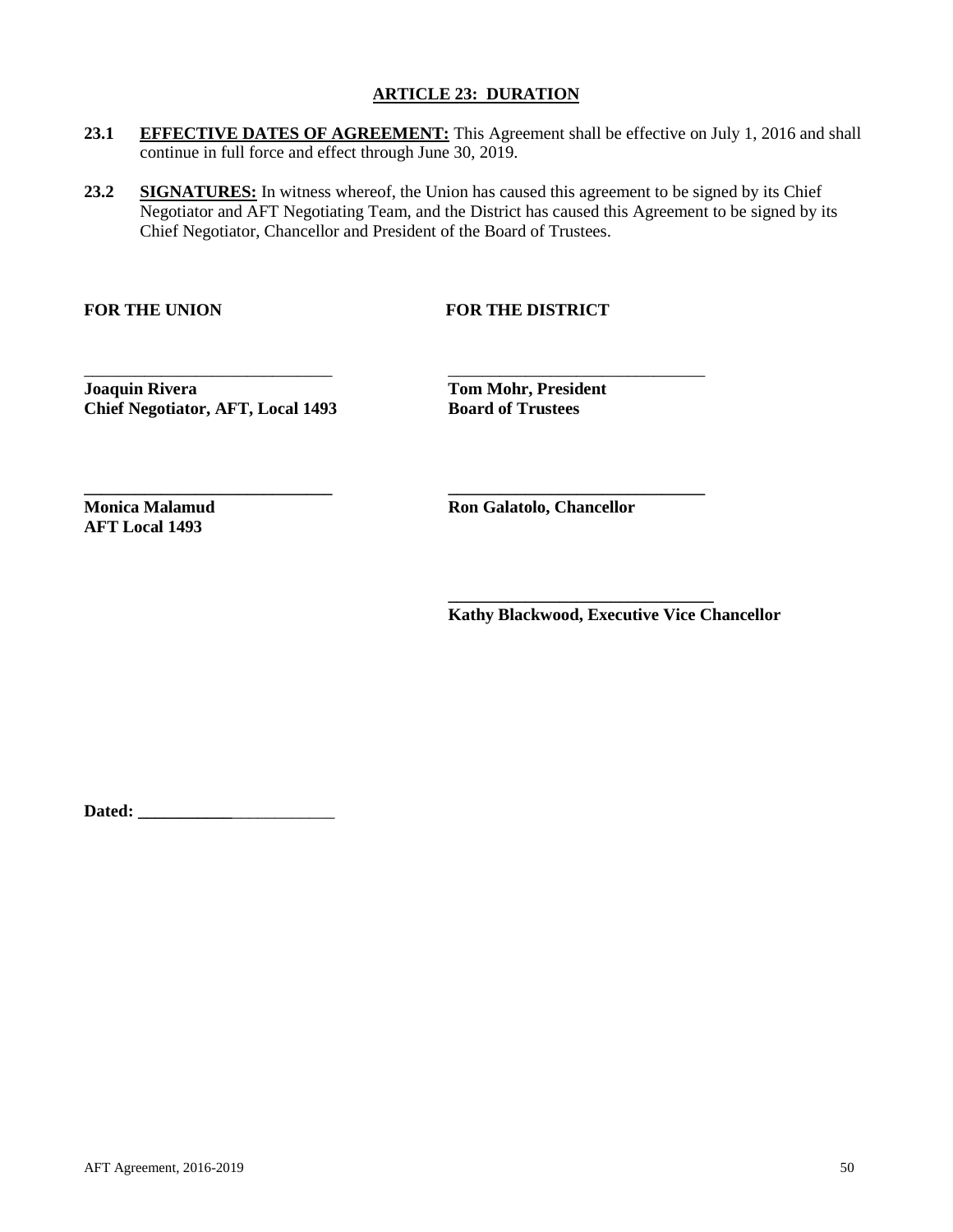## ARTICLE 23: DURATION

**23.1 EFFECTIVE DATES OF AGREEMENT:** This Agreement shall be effective on July 1, 2016 and shall continue in full force and effect through June 30, 2019.

**23.2 SIGNATURES:** In witness whereof, the Union has caused this agreement to be signed by its Chief Negotiator and AFT Negotiating Team, and the District has caused this Agreement to be signed by its Chief Negotiator, Chancellor and President of the Board of Trustees.

**FOR THE UNION**

_______________________________
**Joaquin Rivera**
**Chief Negotiator, AFT, Local 1493**

_______________________________
**Monica Malamud**
**AFT Local 1493**

**FOR THE DISTRICT**

_______________________________
**Tom Mohr, President**
**Board of Trustees**

_______________________________
**Ron Galatolo, Chancellor**

_______________________________
**Kathy Blackwood, Executive Vice Chancellor**

**Dated:** ________________________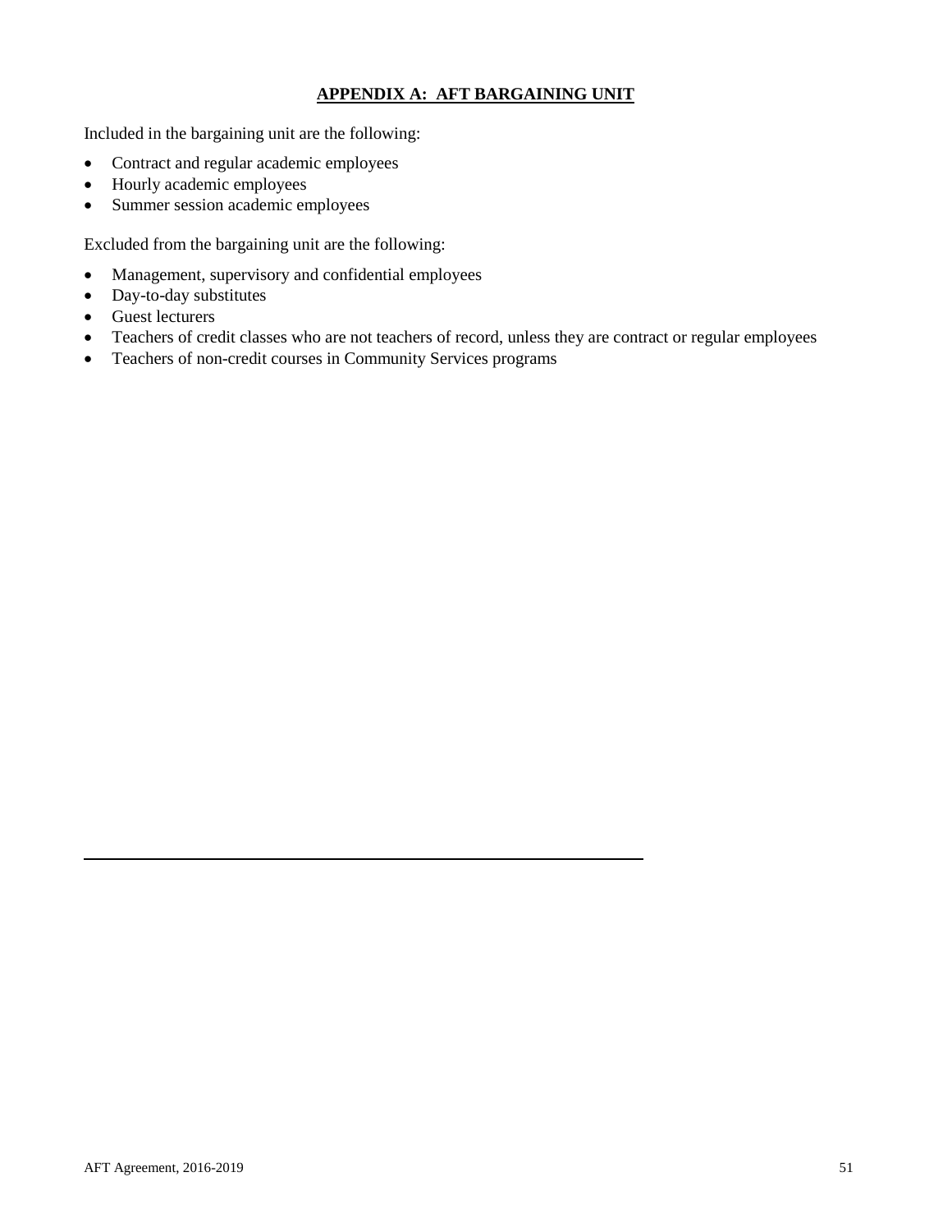## APPENDIX A: AFT BARGAINING UNIT

Included in the bargaining unit are the following:

- Contract and regular academic employees
- Hourly academic employees
- Summer session academic employees

Excluded from the bargaining unit are the following:

- Management, supervisory and confidential employees
- Day-to-day substitutes
- Guest lecturers
- Teachers of credit classes who are not teachers of record, unless they are contract or regular employees
- Teachers of non-credit courses in Community Services programs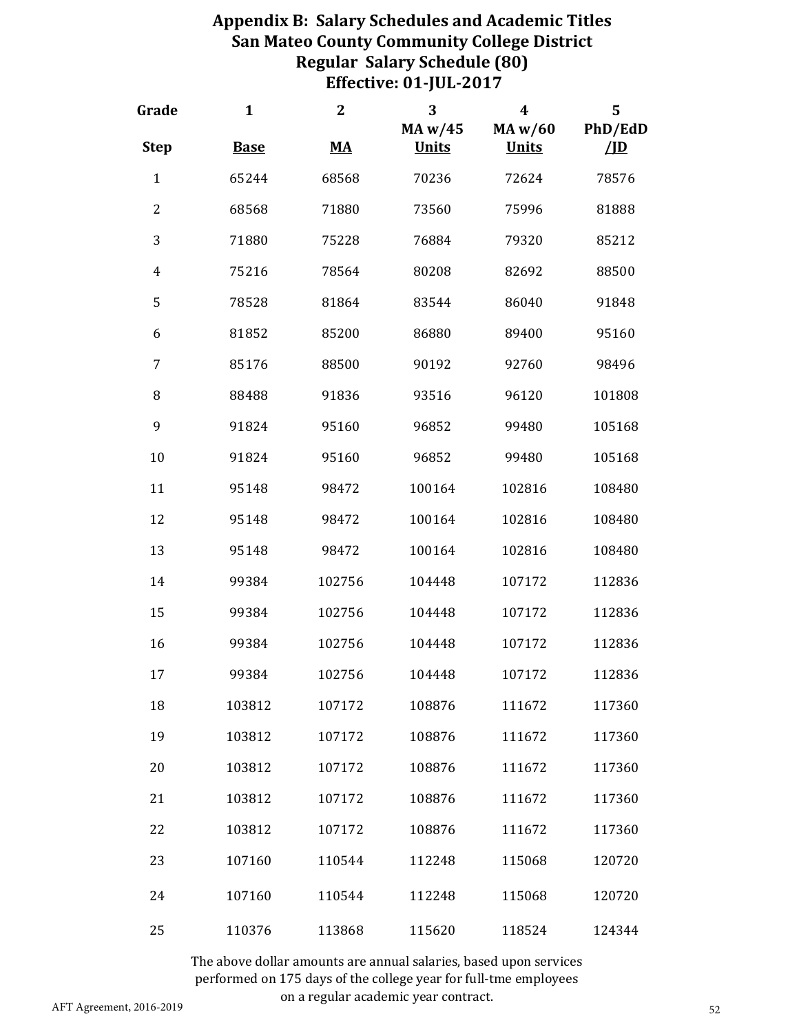# Appendix B: Salary Schedules and Academic Titles
## San Mateo County Community College District
## Regular Salary Schedule (80)
## Effective: 01-JUL-2017

| Grade<br>Step | 1<br>Base | 2<br>MA | 3<br>MA w/45 Units | 4<br>MA w/60 Units | 5<br>PhD/EdD /JD |
|---|---|---|---|---|---|
| 1 | 65244 | 68568 | 70236 | 72624 | 78576 |
| 2 | 68568 | 71880 | 73560 | 75996 | 81888 |
| 3 | 71880 | 75228 | 76884 | 79320 | 85212 |
| 4 | 75216 | 78564 | 80208 | 82692 | 88500 |
| 5 | 78528 | 81864 | 83544 | 86040 | 91848 |
| 6 | 81852 | 85200 | 86880 | 89400 | 95160 |
| 7 | 85176 | 88500 | 90192 | 92760 | 98496 |
| 8 | 88488 | 91836 | 93516 | 96120 | 101808 |
| 9 | 91824 | 95160 | 96852 | 99480 | 105168 |
| 10 | 91824 | 95160 | 96852 | 99480 | 105168 |
| 11 | 95148 | 98472 | 100164 | 102816 | 108480 |
| 12 | 95148 | 98472 | 100164 | 102816 | 108480 |
| 13 | 95148 | 98472 | 100164 | 102816 | 108480 |
| 14 | 99384 | 102756 | 104448 | 107172 | 112836 |
| 15 | 99384 | 102756 | 104448 | 107172 | 112836 |
| 16 | 99384 | 102756 | 104448 | 107172 | 112836 |
| 17 | 99384 | 102756 | 104448 | 107172 | 112836 |
| 18 | 103812 | 107172 | 108876 | 111672 | 117360 |
| 19 | 103812 | 107172 | 108876 | 111672 | 117360 |
| 20 | 103812 | 107172 | 108876 | 111672 | 117360 |
| 21 | 103812 | 107172 | 108876 | 111672 | 117360 |
| 22 | 103812 | 107172 | 108876 | 111672 | 117360 |
| 23 | 107160 | 110544 | 112248 | 115068 | 120720 |
| 24 | 107160 | 110544 | 112248 | 115068 | 120720 |
| 25 | 110376 | 113868 | 115620 | 118524 | 124344 |

The above dollar amounts are annual salaries, based upon services performed on 175 days of the college year for full-tme employees on a regular academic year contract.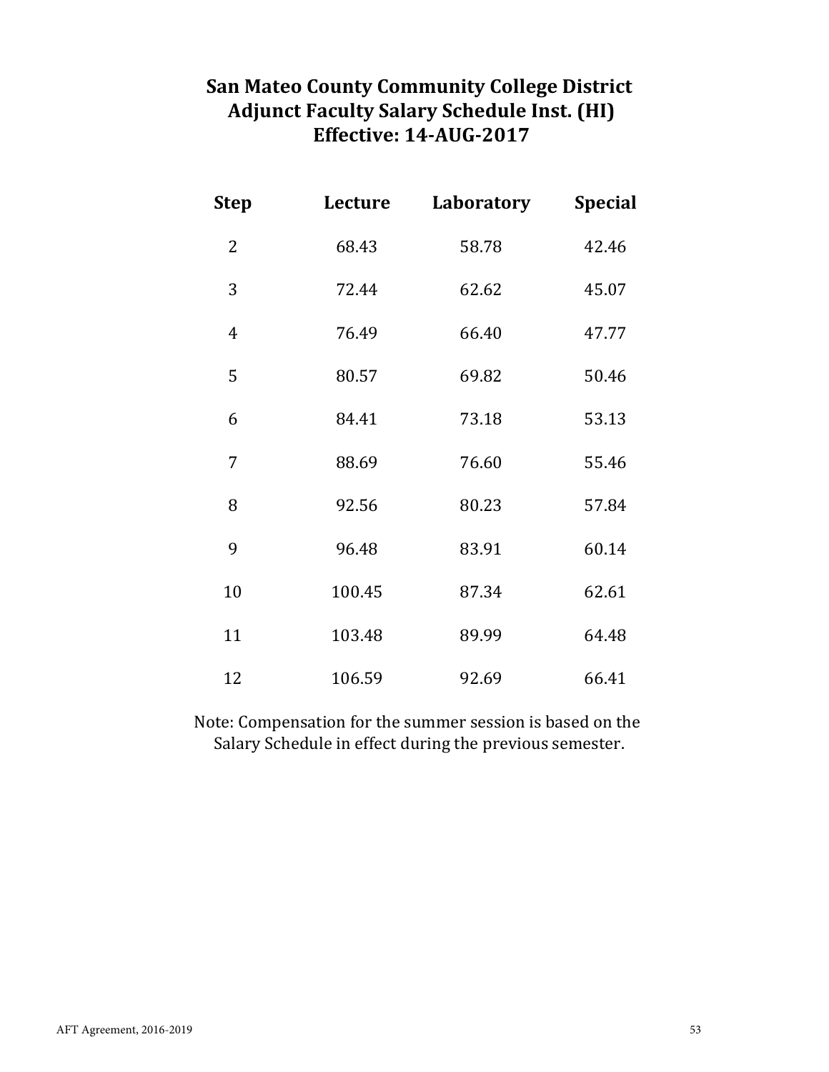# San Mateo County Community College District
# Adjunct Faculty Salary Schedule Inst. (HI)
# Effective: 14-AUG-2017

| Step | Lecture | Laboratory | Special |
|---|---|---|---|
| 2 | 68.43 | 58.78 | 42.46 |
| 3 | 72.44 | 62.62 | 45.07 |
| 4 | 76.49 | 66.40 | 47.77 |
| 5 | 80.57 | 69.82 | 50.46 |
| 6 | 84.41 | 73.18 | 53.13 |
| 7 | 88.69 | 76.60 | 55.46 |
| 8 | 92.56 | 80.23 | 57.84 |
| 9 | 96.48 | 83.91 | 60.14 |
| 10 | 100.45 | 87.34 | 62.61 |
| 11 | 103.48 | 89.99 | 64.48 |
| 12 | 106.59 | 92.69 | 66.41 |

Note: Compensation for the summer session is based on the Salary Schedule in effect during the previous semester.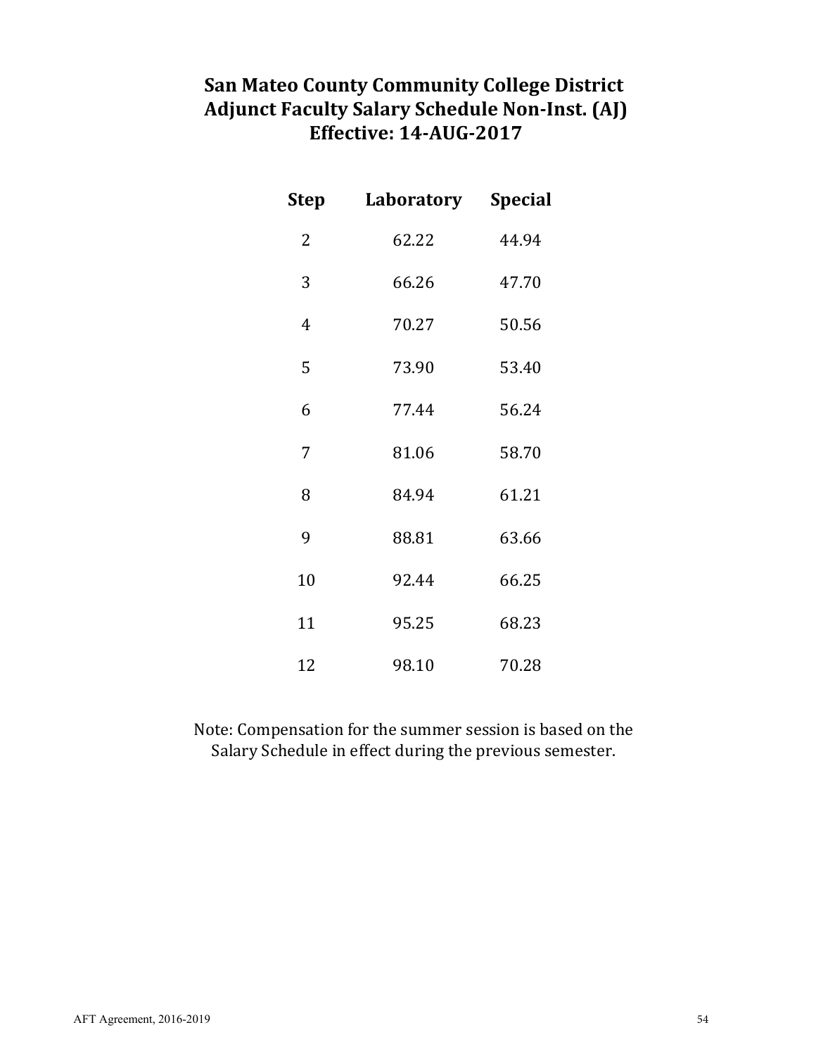# San Mateo County Community College District
# Adjunct Faculty Salary Schedule Non-Inst. (AJ)
# Effective: 14-AUG-2017

| Step | Laboratory | Special |
|---|---|---|
| 2 | 62.22 | 44.94 |
| 3 | 66.26 | 47.70 |
| 4 | 70.27 | 50.56 |
| 5 | 73.90 | 53.40 |
| 6 | 77.44 | 56.24 |
| 7 | 81.06 | 58.70 |
| 8 | 84.94 | 61.21 |
| 9 | 88.81 | 63.66 |
| 10 | 92.44 | 66.25 |
| 11 | 95.25 | 68.23 |
| 12 | 98.10 | 70.28 |

Note: Compensation for the summer session is based on the Salary Schedule in effect during the previous semester.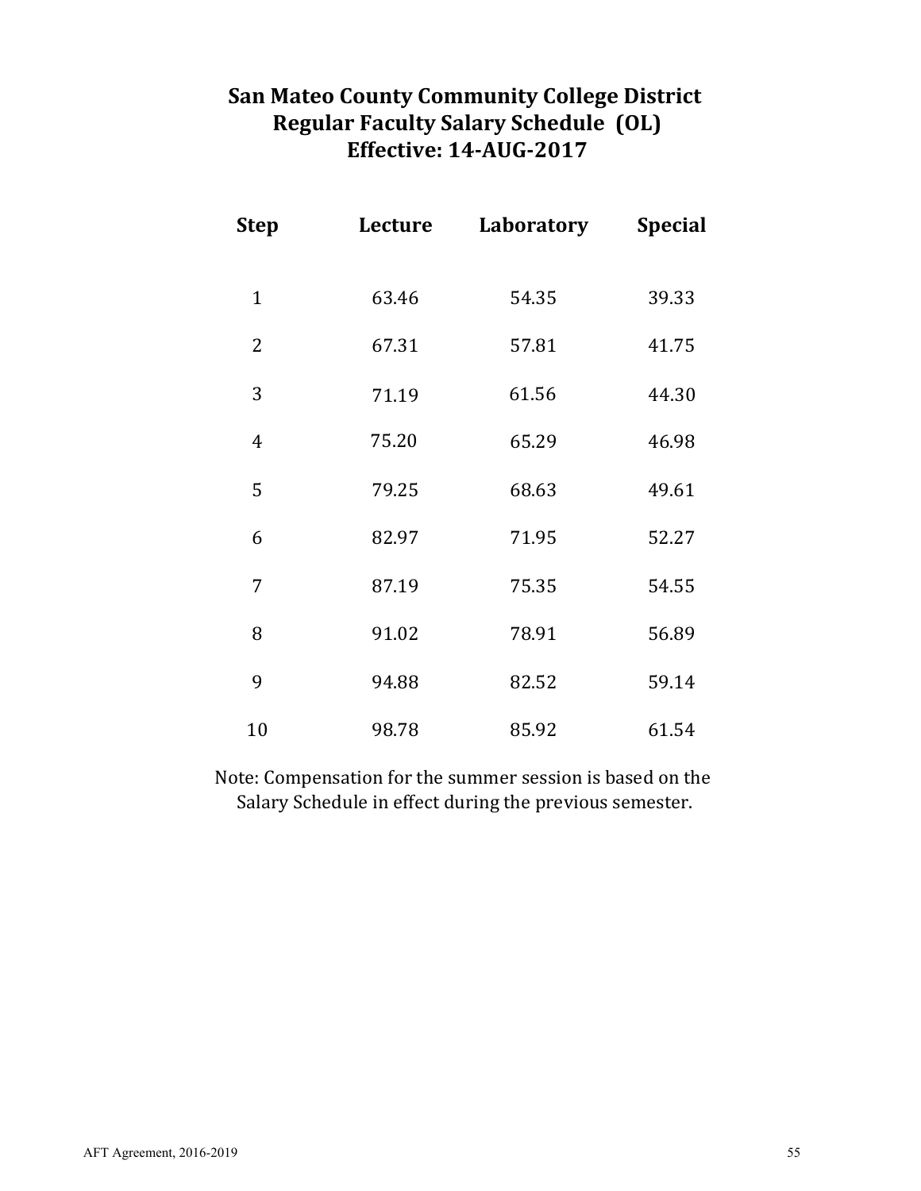# San Mateo County Community College District
# Regular Faculty Salary Schedule (OL)
# Effective: 14-AUG-2017

| Step | Lecture | Laboratory | Special |
|---|---|---|---|
| 1 | 63.46 | 54.35 | 39.33 |
| 2 | 67.31 | 57.81 | 41.75 |
| 3 | 71.19 | 61.56 | 44.30 |
| 4 | 75.20 | 65.29 | 46.98 |
| 5 | 79.25 | 68.63 | 49.61 |
| 6 | 82.97 | 71.95 | 52.27 |
| 7 | 87.19 | 75.35 | 54.55 |
| 8 | 91.02 | 78.91 | 56.89 |
| 9 | 94.88 | 82.52 | 59.14 |
| 10 | 98.78 | 85.92 | 61.54 |

Note: Compensation for the summer session is based on the Salary Schedule in effect during the previous semester.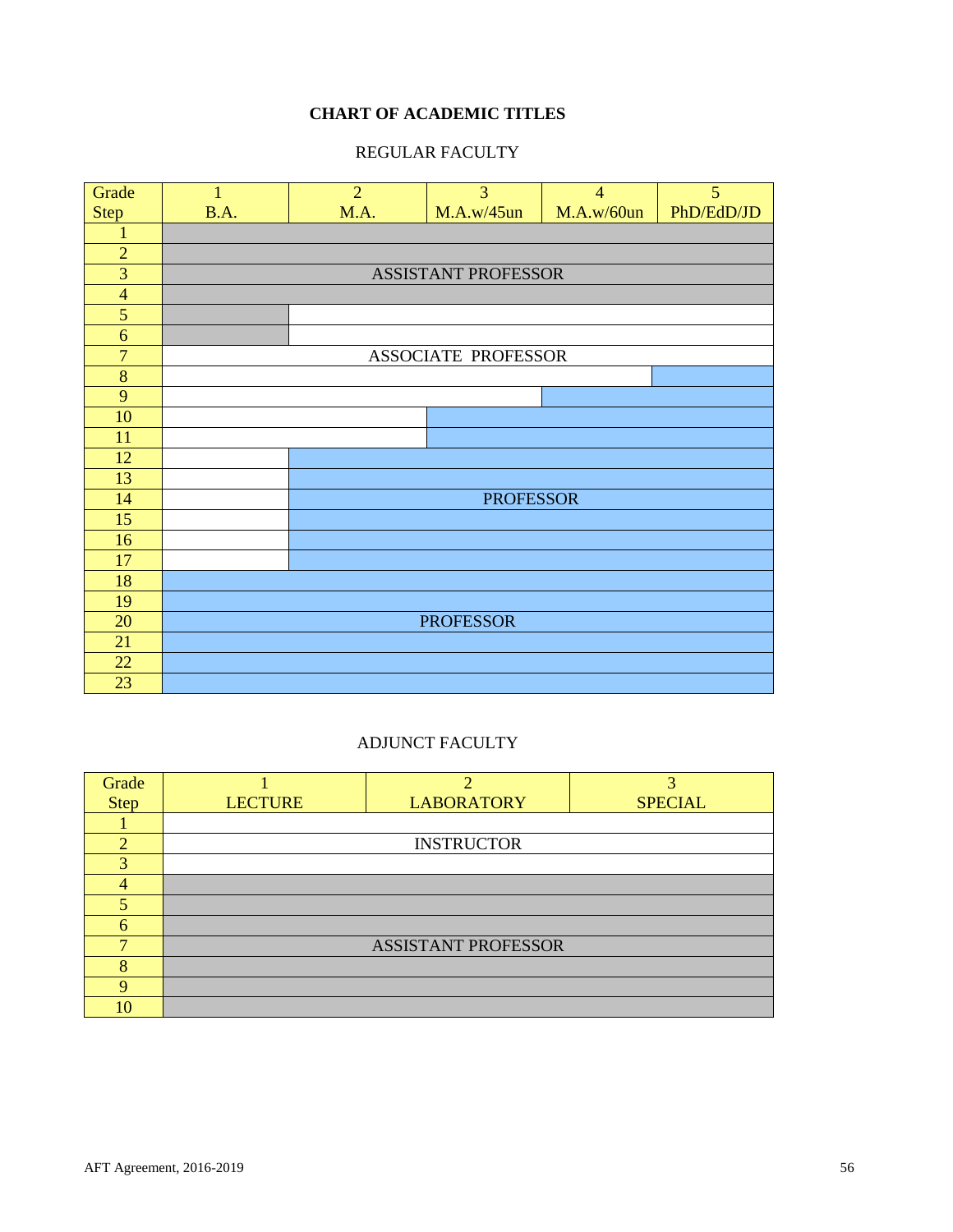## CHART OF ACADEMIC TITLES

### REGULAR FACULTY

| Grade / Step | 1 B.A. | 2 M.A. | 3 M.A.w/45un | 4 M.A.w/60un | 5 PhD/EdD/JD |
|---|---|---|---|---|---|
| 1 | ASSISTANT PROFESSOR | ASSISTANT PROFESSOR | ASSISTANT PROFESSOR | ASSISTANT PROFESSOR | ASSISTANT PROFESSOR |
| 2 | ASSISTANT PROFESSOR | ASSISTANT PROFESSOR | ASSISTANT PROFESSOR | ASSISTANT PROFESSOR | ASSISTANT PROFESSOR |
| 3 | ASSISTANT PROFESSOR | ASSISTANT PROFESSOR | ASSISTANT PROFESSOR | ASSISTANT PROFESSOR | ASSISTANT PROFESSOR |
| 4 | ASSISTANT PROFESSOR | ASSISTANT PROFESSOR | ASSISTANT PROFESSOR | ASSISTANT PROFESSOR | ASSISTANT PROFESSOR |
| 5 | ASSISTANT PROFESSOR | ASSOCIATE PROFESSOR | ASSOCIATE PROFESSOR | ASSOCIATE PROFESSOR | ASSOCIATE PROFESSOR |
| 6 | ASSISTANT PROFESSOR | ASSOCIATE PROFESSOR | ASSOCIATE PROFESSOR | ASSOCIATE PROFESSOR | ASSOCIATE PROFESSOR |
| 7 | ASSOCIATE PROFESSOR | ASSOCIATE PROFESSOR | ASSOCIATE PROFESSOR | ASSOCIATE PROFESSOR | ASSOCIATE PROFESSOR |
| 8 | ASSOCIATE PROFESSOR | ASSOCIATE PROFESSOR | ASSOCIATE PROFESSOR | ASSOCIATE PROFESSOR | PROFESSOR |
| 9 | ASSOCIATE PROFESSOR | ASSOCIATE PROFESSOR | ASSOCIATE PROFESSOR | PROFESSOR | PROFESSOR |
| 10 | ASSOCIATE PROFESSOR | ASSOCIATE PROFESSOR | PROFESSOR | PROFESSOR | PROFESSOR |
| 11 | ASSOCIATE PROFESSOR | ASSOCIATE PROFESSOR | PROFESSOR | PROFESSOR | PROFESSOR |
| 12 | ASSOCIATE PROFESSOR | PROFESSOR | PROFESSOR | PROFESSOR | PROFESSOR |
| 13 | ASSOCIATE PROFESSOR | PROFESSOR | PROFESSOR | PROFESSOR | PROFESSOR |
| 14 | ASSOCIATE PROFESSOR | PROFESSOR | PROFESSOR | PROFESSOR | PROFESSOR |
| 15 | ASSOCIATE PROFESSOR | PROFESSOR | PROFESSOR | PROFESSOR | PROFESSOR |
| 16 | ASSOCIATE PROFESSOR | PROFESSOR | PROFESSOR | PROFESSOR | PROFESSOR |
| 17 | ASSOCIATE PROFESSOR | PROFESSOR | PROFESSOR | PROFESSOR | PROFESSOR |
| 18 | PROFESSOR | PROFESSOR | PROFESSOR | PROFESSOR | PROFESSOR |
| 19 | PROFESSOR | PROFESSOR | PROFESSOR | PROFESSOR | PROFESSOR |
| 20 | PROFESSOR | PROFESSOR | PROFESSOR | PROFESSOR | PROFESSOR |
| 21 | PROFESSOR | PROFESSOR | PROFESSOR | PROFESSOR | PROFESSOR |
| 22 | PROFESSOR | PROFESSOR | PROFESSOR | PROFESSOR | PROFESSOR |
| 23 | PROFESSOR | PROFESSOR | PROFESSOR | PROFESSOR | PROFESSOR |

### ADJUNCT FACULTY

| Grade / Step | 1 LECTURE | 2 LABORATORY | 3 SPECIAL |
|---|---|---|---|
| 1 | INSTRUCTOR | INSTRUCTOR | INSTRUCTOR |
| 2 | INSTRUCTOR | INSTRUCTOR | INSTRUCTOR |
| 3 | INSTRUCTOR | INSTRUCTOR | INSTRUCTOR |
| 4 | ASSISTANT PROFESSOR | ASSISTANT PROFESSOR | ASSISTANT PROFESSOR |
| 5 | ASSISTANT PROFESSOR | ASSISTANT PROFESSOR | ASSISTANT PROFESSOR |
| 6 | ASSISTANT PROFESSOR | ASSISTANT PROFESSOR | ASSISTANT PROFESSOR |
| 7 | ASSISTANT PROFESSOR | ASSISTANT PROFESSOR | ASSISTANT PROFESSOR |
| 8 | ASSISTANT PROFESSOR | ASSISTANT PROFESSOR | ASSISTANT PROFESSOR |
| 9 | ASSISTANT PROFESSOR | ASSISTANT PROFESSOR | ASSISTANT PROFESSOR |
| 10 | ASSISTANT PROFESSOR | ASSISTANT PROFESSOR | ASSISTANT PROFESSOR |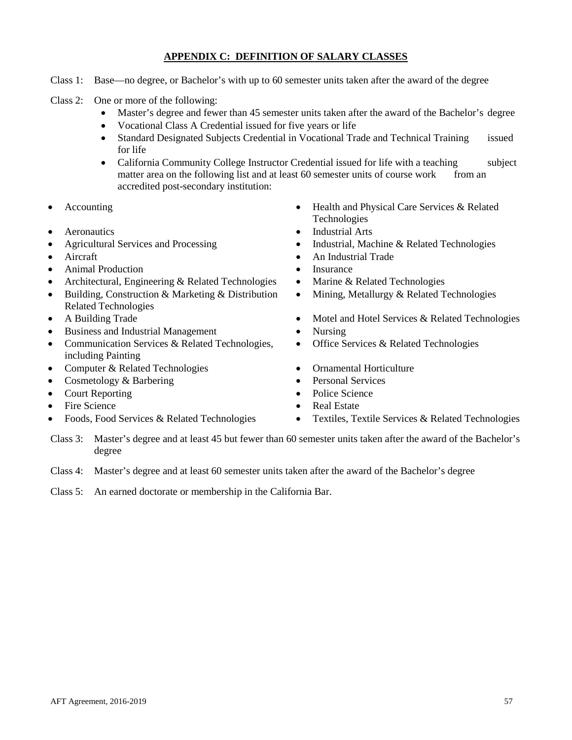## APPENDIX C: DEFINITION OF SALARY CLASSES

Class 1: Base—no degree, or Bachelor's with up to 60 semester units taken after the award of the degree

Class 2: One or more of the following:

- Master's degree and fewer than 45 semester units taken after the award of the Bachelor's degree
- Vocational Class A Credential issued for five years or life
- Standard Designated Subjects Credential in Vocational Trade and Technical Training issued for life
- California Community College Instructor Credential issued for life with a teaching subject matter area on the following list and at least 60 semester units of course work from an accredited post-secondary institution:

- Accounting
- Aeronautics
- Agricultural Services and Processing
- Aircraft
- Animal Production
- Architectural, Engineering & Related Technologies
- Building, Construction & Marketing & Distribution Related Technologies
- A Building Trade
- Business and Industrial Management
- Communication Services & Related Technologies, including Painting
- Computer & Related Technologies
- Cosmetology & Barbering
- Court Reporting
- Fire Science
- Foods, Food Services & Related Technologies
- Health and Physical Care Services & Related Technologies
- Industrial Arts
- Industrial, Machine & Related Technologies
- An Industrial Trade
- Insurance
- Marine & Related Technologies
- Mining, Metallurgy & Related Technologies
- Motel and Hotel Services & Related Technologies
- Nursing
- Office Services & Related Technologies
- Ornamental Horticulture
- Personal Services
- Police Science
- Real Estate
- Textiles, Textile Services & Related Technologies

Class 3: Master's degree and at least 45 but fewer than 60 semester units taken after the award of the Bachelor's degree

Class 4: Master's degree and at least 60 semester units taken after the award of the Bachelor's degree

Class 5: An earned doctorate or membership in the California Bar.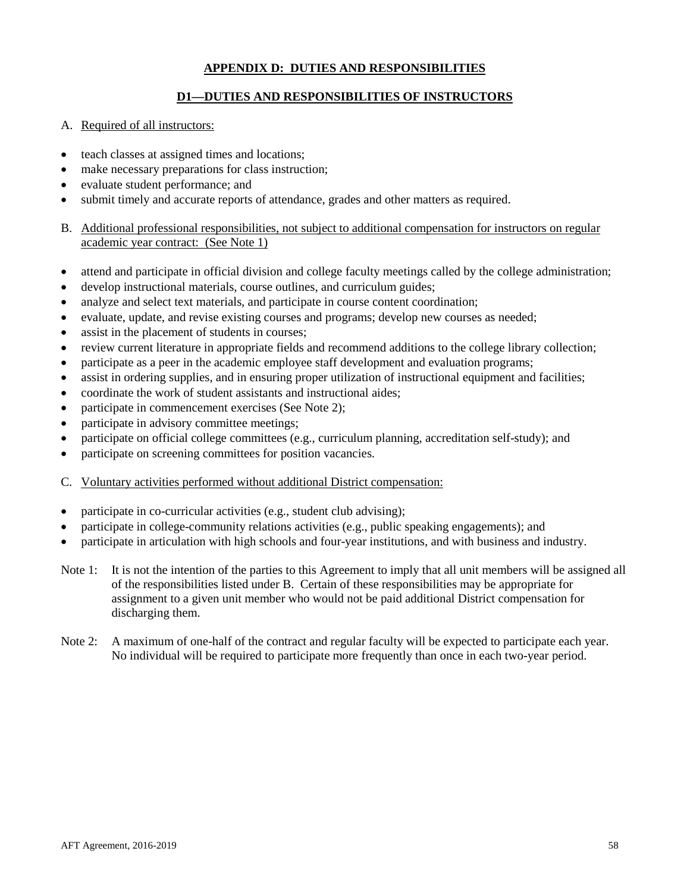## APPENDIX D: DUTIES AND RESPONSIBILITIES

### D1—DUTIES AND RESPONSIBILITIES OF INSTRUCTORS

A. Required of all instructors:

- teach classes at assigned times and locations;
- make necessary preparations for class instruction;
- evaluate student performance; and
- submit timely and accurate reports of attendance, grades and other matters as required.

B. Additional professional responsibilities, not subject to additional compensation for instructors on regular academic year contract: (See Note 1)

- attend and participate in official division and college faculty meetings called by the college administration;
- develop instructional materials, course outlines, and curriculum guides;
- analyze and select text materials, and participate in course content coordination;
- evaluate, update, and revise existing courses and programs; develop new courses as needed;
- assist in the placement of students in courses;
- review current literature in appropriate fields and recommend additions to the college library collection;
- participate as a peer in the academic employee staff development and evaluation programs;
- assist in ordering supplies, and in ensuring proper utilization of instructional equipment and facilities;
- coordinate the work of student assistants and instructional aides;
- participate in commencement exercises (See Note 2);
- participate in advisory committee meetings;
- participate on official college committees (e.g., curriculum planning, accreditation self-study); and
- participate on screening committees for position vacancies.

C. Voluntary activities performed without additional District compensation:

- participate in co-curricular activities (e.g., student club advising);
- participate in college-community relations activities (e.g., public speaking engagements); and
- participate in articulation with high schools and four-year institutions, and with business and industry.

Note 1: It is not the intention of the parties to this Agreement to imply that all unit members will be assigned all of the responsibilities listed under B. Certain of these responsibilities may be appropriate for assignment to a given unit member who would not be paid additional District compensation for discharging them.

Note 2: A maximum of one-half of the contract and regular faculty will be expected to participate each year. No individual will be required to participate more frequently than once in each two-year period.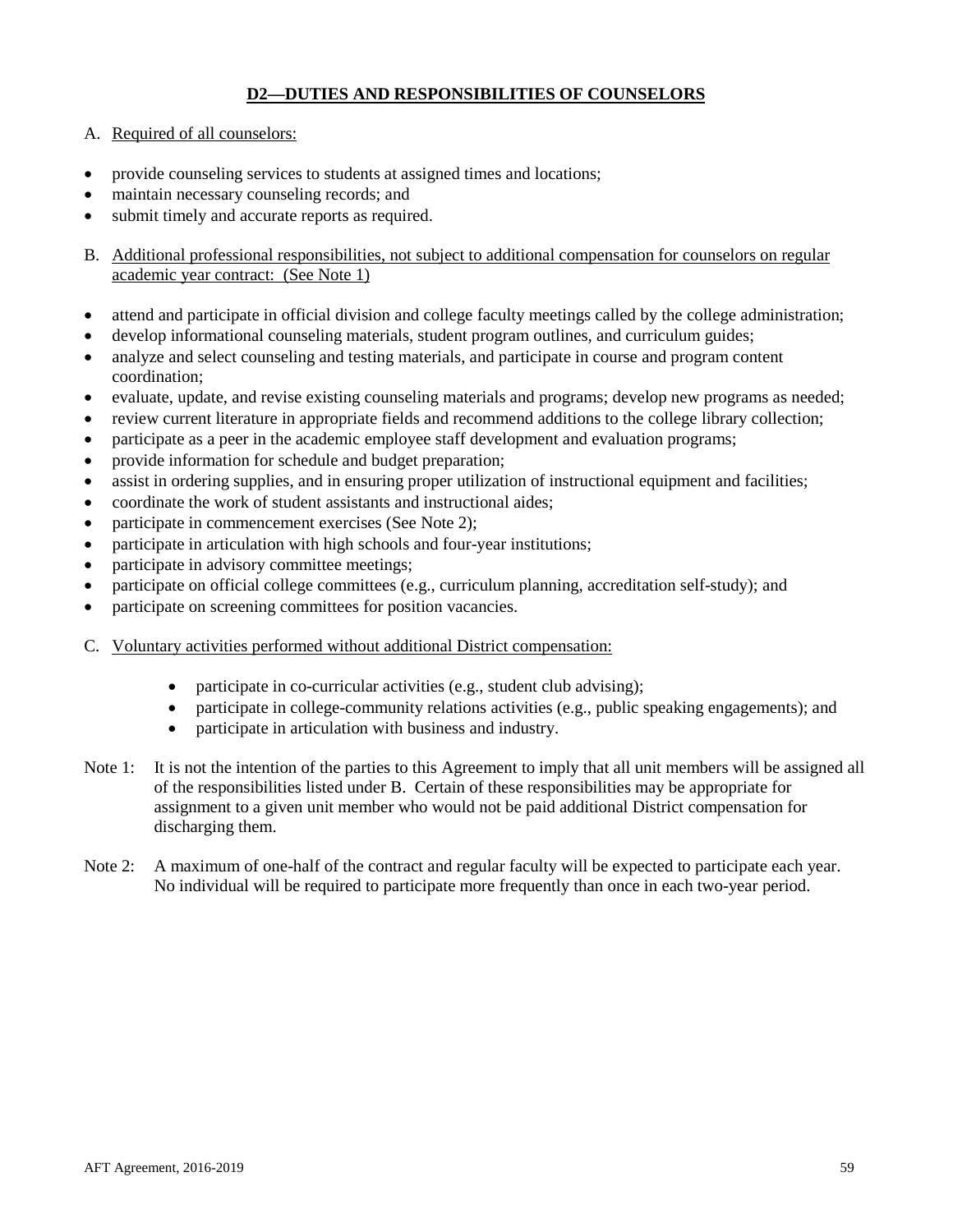## D2—DUTIES AND RESPONSIBILITIES OF COUNSELORS

A. Required of all counselors:

- provide counseling services to students at assigned times and locations;
- maintain necessary counseling records; and
- submit timely and accurate reports as required.

B. Additional professional responsibilities, not subject to additional compensation for counselors on regular academic year contract: (See Note 1)

- attend and participate in official division and college faculty meetings called by the college administration;
- develop informational counseling materials, student program outlines, and curriculum guides;
- analyze and select counseling and testing materials, and participate in course and program content coordination;
- evaluate, update, and revise existing counseling materials and programs; develop new programs as needed;
- review current literature in appropriate fields and recommend additions to the college library collection;
- participate as a peer in the academic employee staff development and evaluation programs;
- provide information for schedule and budget preparation;
- assist in ordering supplies, and in ensuring proper utilization of instructional equipment and facilities;
- coordinate the work of student assistants and instructional aides;
- participate in commencement exercises (See Note 2);
- participate in articulation with high schools and four-year institutions;
- participate in advisory committee meetings;
- participate on official college committees (e.g., curriculum planning, accreditation self-study); and
- participate on screening committees for position vacancies.

C. Voluntary activities performed without additional District compensation:

- participate in co-curricular activities (e.g., student club advising);
- participate in college-community relations activities (e.g., public speaking engagements); and
- participate in articulation with business and industry.

Note 1: It is not the intention of the parties to this Agreement to imply that all unit members will be assigned all of the responsibilities listed under B. Certain of these responsibilities may be appropriate for assignment to a given unit member who would not be paid additional District compensation for discharging them.

Note 2: A maximum of one-half of the contract and regular faculty will be expected to participate each year. No individual will be required to participate more frequently than once in each two-year period.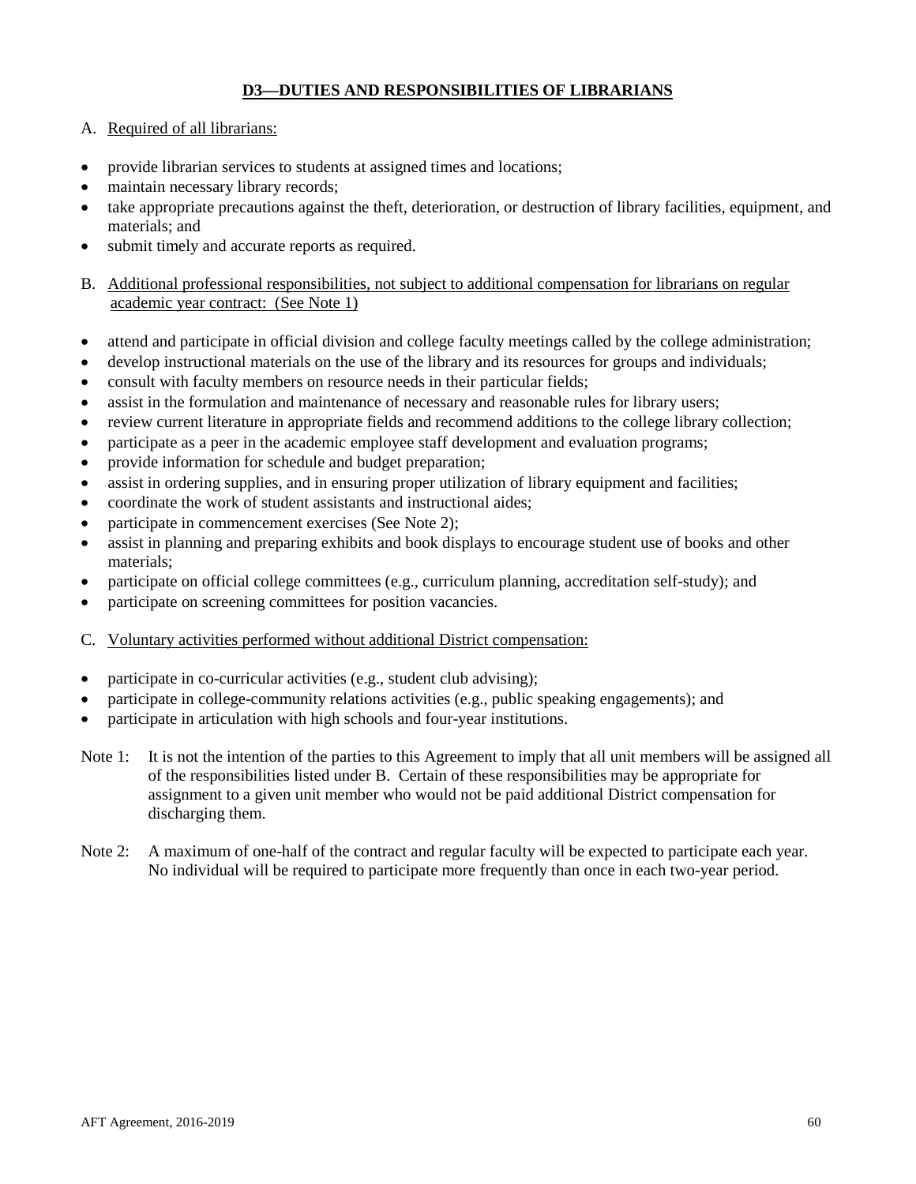## D3—DUTIES AND RESPONSIBILITIES OF LIBRARIANS

A. Required of all librarians:

- provide librarian services to students at assigned times and locations;
- maintain necessary library records;
- take appropriate precautions against the theft, deterioration, or destruction of library facilities, equipment, and materials; and
- submit timely and accurate reports as required.

B. Additional professional responsibilities, not subject to additional compensation for librarians on regular academic year contract: (See Note 1)

- attend and participate in official division and college faculty meetings called by the college administration;
- develop instructional materials on the use of the library and its resources for groups and individuals;
- consult with faculty members on resource needs in their particular fields;
- assist in the formulation and maintenance of necessary and reasonable rules for library users;
- review current literature in appropriate fields and recommend additions to the college library collection;
- participate as a peer in the academic employee staff development and evaluation programs;
- provide information for schedule and budget preparation;
- assist in ordering supplies, and in ensuring proper utilization of library equipment and facilities;
- coordinate the work of student assistants and instructional aides;
- participate in commencement exercises (See Note 2);
- assist in planning and preparing exhibits and book displays to encourage student use of books and other materials;
- participate on official college committees (e.g., curriculum planning, accreditation self-study); and
- participate on screening committees for position vacancies.

C. Voluntary activities performed without additional District compensation:

- participate in co-curricular activities (e.g., student club advising);
- participate in college-community relations activities (e.g., public speaking engagements); and
- participate in articulation with high schools and four-year institutions.

Note 1: It is not the intention of the parties to this Agreement to imply that all unit members will be assigned all of the responsibilities listed under B. Certain of these responsibilities may be appropriate for assignment to a given unit member who would not be paid additional District compensation for discharging them.

Note 2: A maximum of one-half of the contract and regular faculty will be expected to participate each year. No individual will be required to participate more frequently than once in each two-year period.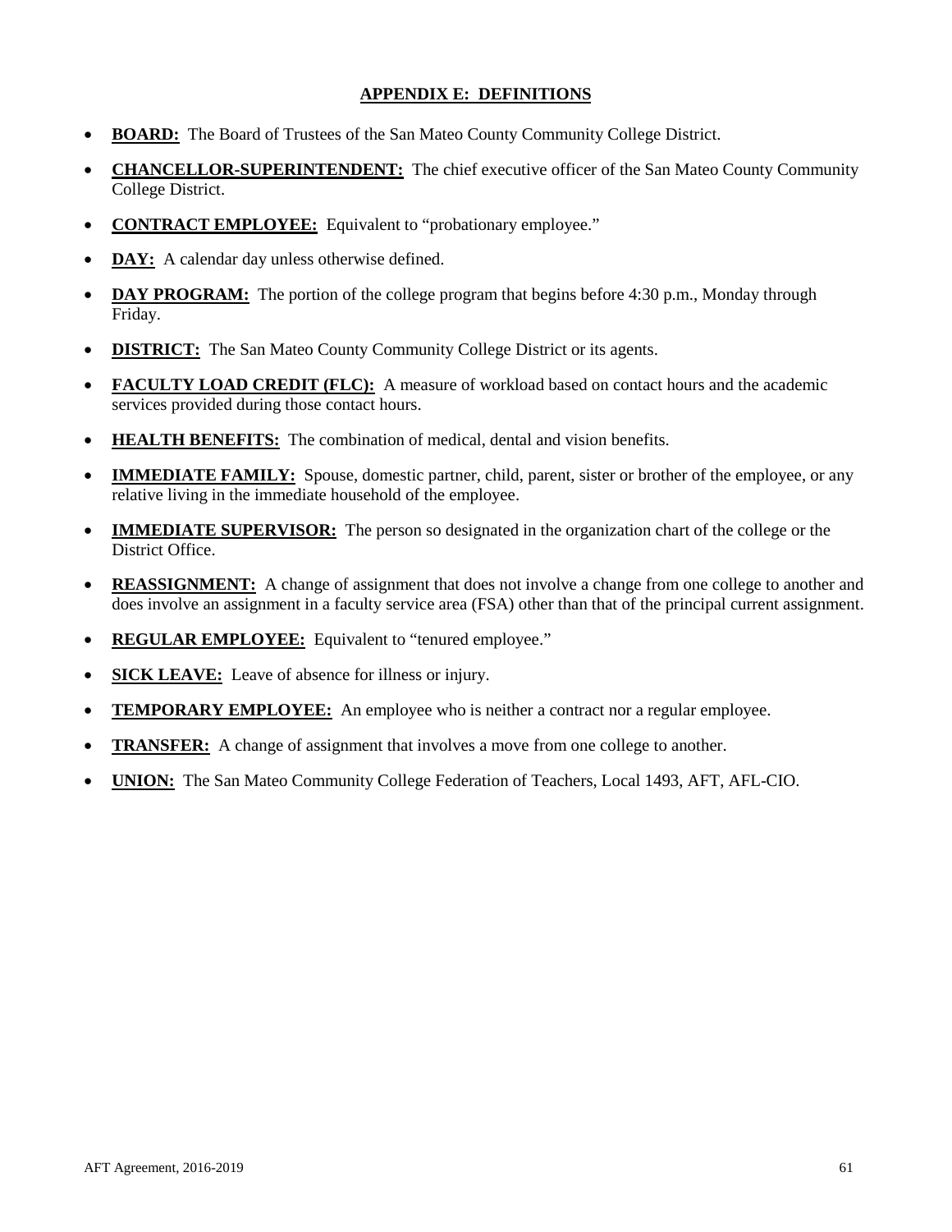## APPENDIX E: DEFINITIONS

- **BOARD:** The Board of Trustees of the San Mateo County Community College District.
- **CHANCELLOR-SUPERINTENDENT:** The chief executive officer of the San Mateo County Community College District.
- **CONTRACT EMPLOYEE:** Equivalent to "probationary employee."
- **DAY:** A calendar day unless otherwise defined.
- **DAY PROGRAM:** The portion of the college program that begins before 4:30 p.m., Monday through Friday.
- **DISTRICT:** The San Mateo County Community College District or its agents.
- **FACULTY LOAD CREDIT (FLC):** A measure of workload based on contact hours and the academic services provided during those contact hours.
- **HEALTH BENEFITS:** The combination of medical, dental and vision benefits.
- **IMMEDIATE FAMILY:** Spouse, domestic partner, child, parent, sister or brother of the employee, or any relative living in the immediate household of the employee.
- **IMMEDIATE SUPERVISOR:** The person so designated in the organization chart of the college or the District Office.
- **REASSIGNMENT:** A change of assignment that does not involve a change from one college to another and does involve an assignment in a faculty service area (FSA) other than that of the principal current assignment.
- **REGULAR EMPLOYEE:** Equivalent to "tenured employee."
- **SICK LEAVE:** Leave of absence for illness or injury.
- **TEMPORARY EMPLOYEE:** An employee who is neither a contract nor a regular employee.
- **TRANSFER:** A change of assignment that involves a move from one college to another.
- **UNION:** The San Mateo Community College Federation of Teachers, Local 1493, AFT, AFL-CIO.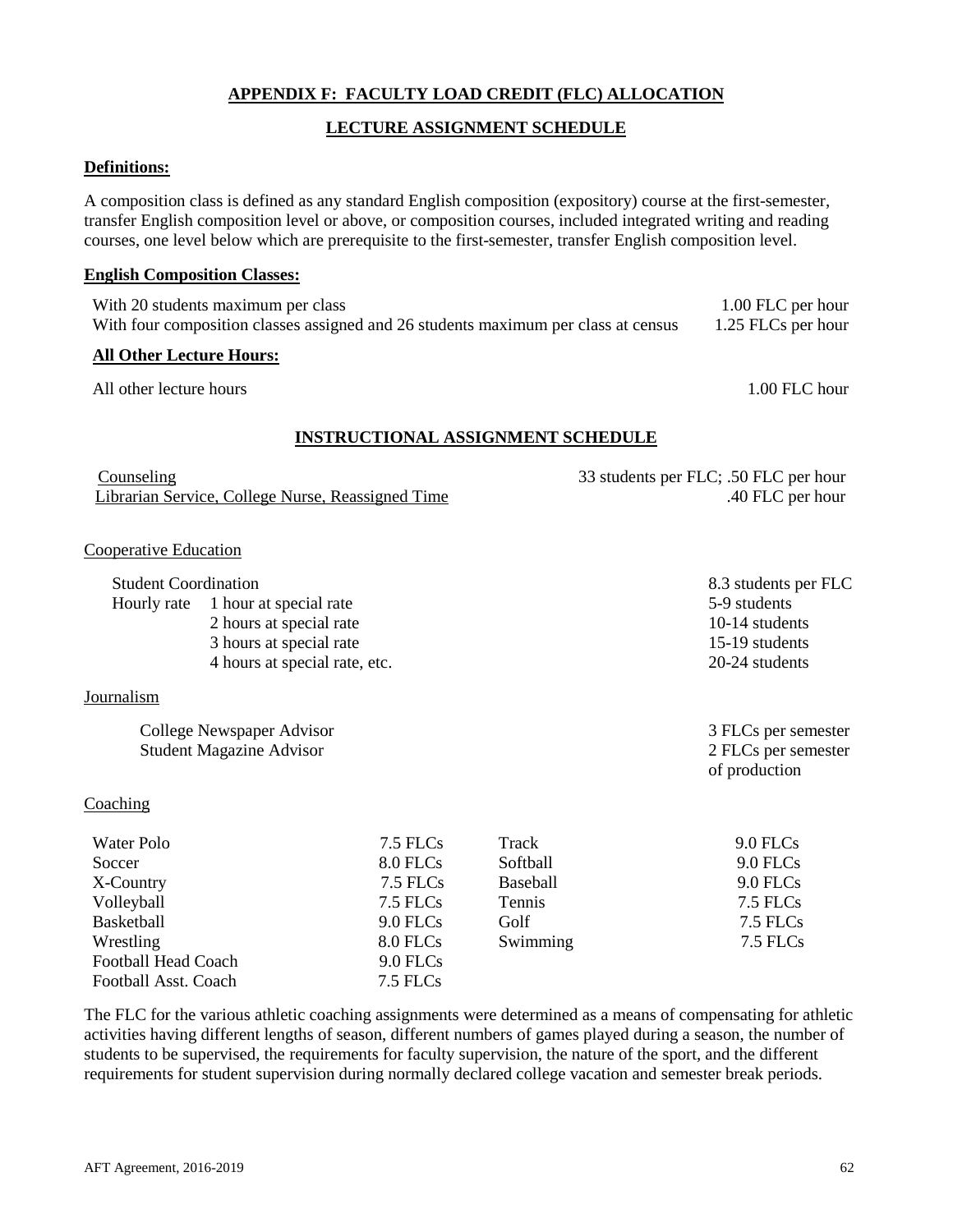## APPENDIX F: FACULTY LOAD CREDIT (FLC) ALLOCATION

### LECTURE ASSIGNMENT SCHEDULE

**Definitions:**

A composition class is defined as any standard English composition (expository) course at the first-semester, transfer English composition level or above, or composition courses, included integrated writing and reading courses, one level below which are prerequisite to the first-semester, transfer English composition level.

**English Composition Classes:**

| | |
|---|---|
| With 20 students maximum per class | 1.00 FLC per hour |
| With four composition classes assigned and 26 students maximum per class at census | 1.25 FLCs per hour |

**All Other Lecture Hours:**

| | |
|---|---|
| All other lecture hours | 1.00 FLC hour |

### INSTRUCTIONAL ASSIGNMENT SCHEDULE

| | |
|---|---|
| Counseling | 33 students per FLC; .50 FLC per hour |
| Librarian Service, College Nurse, Reassigned Time | .40 FLC per hour |

Cooperative Education

| | | |
|---|---|---|
| Student Coordination | | 8.3 students per FLC |
| Hourly rate | 1 hour at special rate | 5-9 students |
| | 2 hours at special rate | 10-14 students |
| | 3 hours at special rate | 15-19 students |
| | 4 hours at special rate, etc. | 20-24 students |

Journalism

| | |
|---|---|
| College Newspaper Advisor | 3 FLCs per semester |
| Student Magazine Advisor | 2 FLCs per semester of production |

Coaching

| | | | |
|---|---|---|---|
| Water Polo | 7.5 FLCs | Track | 9.0 FLCs |
| Soccer | 8.0 FLCs | Softball | 9.0 FLCs |
| X-Country | 7.5 FLCs | Baseball | 9.0 FLCs |
| Volleyball | 7.5 FLCs | Tennis | 7.5 FLCs |
| Basketball | 9.0 FLCs | Golf | 7.5 FLCs |
| Wrestling | 8.0 FLCs | Swimming | 7.5 FLCs |
| Football Head Coach | 9.0 FLCs | | |
| Football Asst. Coach | 7.5 FLCs | | |

The FLC for the various athletic coaching assignments were determined as a means of compensating for athletic activities having different lengths of season, different numbers of games played during a season, the number of students to be supervised, the requirements for faculty supervision, the nature of the sport, and the different requirements for student supervision during normally declared college vacation and semester break periods.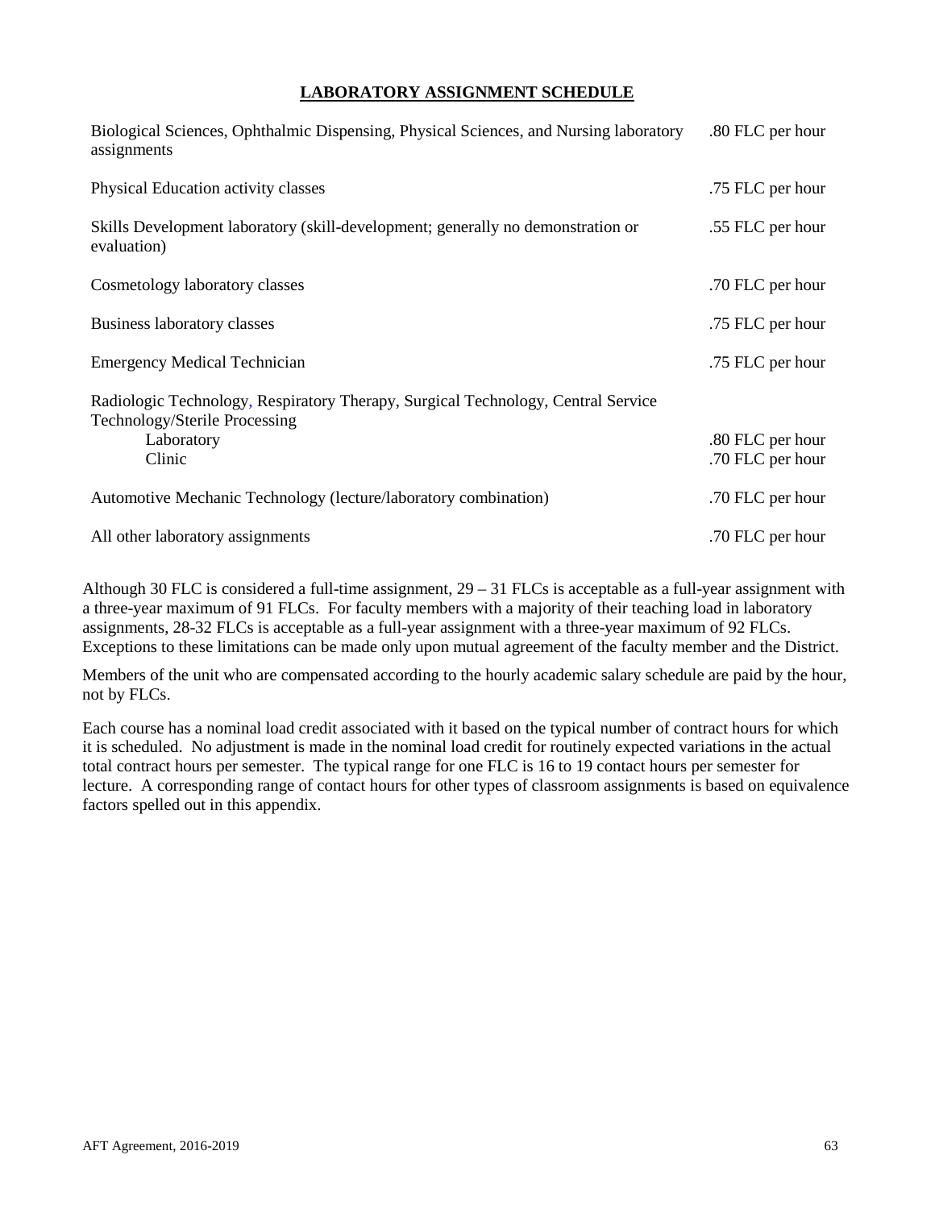## LABORATORY ASSIGNMENT SCHEDULE

| | |
|---|---|
| Biological Sciences, Ophthalmic Dispensing, Physical Sciences, and Nursing laboratory assignments | .80 FLC per hour |
| Physical Education activity classes | .75 FLC per hour |
| Skills Development laboratory (skill-development; generally no demonstration or evaluation) | .55 FLC per hour |
| Cosmetology laboratory classes | .70 FLC per hour |
| Business laboratory classes | .75 FLC per hour |
| Emergency Medical Technician | .75 FLC per hour |
| Radiologic Technology, Respiratory Therapy, Surgical Technology, Central Service Technology/Sterile Processing | |
| Laboratory | .80 FLC per hour |
| Clinic | .70 FLC per hour |
| Automotive Mechanic Technology (lecture/laboratory combination) | .70 FLC per hour |
| All other laboratory assignments | .70 FLC per hour |

Although 30 FLC is considered a full-time assignment, 29 – 31 FLCs is acceptable as a full-year assignment with a three-year maximum of 91 FLCs. For faculty members with a majority of their teaching load in laboratory assignments, 28-32 FLCs is acceptable as a full-year assignment with a three-year maximum of 92 FLCs. Exceptions to these limitations can be made only upon mutual agreement of the faculty member and the District.

Members of the unit who are compensated according to the hourly academic salary schedule are paid by the hour, not by FLCs.

Each course has a nominal load credit associated with it based on the typical number of contract hours for which it is scheduled. No adjustment is made in the nominal load credit for routinely expected variations in the actual total contract hours per semester. The typical range for one FLC is 16 to 19 contact hours per semester for lecture. A corresponding range of contact hours for other types of classroom assignments is based on equivalence factors spelled out in this appendix.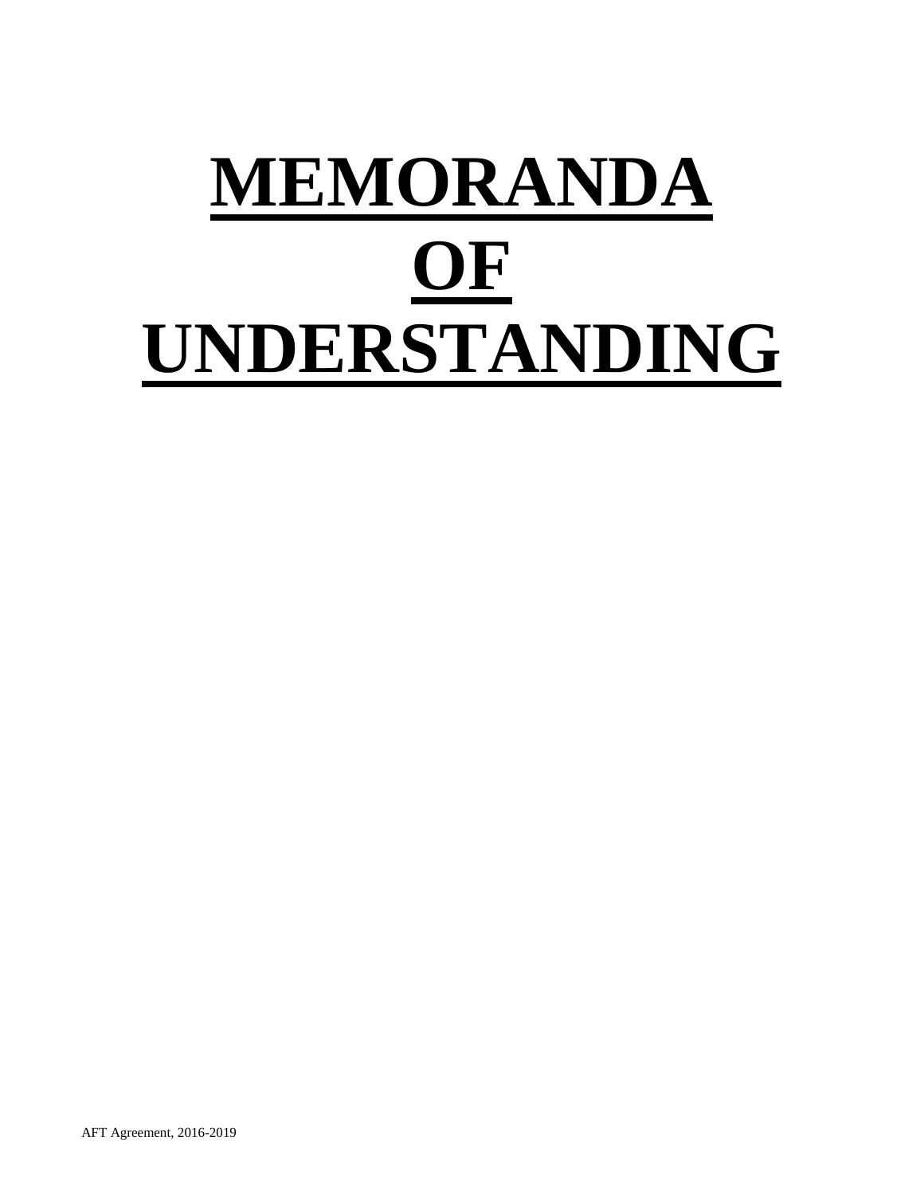# MEMORANDA OF UNDERSTANDING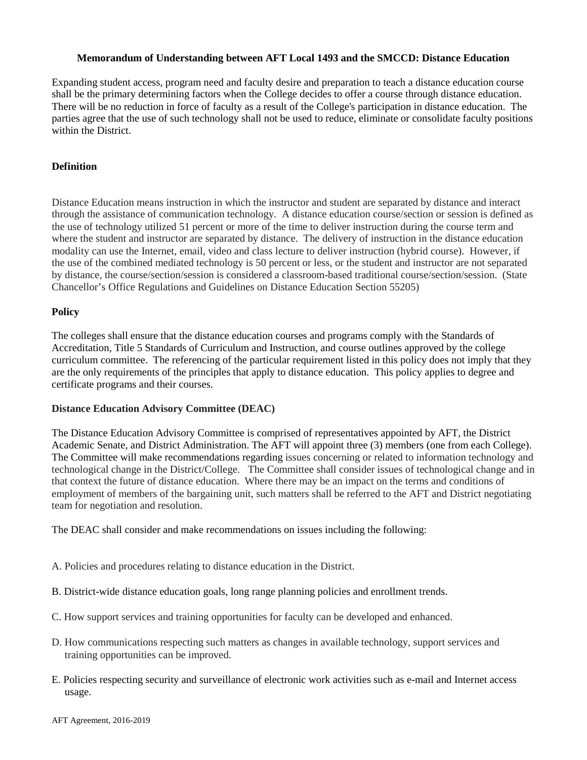**Memorandum of Understanding between AFT Local 1493 and the SMCCD: Distance Education**

Expanding student access, program need and faculty desire and preparation to teach a distance education course shall be the primary determining factors when the College decides to offer a course through distance education. There will be no reduction in force of faculty as a result of the College's participation in distance education. The parties agree that the use of such technology shall not be used to reduce, eliminate or consolidate faculty positions within the District.

**Definition**

Distance Education means instruction in which the instructor and student are separated by distance and interact through the assistance of communication technology. A distance education course/section or session is defined as the use of technology utilized 51 percent or more of the time to deliver instruction during the course term and where the student and instructor are separated by distance. The delivery of instruction in the distance education modality can use the Internet, email, video and class lecture to deliver instruction (hybrid course). However, if the use of the combined mediated technology is 50 percent or less, or the student and instructor are not separated by distance, the course/section/session is considered a classroom-based traditional course/section/session. (State Chancellor's Office Regulations and Guidelines on Distance Education Section 55205)

**Policy**

The colleges shall ensure that the distance education courses and programs comply with the Standards of Accreditation, Title 5 Standards of Curriculum and Instruction, and course outlines approved by the college curriculum committee. The referencing of the particular requirement listed in this policy does not imply that they are the only requirements of the principles that apply to distance education. This policy applies to degree and certificate programs and their courses.

**Distance Education Advisory Committee (DEAC)**

The Distance Education Advisory Committee is comprised of representatives appointed by AFT, the District Academic Senate, and District Administration. The AFT will appoint three (3) members (one from each College). The Committee will make recommendations regarding issues concerning or related to information technology and technological change in the District/College. The Committee shall consider issues of technological change and in that context the future of distance education. Where there may be an impact on the terms and conditions of employment of members of the bargaining unit, such matters shall be referred to the AFT and District negotiating team for negotiation and resolution.

The DEAC shall consider and make recommendations on issues including the following:

A. Policies and procedures relating to distance education in the District.

B. District-wide distance education goals, long range planning policies and enrollment trends.

C. How support services and training opportunities for faculty can be developed and enhanced.

D. How communications respecting such matters as changes in available technology, support services and training opportunities can be improved.

E. Policies respecting security and surveillance of electronic work activities such as e-mail and Internet access usage.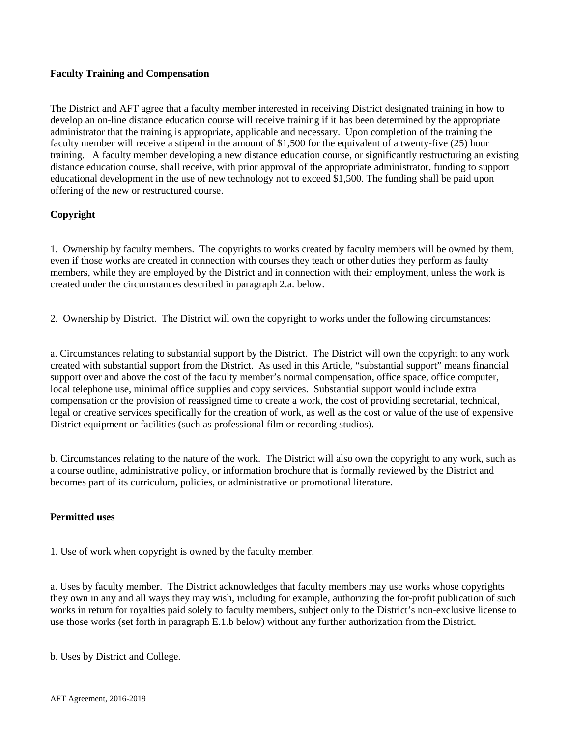**Faculty Training and Compensation**

The District and AFT agree that a faculty member interested in receiving District designated training in how to develop an on-line distance education course will receive training if it has been determined by the appropriate administrator that the training is appropriate, applicable and necessary. Upon completion of the training the faculty member will receive a stipend in the amount of $1,500 for the equivalent of a twenty-five (25) hour training. A faculty member developing a new distance education course, or significantly restructuring an existing distance education course, shall receive, with prior approval of the appropriate administrator, funding to support educational development in the use of new technology not to exceed $1,500. The funding shall be paid upon offering of the new or restructured course.

**Copyright**

1. Ownership by faculty members. The copyrights to works created by faculty members will be owned by them, even if those works are created in connection with courses they teach or other duties they perform as faulty members, while they are employed by the District and in connection with their employment, unless the work is created under the circumstances described in paragraph 2.a. below.

2. Ownership by District. The District will own the copyright to works under the following circumstances:

a. Circumstances relating to substantial support by the District. The District will own the copyright to any work created with substantial support from the District. As used in this Article, "substantial support" means financial support over and above the cost of the faculty member's normal compensation, office space, office computer, local telephone use, minimal office supplies and copy services. Substantial support would include extra compensation or the provision of reassigned time to create a work, the cost of providing secretarial, technical, legal or creative services specifically for the creation of work, as well as the cost or value of the use of expensive District equipment or facilities (such as professional film or recording studios).

b. Circumstances relating to the nature of the work. The District will also own the copyright to any work, such as a course outline, administrative policy, or information brochure that is formally reviewed by the District and becomes part of its curriculum, policies, or administrative or promotional literature.

**Permitted uses**

1. Use of work when copyright is owned by the faculty member.

a. Uses by faculty member. The District acknowledges that faculty members may use works whose copyrights they own in any and all ways they may wish, including for example, authorizing the for-profit publication of such works in return for royalties paid solely to faculty members, subject only to the District's non-exclusive license to use those works (set forth in paragraph E.1.b below) without any further authorization from the District.

b. Uses by District and College.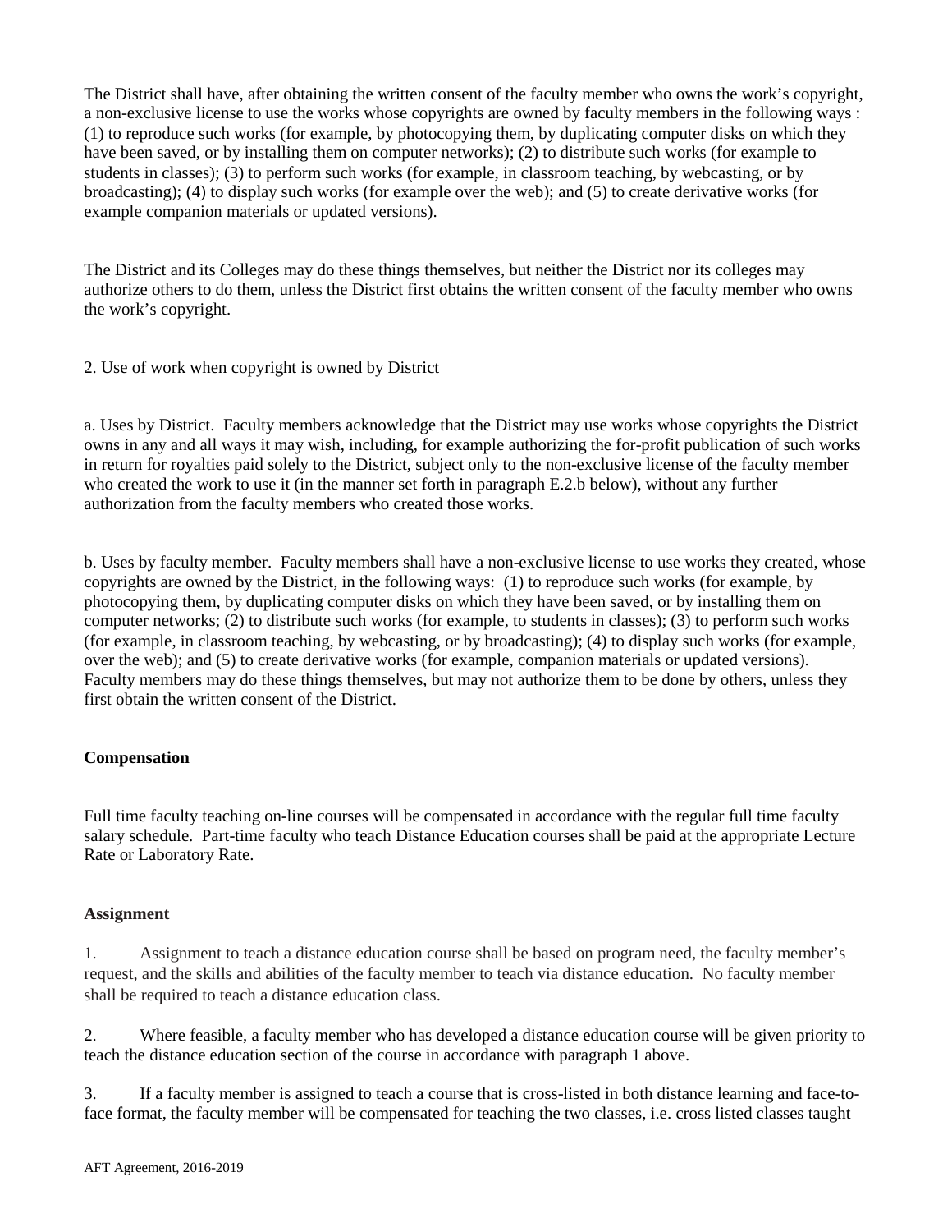The District shall have, after obtaining the written consent of the faculty member who owns the work's copyright, a non-exclusive license to use the works whose copyrights are owned by faculty members in the following ways : (1) to reproduce such works (for example, by photocopying them, by duplicating computer disks on which they have been saved, or by installing them on computer networks); (2) to distribute such works (for example to students in classes); (3) to perform such works (for example, in classroom teaching, by webcasting, or by broadcasting); (4) to display such works (for example over the web); and (5) to create derivative works (for example companion materials or updated versions).

The District and its Colleges may do these things themselves, but neither the District nor its colleges may authorize others to do them, unless the District first obtains the written consent of the faculty member who owns the work's copyright.

2. Use of work when copyright is owned by District

a. Uses by District. Faculty members acknowledge that the District may use works whose copyrights the District owns in any and all ways it may wish, including, for example authorizing the for-profit publication of such works in return for royalties paid solely to the District, subject only to the non-exclusive license of the faculty member who created the work to use it (in the manner set forth in paragraph E.2.b below), without any further authorization from the faculty members who created those works.

b. Uses by faculty member. Faculty members shall have a non-exclusive license to use works they created, whose copyrights are owned by the District, in the following ways: (1) to reproduce such works (for example, by photocopying them, by duplicating computer disks on which they have been saved, or by installing them on computer networks; (2) to distribute such works (for example, to students in classes); (3) to perform such works (for example, in classroom teaching, by webcasting, or by broadcasting); (4) to display such works (for example, over the web); and (5) to create derivative works (for example, companion materials or updated versions). Faculty members may do these things themselves, but may not authorize them to be done by others, unless they first obtain the written consent of the District.

**Compensation**

Full time faculty teaching on-line courses will be compensated in accordance with the regular full time faculty salary schedule. Part-time faculty who teach Distance Education courses shall be paid at the appropriate Lecture Rate or Laboratory Rate.

**Assignment**

1. Assignment to teach a distance education course shall be based on program need, the faculty member's request, and the skills and abilities of the faculty member to teach via distance education. No faculty member shall be required to teach a distance education class.

2. Where feasible, a faculty member who has developed a distance education course will be given priority to teach the distance education section of the course in accordance with paragraph 1 above.

3. If a faculty member is assigned to teach a course that is cross-listed in both distance learning and face-to-face format, the faculty member will be compensated for teaching the two classes, i.e. cross listed classes taught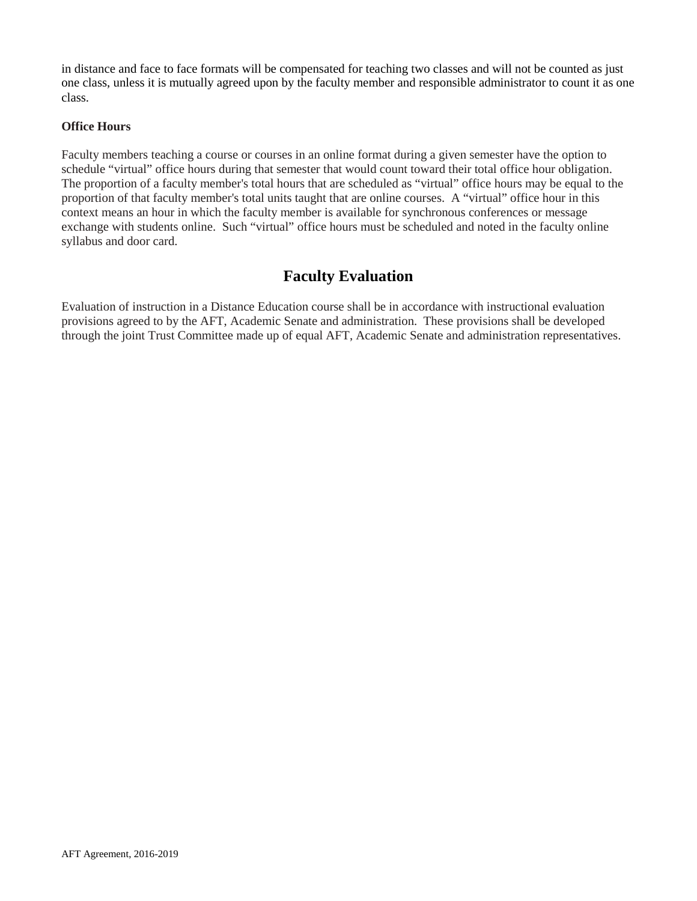in distance and face to face formats will be compensated for teaching two classes and will not be counted as just one class, unless it is mutually agreed upon by the faculty member and responsible administrator to count it as one class.

**Office Hours**

Faculty members teaching a course or courses in an online format during a given semester have the option to schedule "virtual" office hours during that semester that would count toward their total office hour obligation. The proportion of a faculty member's total hours that are scheduled as "virtual" office hours may be equal to the proportion of that faculty member's total units taught that are online courses. A "virtual" office hour in this context means an hour in which the faculty member is available for synchronous conferences or message exchange with students online. Such "virtual" office hours must be scheduled and noted in the faculty online syllabus and door card.

## Faculty Evaluation

Evaluation of instruction in a Distance Education course shall be in accordance with instructional evaluation provisions agreed to by the AFT, Academic Senate and administration. These provisions shall be developed through the joint Trust Committee made up of equal AFT, Academic Senate and administration representatives.